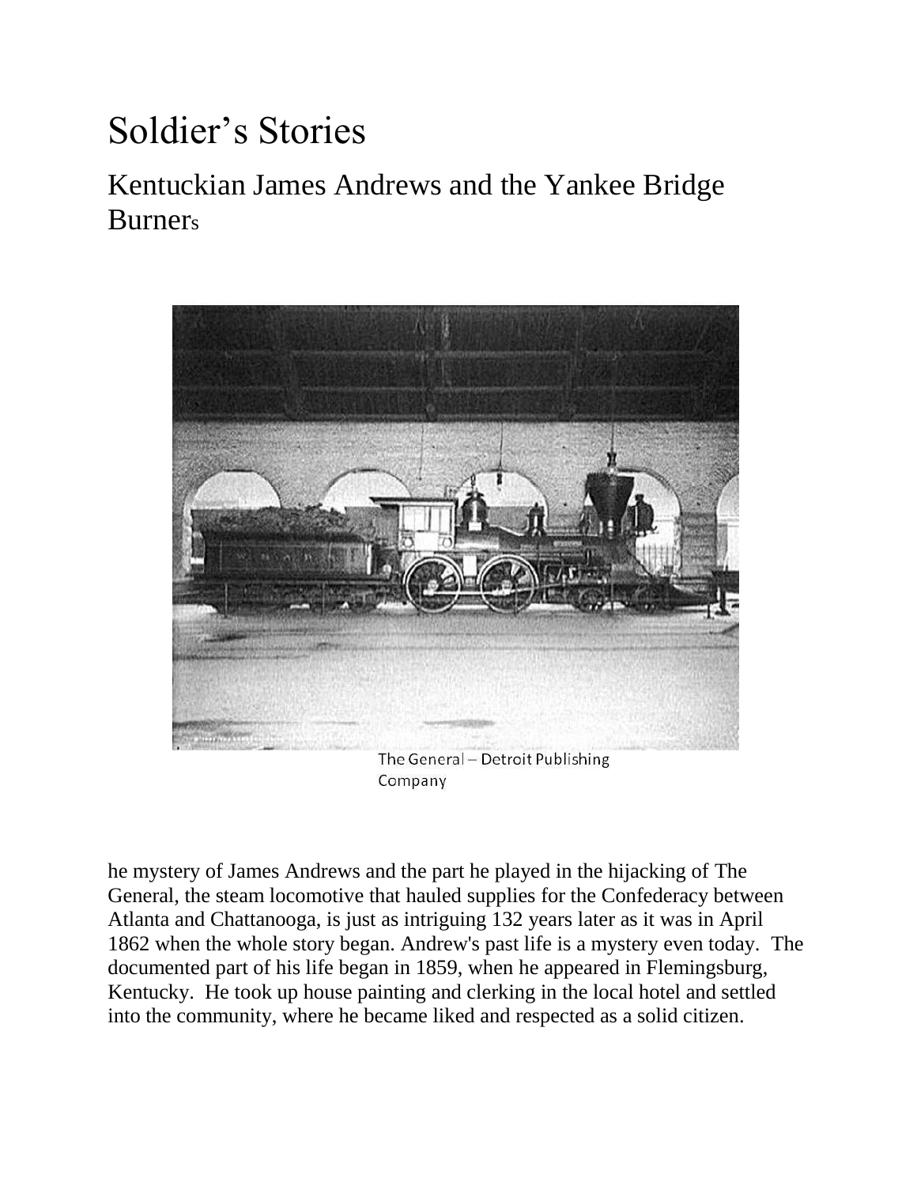# Soldier's Stories

## Kentuckian James Andrews and the Yankee Bridge Burners

The General – Detroit Publishing Company

he mystery of James Andrews and the part he played in the hijacking of The General, the steam locomotive that hauled supplies for the Confederacy between Atlanta and Chattanooga, is just as intriguing 132 years later as it was in April 1862 when the whole story began. Andrew's past life is a mystery even today. The documented part of his life began in 1859, when he appeared in Flemingsburg, Kentucky. He took up house painting and clerking in the local hotel and settled into the community, where he became liked and respected as a solid citizen.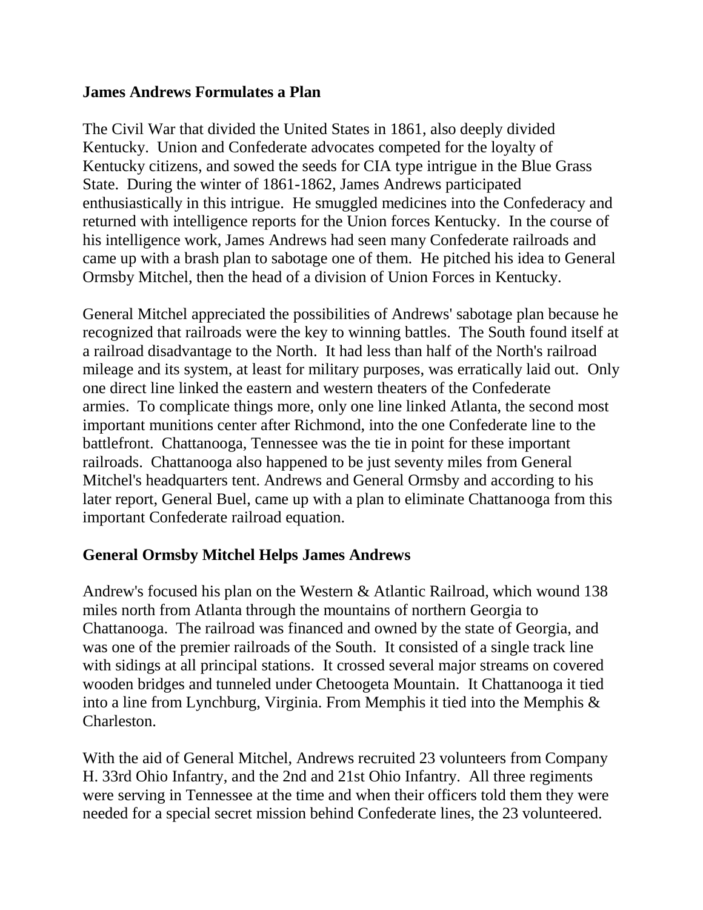**James Andrews Formulates a Plan**

The Civil War that divided the United States in 1861, also deeply divided Kentucky. Union and Confederate advocates competed for the loyalty of Kentucky citizens, and sowed the seeds for CIA type intrigue in the Blue Grass State. During the winter of 1861-1862, James Andrews participated enthusiastically in this intrigue. He smuggled medicines into the Confederacy and returned with intelligence reports for the Union forces Kentucky. In the course of his intelligence work, James Andrews had seen many Confederate railroads and came up with a brash plan to sabotage one of them. He pitched his idea to General Ormsby Mitchel, then the head of a division of Union Forces in Kentucky.

General Mitchel appreciated the possibilities of Andrews' sabotage plan because he recognized that railroads were the key to winning battles. The South found itself at a railroad disadvantage to the North. It had less than half of the North's railroad mileage and its system, at least for military purposes, was erratically laid out. Only one direct line linked the eastern and western theaters of the Confederate armies. To complicate things more, only one line linked Atlanta, the second most important munitions center after Richmond, into the one Confederate line to the battlefront. Chattanooga, Tennessee was the tie in point for these important railroads. Chattanooga also happened to be just seventy miles from General Mitchel's headquarters tent. Andrews and General Ormsby and according to his later report, General Buel, came up with a plan to eliminate Chattanooga from this important Confederate railroad equation.

**General Ormsby Mitchel Helps James Andrews**

Andrew's focused his plan on the Western & Atlantic Railroad, which wound 138 miles north from Atlanta through the mountains of northern Georgia to Chattanooga. The railroad was financed and owned by the state of Georgia, and was one of the premier railroads of the South. It consisted of a single track line with sidings at all principal stations. It crossed several major streams on covered wooden bridges and tunneled under Chetoogeta Mountain. It Chattanooga it tied into a line from Lynchburg, Virginia. From Memphis it tied into the Memphis & Charleston.

With the aid of General Mitchel, Andrews recruited 23 volunteers from Company H. 33rd Ohio Infantry, and the 2nd and 21st Ohio Infantry. All three regiments were serving in Tennessee at the time and when their officers told them they were needed for a special secret mission behind Confederate lines, the 23 volunteered.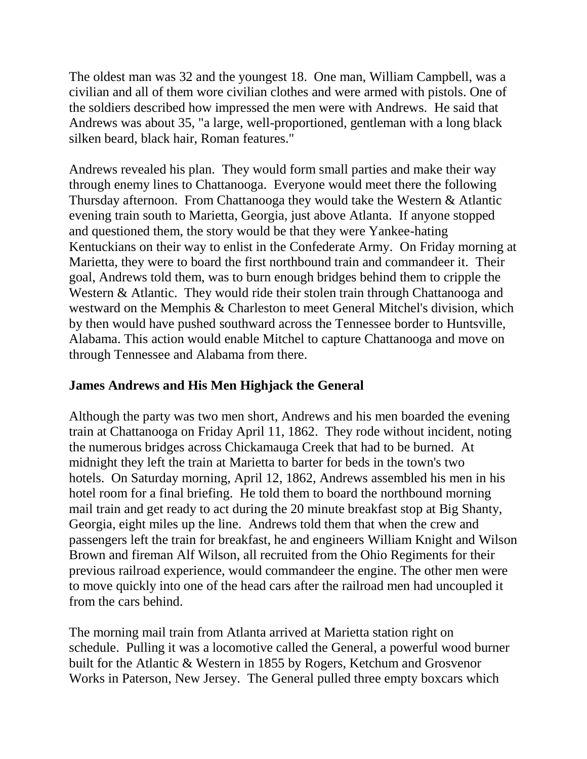The oldest man was 32 and the youngest 18. One man, William Campbell, was a civilian and all of them wore civilian clothes and were armed with pistols. One of the soldiers described how impressed the men were with Andrews. He said that Andrews was about 35, "a large, well-proportioned, gentleman with a long black silken beard, black hair, Roman features."

Andrews revealed his plan. They would form small parties and make their way through enemy lines to Chattanooga. Everyone would meet there the following Thursday afternoon. From Chattanooga they would take the Western & Atlantic evening train south to Marietta, Georgia, just above Atlanta. If anyone stopped and questioned them, the story would be that they were Yankee-hating Kentuckians on their way to enlist in the Confederate Army. On Friday morning at Marietta, they were to board the first northbound train and commandeer it. Their goal, Andrews told them, was to burn enough bridges behind them to cripple the Western & Atlantic. They would ride their stolen train through Chattanooga and westward on the Memphis & Charleston to meet General Mitchel's division, which by then would have pushed southward across the Tennessee border to Huntsville, Alabama. This action would enable Mitchel to capture Chattanooga and move on through Tennessee and Alabama from there.

## James Andrews and His Men Highjack the General

Although the party was two men short, Andrews and his men boarded the evening train at Chattanooga on Friday April 11, 1862. They rode without incident, noting the numerous bridges across Chickamauga Creek that had to be burned. At midnight they left the train at Marietta to barter for beds in the town's two hotels. On Saturday morning, April 12, 1862, Andrews assembled his men in his hotel room for a final briefing. He told them to board the northbound morning mail train and get ready to act during the 20 minute breakfast stop at Big Shanty, Georgia, eight miles up the line. Andrews told them that when the crew and passengers left the train for breakfast, he and engineers William Knight and Wilson Brown and fireman Alf Wilson, all recruited from the Ohio Regiments for their previous railroad experience, would commandeer the engine. The other men were to move quickly into one of the head cars after the railroad men had uncoupled it from the cars behind.

The morning mail train from Atlanta arrived at Marietta station right on schedule. Pulling it was a locomotive called the General, a powerful wood burner built for the Atlantic & Western in 1855 by Rogers, Ketchum and Grosvenor Works in Paterson, New Jersey. The General pulled three empty boxcars which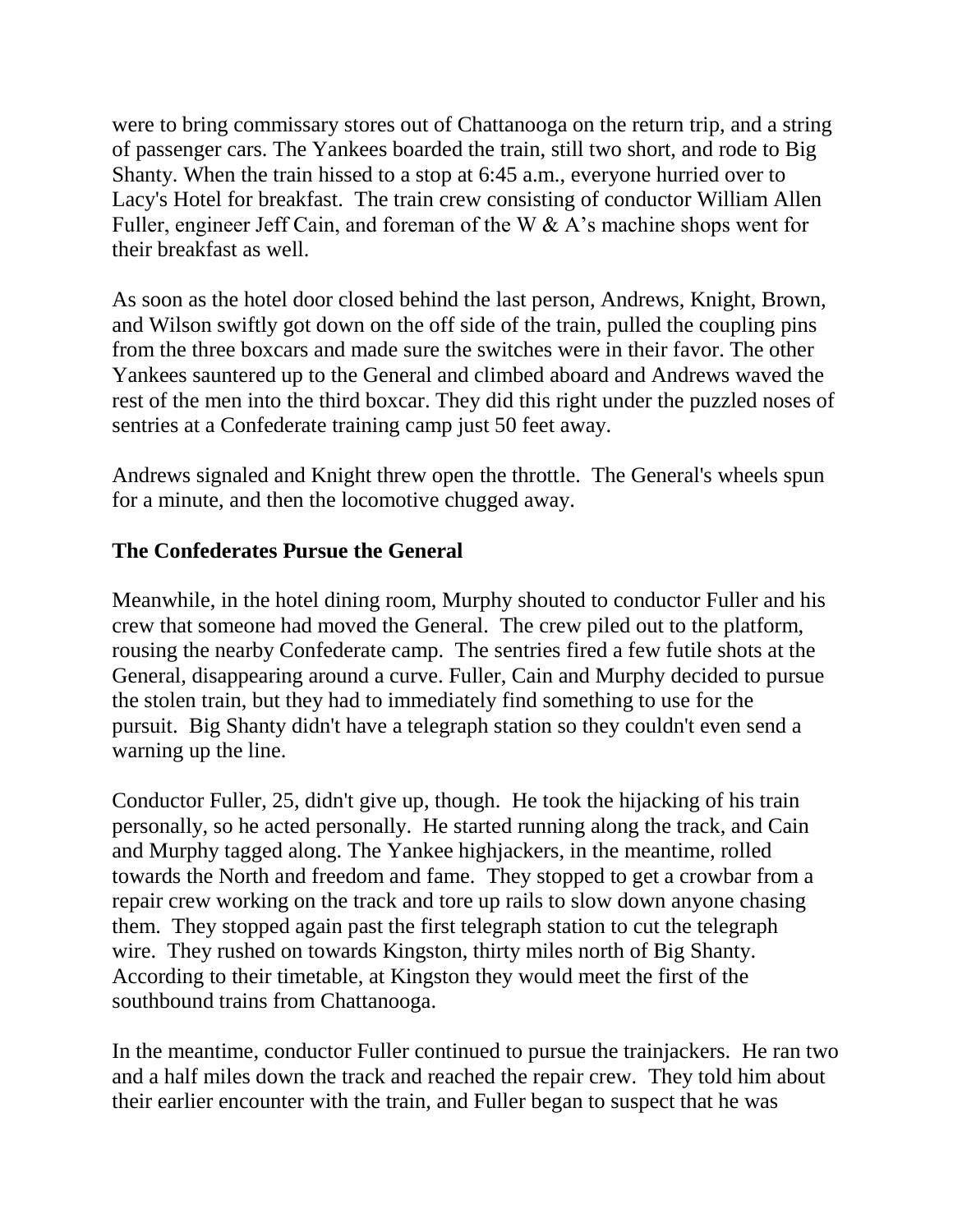were to bring commissary stores out of Chattanooga on the return trip, and a string of passenger cars. The Yankees boarded the train, still two short, and rode to Big Shanty. When the train hissed to a stop at 6:45 a.m., everyone hurried over to Lacy's Hotel for breakfast. The train crew consisting of conductor William Allen Fuller, engineer Jeff Cain, and foreman of the W & A's machine shops went for their breakfast as well.

As soon as the hotel door closed behind the last person, Andrews, Knight, Brown, and Wilson swiftly got down on the off side of the train, pulled the coupling pins from the three boxcars and made sure the switches were in their favor. The other Yankees sauntered up to the General and climbed aboard and Andrews waved the rest of the men into the third boxcar. They did this right under the puzzled noses of sentries at a Confederate training camp just 50 feet away.

Andrews signaled and Knight threw open the throttle. The General's wheels spun for a minute, and then the locomotive chugged away.

### The Confederates Pursue the General

Meanwhile, in the hotel dining room, Murphy shouted to conductor Fuller and his crew that someone had moved the General. The crew piled out to the platform, rousing the nearby Confederate camp. The sentries fired a few futile shots at the General, disappearing around a curve. Fuller, Cain and Murphy decided to pursue the stolen train, but they had to immediately find something to use for the pursuit. Big Shanty didn't have a telegraph station so they couldn't even send a warning up the line.

Conductor Fuller, 25, didn't give up, though. He took the hijacking of his train personally, so he acted personally. He started running along the track, and Cain and Murphy tagged along. The Yankee highjackers, in the meantime, rolled towards the North and freedom and fame. They stopped to get a crowbar from a repair crew working on the track and tore up rails to slow down anyone chasing them. They stopped again past the first telegraph station to cut the telegraph wire. They rushed on towards Kingston, thirty miles north of Big Shanty. According to their timetable, at Kingston they would meet the first of the southbound trains from Chattanooga.

In the meantime, conductor Fuller continued to pursue the trainjackers. He ran two and a half miles down the track and reached the repair crew. They told him about their earlier encounter with the train, and Fuller began to suspect that he was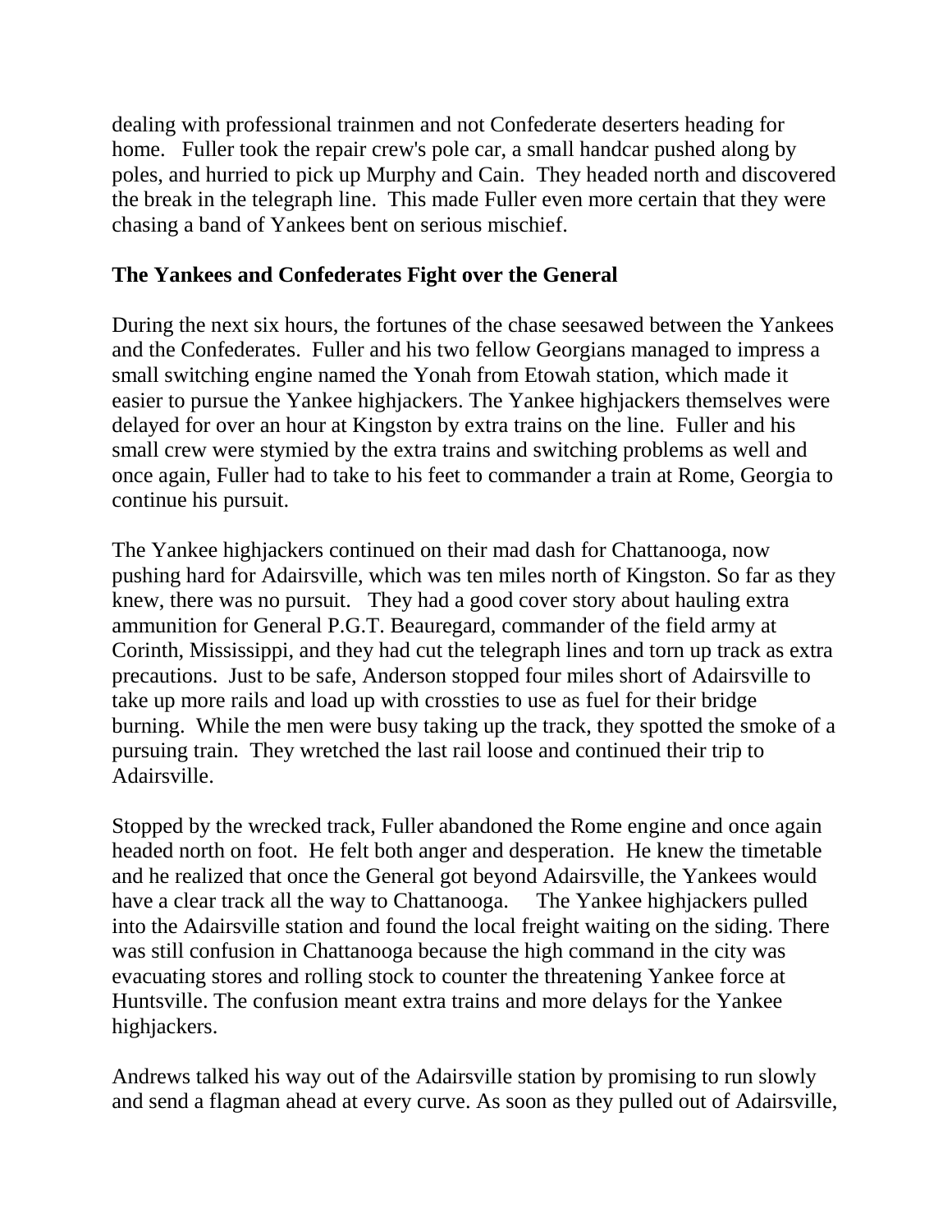dealing with professional trainmen and not Confederate deserters heading for home. Fuller took the repair crew's pole car, a small handcar pushed along by poles, and hurried to pick up Murphy and Cain. They headed north and discovered the break in the telegraph line. This made Fuller even more certain that they were chasing a band of Yankees bent on serious mischief.

**The Yankees and Confederates Fight over the General**

During the next six hours, the fortunes of the chase seesawed between the Yankees and the Confederates. Fuller and his two fellow Georgians managed to impress a small switching engine named the Yonah from Etowah station, which made it easier to pursue the Yankee highjackers. The Yankee highjackers themselves were delayed for over an hour at Kingston by extra trains on the line. Fuller and his small crew were stymied by the extra trains and switching problems as well and once again, Fuller had to take to his feet to commander a train at Rome, Georgia to continue his pursuit.

The Yankee highjackers continued on their mad dash for Chattanooga, now pushing hard for Adairsville, which was ten miles north of Kingston. So far as they knew, there was no pursuit. They had a good cover story about hauling extra ammunition for General P.G.T. Beauregard, commander of the field army at Corinth, Mississippi, and they had cut the telegraph lines and torn up track as extra precautions. Just to be safe, Anderson stopped four miles short of Adairsville to take up more rails and load up with crossties to use as fuel for their bridge burning. While the men were busy taking up the track, they spotted the smoke of a pursuing train. They wretched the last rail loose and continued their trip to Adairsville.

Stopped by the wrecked track, Fuller abandoned the Rome engine and once again headed north on foot. He felt both anger and desperation. He knew the timetable and he realized that once the General got beyond Adairsville, the Yankees would have a clear track all the way to Chattanooga. The Yankee highjackers pulled into the Adairsville station and found the local freight waiting on the siding. There was still confusion in Chattanooga because the high command in the city was evacuating stores and rolling stock to counter the threatening Yankee force at Huntsville. The confusion meant extra trains and more delays for the Yankee highjackers.

Andrews talked his way out of the Adairsville station by promising to run slowly and send a flagman ahead at every curve. As soon as they pulled out of Adairsville,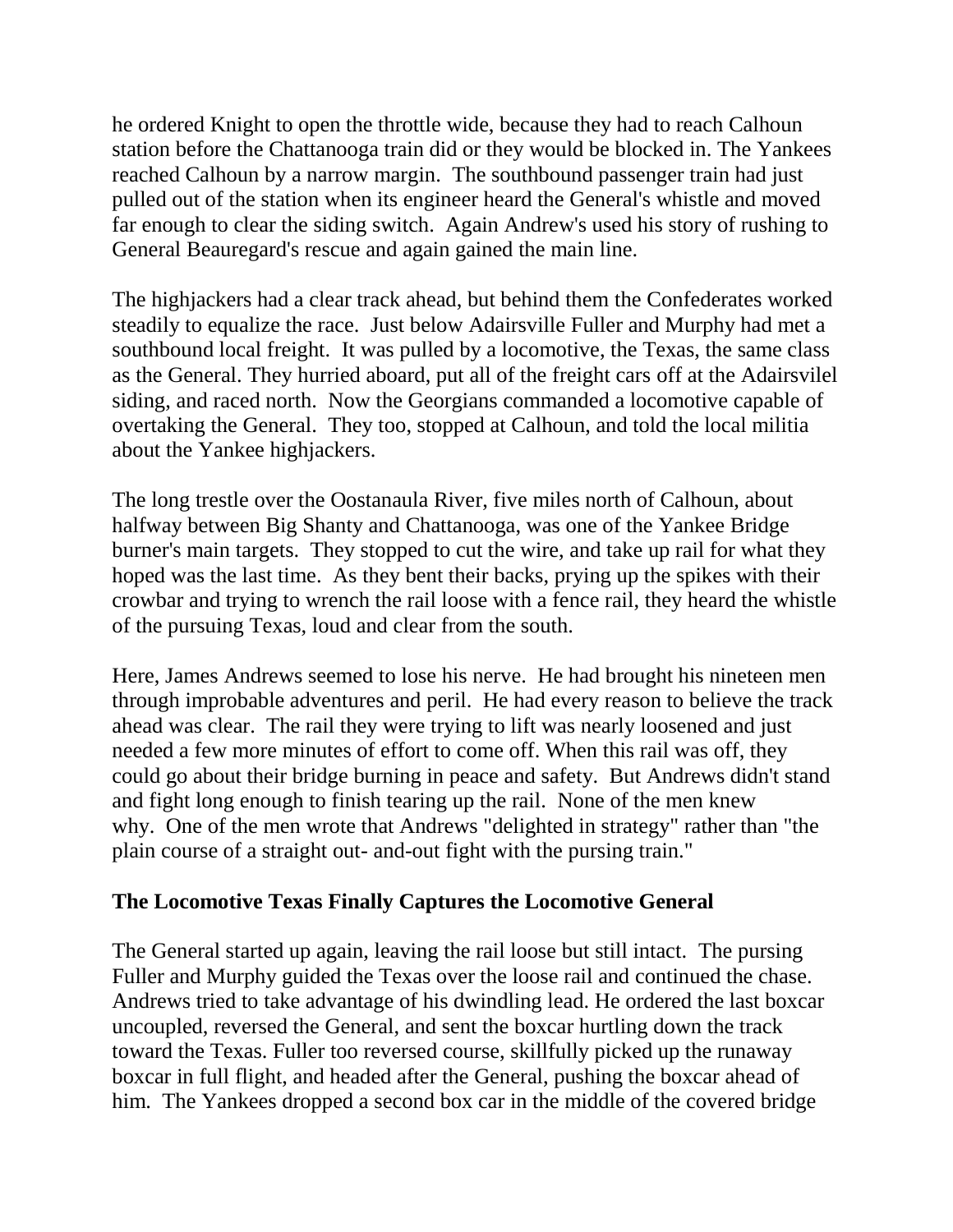he ordered Knight to open the throttle wide, because they had to reach Calhoun station before the Chattanooga train did or they would be blocked in. The Yankees reached Calhoun by a narrow margin. The southbound passenger train had just pulled out of the station when its engineer heard the General's whistle and moved far enough to clear the siding switch. Again Andrew's used his story of rushing to General Beauregard's rescue and again gained the main line.

The highjackers had a clear track ahead, but behind them the Confederates worked steadily to equalize the race. Just below Adairsville Fuller and Murphy had met a southbound local freight. It was pulled by a locomotive, the Texas, the same class as the General. They hurried aboard, put all of the freight cars off at the Adairsvilel siding, and raced north. Now the Georgians commanded a locomotive capable of overtaking the General. They too, stopped at Calhoun, and told the local militia about the Yankee highjackers.

The long trestle over the Oostanaula River, five miles north of Calhoun, about halfway between Big Shanty and Chattanooga, was one of the Yankee Bridge burner's main targets. They stopped to cut the wire, and take up rail for what they hoped was the last time. As they bent their backs, prying up the spikes with their crowbar and trying to wrench the rail loose with a fence rail, they heard the whistle of the pursuing Texas, loud and clear from the south.

Here, James Andrews seemed to lose his nerve. He had brought his nineteen men through improbable adventures and peril. He had every reason to believe the track ahead was clear. The rail they were trying to lift was nearly loosened and just needed a few more minutes of effort to come off. When this rail was off, they could go about their bridge burning in peace and safety. But Andrews didn't stand and fight long enough to finish tearing up the rail. None of the men knew why. One of the men wrote that Andrews "delighted in strategy" rather than "the plain course of a straight out- and-out fight with the pursing train."

### The Locomotive Texas Finally Captures the Locomotive General

The General started up again, leaving the rail loose but still intact. The pursing Fuller and Murphy guided the Texas over the loose rail and continued the chase. Andrews tried to take advantage of his dwindling lead. He ordered the last boxcar uncoupled, reversed the General, and sent the boxcar hurtling down the track toward the Texas. Fuller too reversed course, skillfully picked up the runaway boxcar in full flight, and headed after the General, pushing the boxcar ahead of him. The Yankees dropped a second box car in the middle of the covered bridge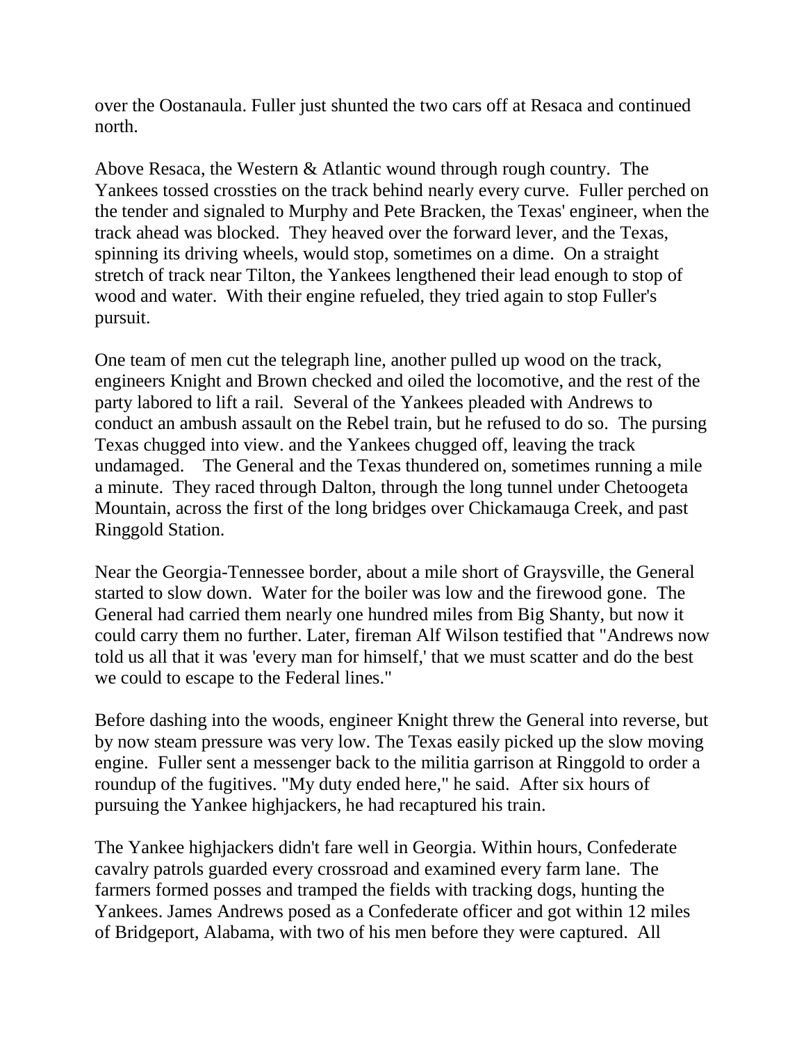over the Oostanaula. Fuller just shunted the two cars off at Resaca and continued north.

Above Resaca, the Western & Atlantic wound through rough country. The Yankees tossed crossties on the track behind nearly every curve. Fuller perched on the tender and signaled to Murphy and Pete Bracken, the Texas' engineer, when the track ahead was blocked. They heaved over the forward lever, and the Texas, spinning its driving wheels, would stop, sometimes on a dime. On a straight stretch of track near Tilton, the Yankees lengthened their lead enough to stop of wood and water. With their engine refueled, they tried again to stop Fuller's pursuit.

One team of men cut the telegraph line, another pulled up wood on the track, engineers Knight and Brown checked and oiled the locomotive, and the rest of the party labored to lift a rail. Several of the Yankees pleaded with Andrews to conduct an ambush assault on the Rebel train, but he refused to do so. The pursing Texas chugged into view. and the Yankees chugged off, leaving the track undamaged. The General and the Texas thundered on, sometimes running a mile a minute. They raced through Dalton, through the long tunnel under Chetoogeta Mountain, across the first of the long bridges over Chickamauga Creek, and past Ringgold Station.

Near the Georgia-Tennessee border, about a mile short of Graysville, the General started to slow down. Water for the boiler was low and the firewood gone. The General had carried them nearly one hundred miles from Big Shanty, but now it could carry them no further. Later, fireman Alf Wilson testified that "Andrews now told us all that it was 'every man for himself,' that we must scatter and do the best we could to escape to the Federal lines."

Before dashing into the woods, engineer Knight threw the General into reverse, but by now steam pressure was very low. The Texas easily picked up the slow moving engine. Fuller sent a messenger back to the militia garrison at Ringgold to order a roundup of the fugitives. "My duty ended here," he said. After six hours of pursuing the Yankee highjackers, he had recaptured his train.

The Yankee highjackers didn't fare well in Georgia. Within hours, Confederate cavalry patrols guarded every crossroad and examined every farm lane. The farmers formed posses and tramped the fields with tracking dogs, hunting the Yankees. James Andrews posed as a Confederate officer and got within 12 miles of Bridgeport, Alabama, with two of his men before they were captured. All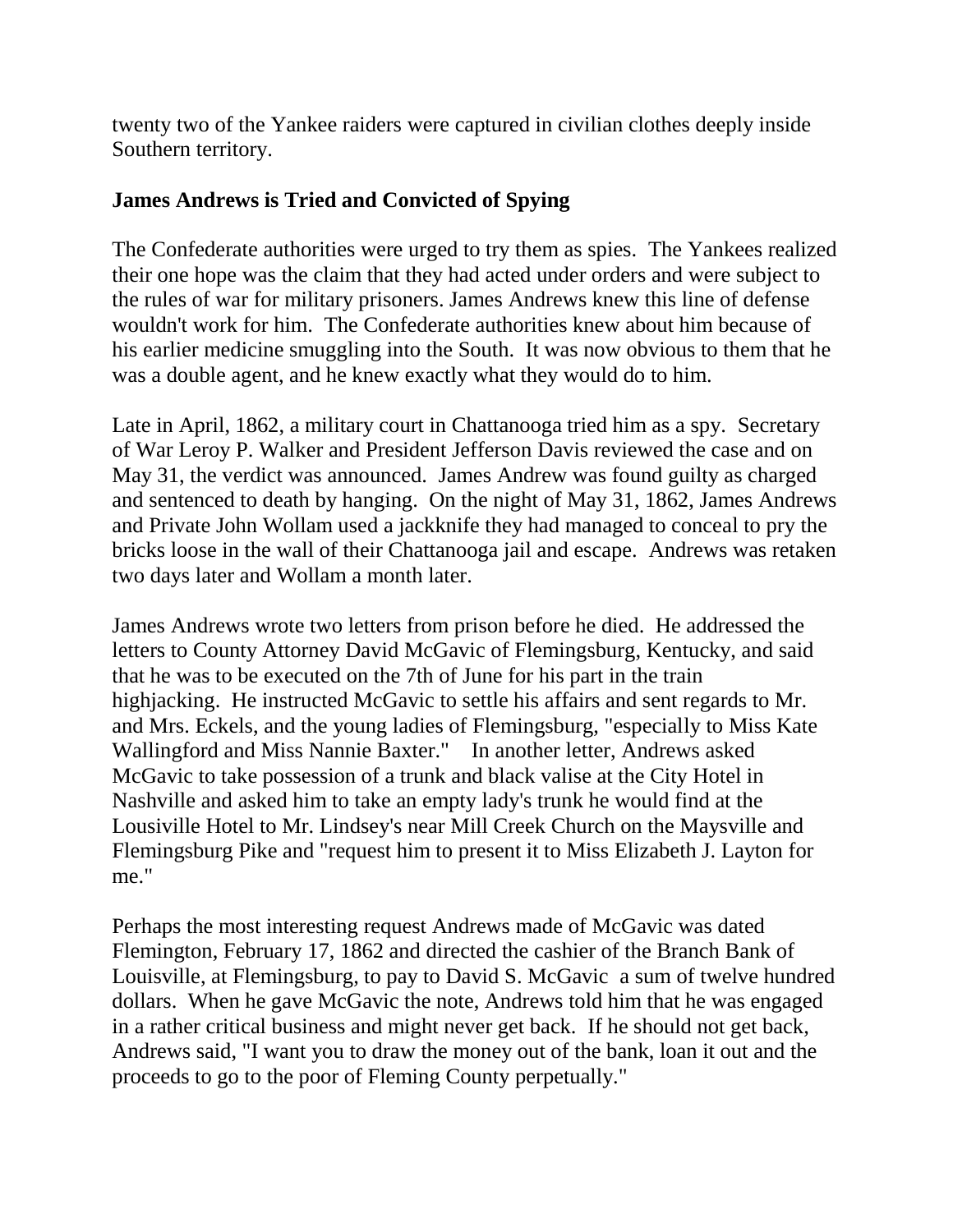twenty two of the Yankee raiders were captured in civilian clothes deeply inside Southern territory.

**James Andrews is Tried and Convicted of Spying**

The Confederate authorities were urged to try them as spies. The Yankees realized their one hope was the claim that they had acted under orders and were subject to the rules of war for military prisoners. James Andrews knew this line of defense wouldn't work for him. The Confederate authorities knew about him because of his earlier medicine smuggling into the South. It was now obvious to them that he was a double agent, and he knew exactly what they would do to him.

Late in April, 1862, a military court in Chattanooga tried him as a spy. Secretary of War Leroy P. Walker and President Jefferson Davis reviewed the case and on May 31, the verdict was announced. James Andrew was found guilty as charged and sentenced to death by hanging. On the night of May 31, 1862, James Andrews and Private John Wollam used a jackknife they had managed to conceal to pry the bricks loose in the wall of their Chattanooga jail and escape. Andrews was retaken two days later and Wollam a month later.

James Andrews wrote two letters from prison before he died. He addressed the letters to County Attorney David McGavic of Flemingsburg, Kentucky, and said that he was to be executed on the 7th of June for his part in the train highjacking. He instructed McGavic to settle his affairs and sent regards to Mr. and Mrs. Eckels, and the young ladies of Flemingsburg, "especially to Miss Kate Wallingford and Miss Nannie Baxter." In another letter, Andrews asked McGavic to take possession of a trunk and black valise at the City Hotel in Nashville and asked him to take an empty lady's trunk he would find at the Lousiville Hotel to Mr. Lindsey's near Mill Creek Church on the Maysville and Flemingsburg Pike and "request him to present it to Miss Elizabeth J. Layton for me."

Perhaps the most interesting request Andrews made of McGavic was dated Flemington, February 17, 1862 and directed the cashier of the Branch Bank of Louisville, at Flemingsburg, to pay to David S. McGavic a sum of twelve hundred dollars. When he gave McGavic the note, Andrews told him that he was engaged in a rather critical business and might never get back. If he should not get back, Andrews said, "I want you to draw the money out of the bank, loan it out and the proceeds to go to the poor of Fleming County perpetually."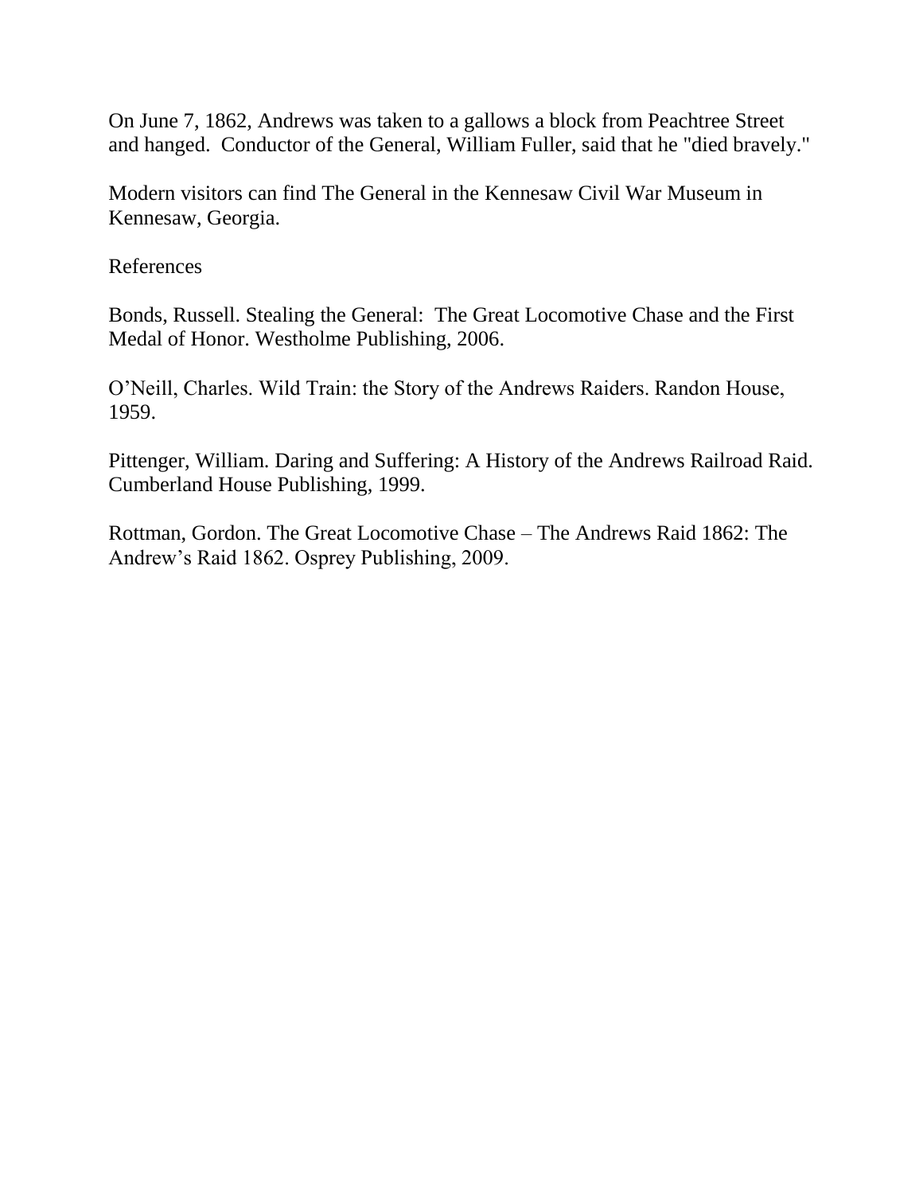On June 7, 1862, Andrews was taken to a gallows a block from Peachtree Street and hanged. Conductor of the General, William Fuller, said that he "died bravely."

Modern visitors can find The General in the Kennesaw Civil War Museum in Kennesaw, Georgia.

References

Bonds, Russell. Stealing the General: The Great Locomotive Chase and the First Medal of Honor. Westholme Publishing, 2006.

O'Neill, Charles. Wild Train: the Story of the Andrews Raiders. Randon House, 1959.

Pittenger, William. Daring and Suffering: A History of the Andrews Railroad Raid. Cumberland House Publishing, 1999.

Rottman, Gordon. The Great Locomotive Chase – The Andrews Raid 1862: The Andrew's Raid 1862. Osprey Publishing, 2009.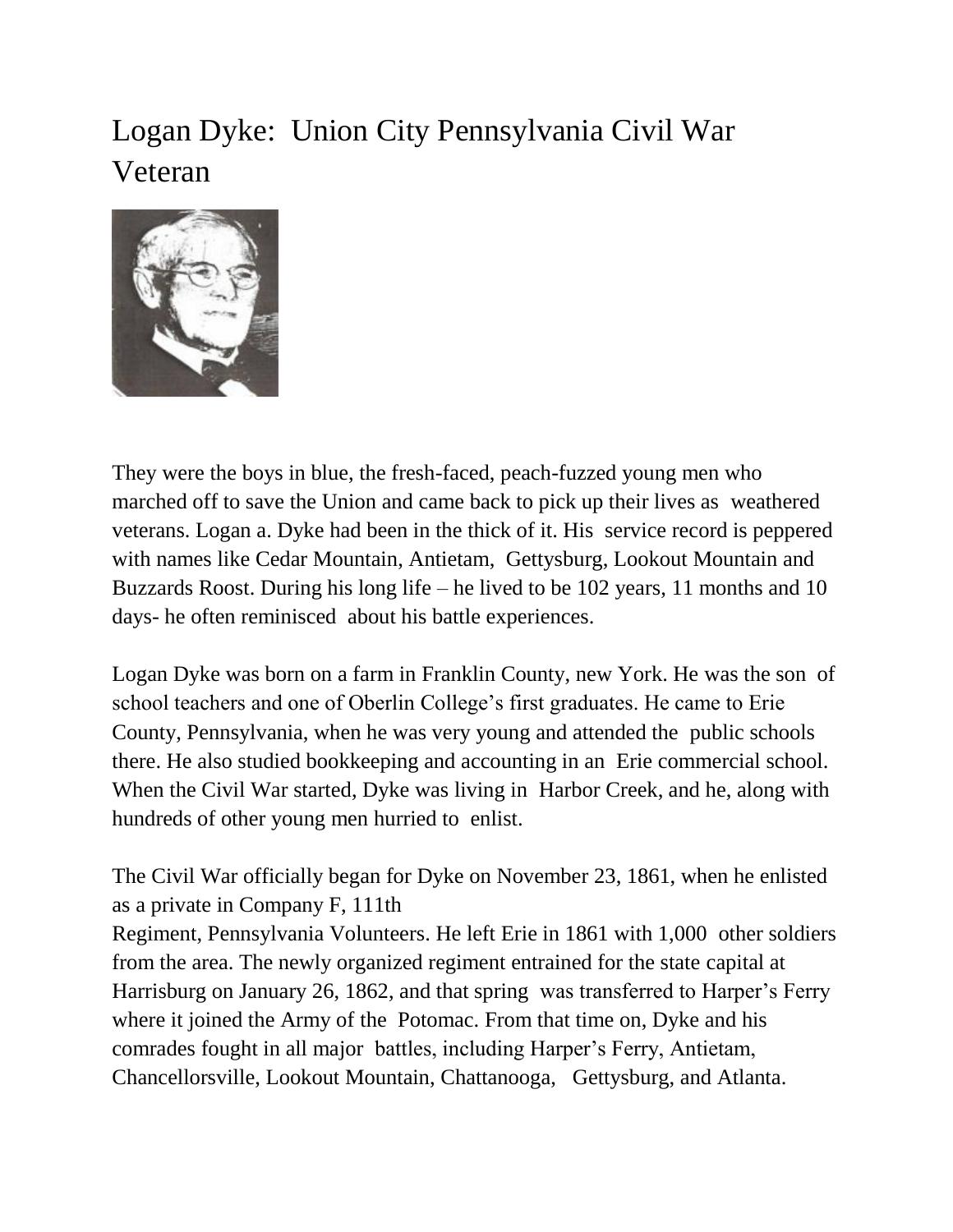# Logan Dyke: Union City Pennsylvania Civil War Veteran

They were the boys in blue, the fresh-faced, peach-fuzzed young men who marched off to save the Union and came back to pick up their lives as weathered veterans. Logan a. Dyke had been in the thick of it. His service record is peppered with names like Cedar Mountain, Antietam, Gettysburg, Lookout Mountain and Buzzards Roost. During his long life – he lived to be 102 years, 11 months and 10 days- he often reminisced about his battle experiences.

Logan Dyke was born on a farm in Franklin County, new York. He was the son of school teachers and one of Oberlin College's first graduates. He came to Erie County, Pennsylvania, when he was very young and attended the public schools there. He also studied bookkeeping and accounting in an Erie commercial school. When the Civil War started, Dyke was living in Harbor Creek, and he, along with hundreds of other young men hurried to enlist.

The Civil War officially began for Dyke on November 23, 1861, when he enlisted as a private in Company F, 111th Regiment, Pennsylvania Volunteers. He left Erie in 1861 with 1,000 other soldiers from the area. The newly organized regiment entrained for the state capital at Harrisburg on January 26, 1862, and that spring was transferred to Harper's Ferry where it joined the Army of the Potomac. From that time on, Dyke and his comrades fought in all major battles, including Harper's Ferry, Antietam, Chancellorsville, Lookout Mountain, Chattanooga, Gettysburg, and Atlanta.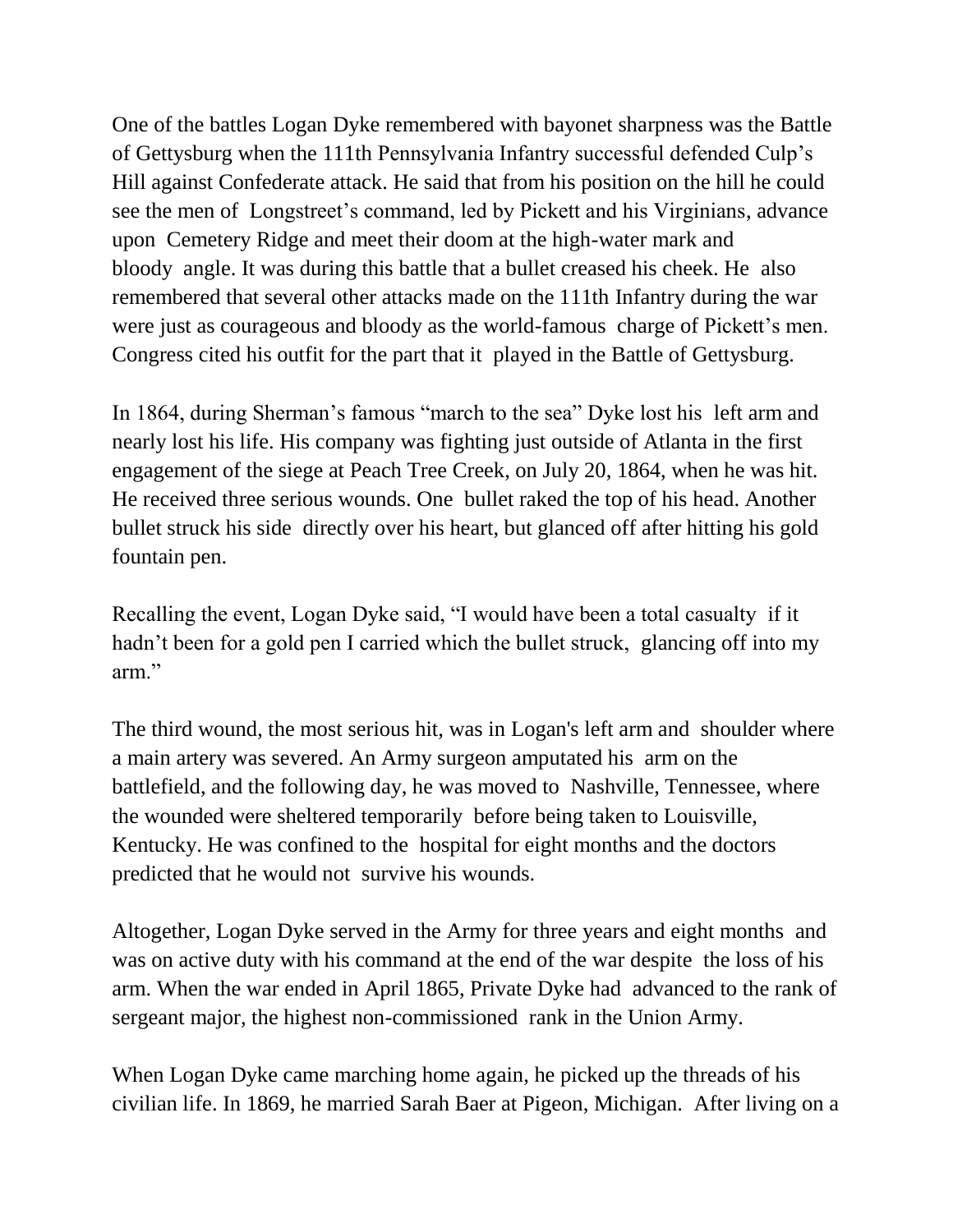One of the battles Logan Dyke remembered with bayonet sharpness was the Battle of Gettysburg when the 111th Pennsylvania Infantry successful defended Culp's Hill against Confederate attack. He said that from his position on the hill he could see the men of Longstreet's command, led by Pickett and his Virginians, advance upon Cemetery Ridge and meet their doom at the high-water mark and bloody angle. It was during this battle that a bullet creased his cheek. He also remembered that several other attacks made on the 111th Infantry during the war were just as courageous and bloody as the world-famous charge of Pickett's men. Congress cited his outfit for the part that it played in the Battle of Gettysburg.

In 1864, during Sherman's famous "march to the sea" Dyke lost his left arm and nearly lost his life. His company was fighting just outside of Atlanta in the first engagement of the siege at Peach Tree Creek, on July 20, 1864, when he was hit. He received three serious wounds. One bullet raked the top of his head. Another bullet struck his side directly over his heart, but glanced off after hitting his gold fountain pen.

Recalling the event, Logan Dyke said, "I would have been a total casualty if it hadn't been for a gold pen I carried which the bullet struck, glancing off into my arm."

The third wound, the most serious hit, was in Logan's left arm and shoulder where a main artery was severed. An Army surgeon amputated his arm on the battlefield, and the following day, he was moved to Nashville, Tennessee, where the wounded were sheltered temporarily before being taken to Louisville, Kentucky. He was confined to the hospital for eight months and the doctors predicted that he would not survive his wounds.

Altogether, Logan Dyke served in the Army for three years and eight months and was on active duty with his command at the end of the war despite the loss of his arm. When the war ended in April 1865, Private Dyke had advanced to the rank of sergeant major, the highest non-commissioned rank in the Union Army.

When Logan Dyke came marching home again, he picked up the threads of his civilian life. In 1869, he married Sarah Baer at Pigeon, Michigan. After living on a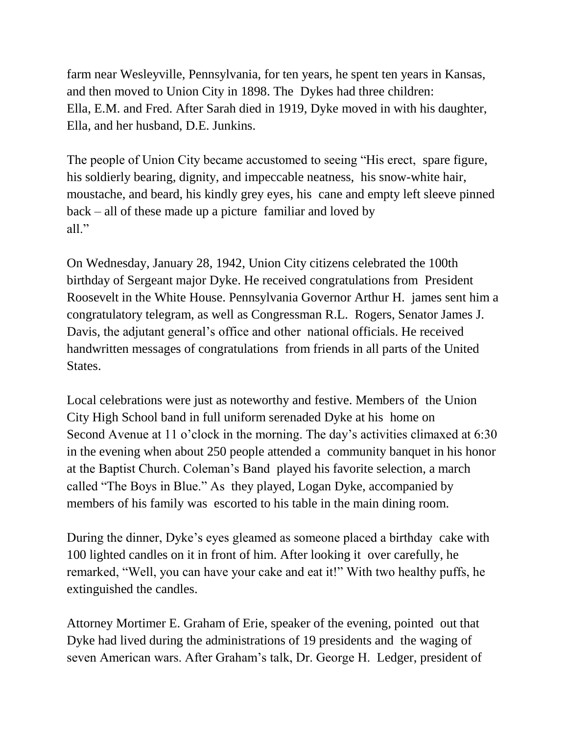farm near Wesleyville, Pennsylvania, for ten years, he spent ten years in Kansas, and then moved to Union City in 1898. The Dykes had three children: Ella, E.M. and Fred. After Sarah died in 1919, Dyke moved in with his daughter, Ella, and her husband, D.E. Junkins.

The people of Union City became accustomed to seeing "His erect, spare figure, his soldierly bearing, dignity, and impeccable neatness, his snow-white hair, moustache, and beard, his kindly grey eyes, his cane and empty left sleeve pinned back – all of these made up a picture familiar and loved by all."

On Wednesday, January 28, 1942, Union City citizens celebrated the 100th birthday of Sergeant major Dyke. He received congratulations from President Roosevelt in the White House. Pennsylvania Governor Arthur H. james sent him a congratulatory telegram, as well as Congressman R.L. Rogers, Senator James J. Davis, the adjutant general's office and other national officials. He received handwritten messages of congratulations from friends in all parts of the United States.

Local celebrations were just as noteworthy and festive. Members of the Union City High School band in full uniform serenaded Dyke at his home on Second Avenue at 11 o'clock in the morning. The day's activities climaxed at 6:30 in the evening when about 250 people attended a community banquet in his honor at the Baptist Church. Coleman's Band played his favorite selection, a march called "The Boys in Blue." As they played, Logan Dyke, accompanied by members of his family was escorted to his table in the main dining room.

During the dinner, Dyke's eyes gleamed as someone placed a birthday cake with 100 lighted candles on it in front of him. After looking it over carefully, he remarked, "Well, you can have your cake and eat it!" With two healthy puffs, he extinguished the candles.

Attorney Mortimer E. Graham of Erie, speaker of the evening, pointed out that Dyke had lived during the administrations of 19 presidents and the waging of seven American wars. After Graham's talk, Dr. George H. Ledger, president of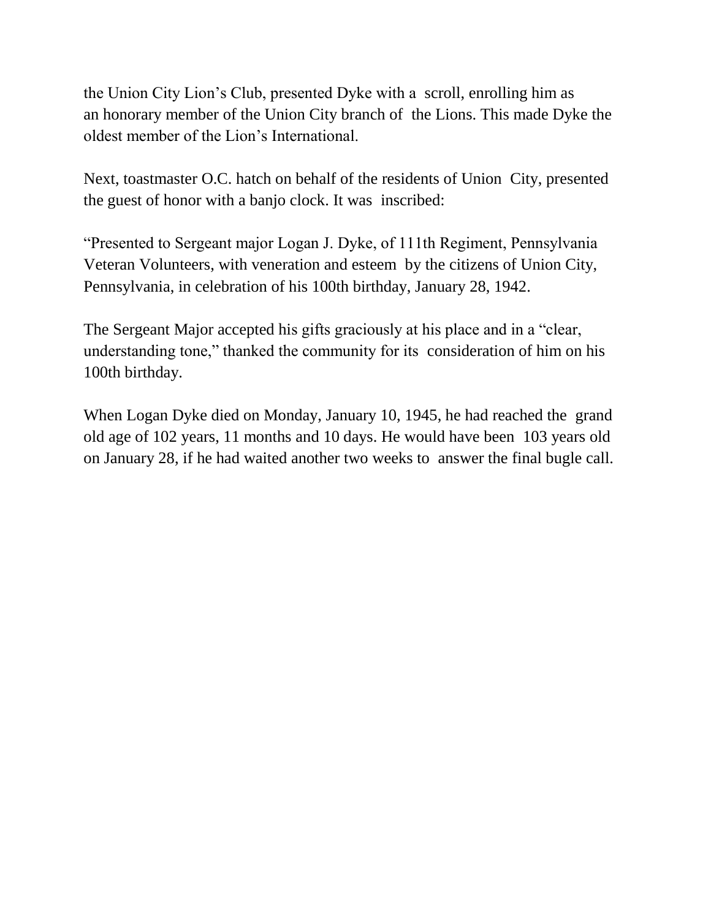the Union City Lion's Club, presented Dyke with a scroll, enrolling him as an honorary member of the Union City branch of the Lions. This made Dyke the oldest member of the Lion's International.

Next, toastmaster O.C. hatch on behalf of the residents of Union City, presented the guest of honor with a banjo clock. It was inscribed:

"Presented to Sergeant major Logan J. Dyke, of 111th Regiment, Pennsylvania Veteran Volunteers, with veneration and esteem by the citizens of Union City, Pennsylvania, in celebration of his 100th birthday, January 28, 1942.

The Sergeant Major accepted his gifts graciously at his place and in a "clear, understanding tone," thanked the community for its consideration of him on his 100th birthday.

When Logan Dyke died on Monday, January 10, 1945, he had reached the grand old age of 102 years, 11 months and 10 days. He would have been 103 years old on January 28, if he had waited another two weeks to answer the final bugle call.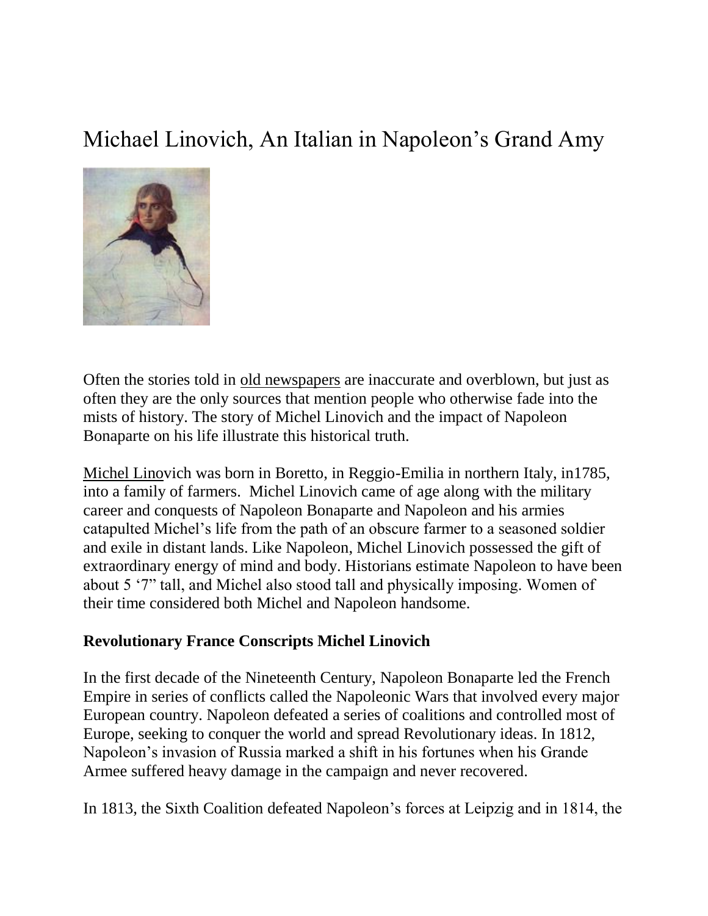# Michael Linovich, An Italian in Napoleon's Grand Amy

Often the stories told in old newspapers are inaccurate and overblown, but just as often they are the only sources that mention people who otherwise fade into the mists of history. The story of Michel Linovich and the impact of Napoleon Bonaparte on his life illustrate this historical truth.

Michel Linovich was born in Boretto, in Reggio-Emilia in northern Italy, in1785, into a family of farmers. Michel Linovich came of age along with the military career and conquests of Napoleon Bonaparte and Napoleon and his armies catapulted Michel's life from the path of an obscure farmer to a seasoned soldier and exile in distant lands. Like Napoleon, Michel Linovich possessed the gift of extraordinary energy of mind and body. Historians estimate Napoleon to have been about 5 '7" tall, and Michel also stood tall and physically imposing. Women of their time considered both Michel and Napoleon handsome.

**Revolutionary France Conscripts Michel Linovich**

In the first decade of the Nineteenth Century, Napoleon Bonaparte led the French Empire in series of conflicts called the Napoleonic Wars that involved every major European country. Napoleon defeated a series of coalitions and controlled most of Europe, seeking to conquer the world and spread Revolutionary ideas. In 1812, Napoleon's invasion of Russia marked a shift in his fortunes when his Grande Armee suffered heavy damage in the campaign and never recovered.

In 1813, the Sixth Coalition defeated Napoleon's forces at Leipzig and in 1814, the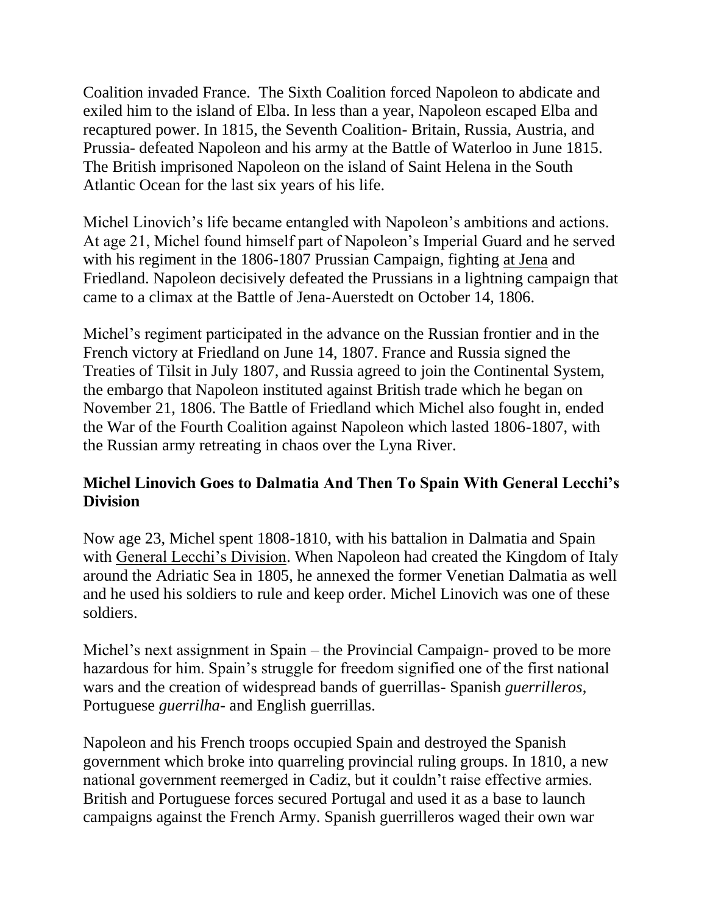Coalition invaded France. The Sixth Coalition forced Napoleon to abdicate and exiled him to the island of Elba. In less than a year, Napoleon escaped Elba and recaptured power. In 1815, the Seventh Coalition- Britain, Russia, Austria, and Prussia- defeated Napoleon and his army at the Battle of Waterloo in June 1815. The British imprisoned Napoleon on the island of Saint Helena in the South Atlantic Ocean for the last six years of his life.

Michel Linovich's life became entangled with Napoleon's ambitions and actions. At age 21, Michel found himself part of Napoleon's Imperial Guard and he served with his regiment in the 1806-1807 Prussian Campaign, fighting at Jena and Friedland. Napoleon decisively defeated the Prussians in a lightning campaign that came to a climax at the Battle of Jena-Auerstedt on October 14, 1806.

Michel's regiment participated in the advance on the Russian frontier and in the French victory at Friedland on June 14, 1807. France and Russia signed the Treaties of Tilsit in July 1807, and Russia agreed to join the Continental System, the embargo that Napoleon instituted against British trade which he began on November 21, 1806. The Battle of Friedland which Michel also fought in, ended the War of the Fourth Coalition against Napoleon which lasted 1806-1807, with the Russian army retreating in chaos over the Lyna River.

### Michel Linovich Goes to Dalmatia And Then To Spain With General Lecchi's Division

Now age 23, Michel spent 1808-1810, with his battalion in Dalmatia and Spain with General Lecchi's Division. When Napoleon had created the Kingdom of Italy around the Adriatic Sea in 1805, he annexed the former Venetian Dalmatia as well and he used his soldiers to rule and keep order. Michel Linovich was one of these soldiers.

Michel's next assignment in Spain – the Provincial Campaign- proved to be more hazardous for him. Spain's struggle for freedom signified one of the first national wars and the creation of widespread bands of guerrillas- Spanish *guerrilleros*, Portuguese *guerrilha*- and English guerrillas.

Napoleon and his French troops occupied Spain and destroyed the Spanish government which broke into quarreling provincial ruling groups. In 1810, a new national government reemerged in Cadiz, but it couldn't raise effective armies. British and Portuguese forces secured Portugal and used it as a base to launch campaigns against the French Army. Spanish guerrilleros waged their own war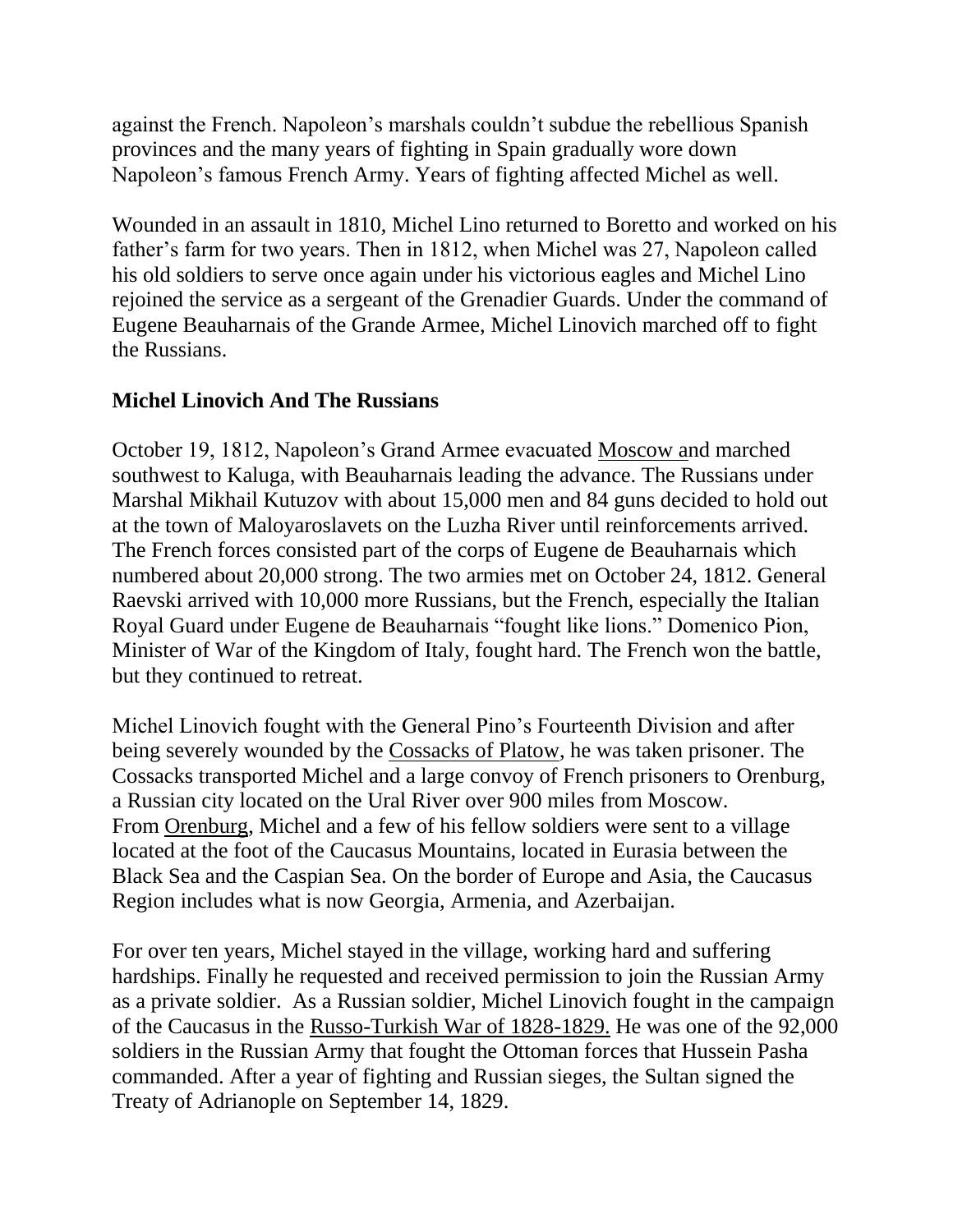against the French. Napoleon's marshals couldn't subdue the rebellious Spanish provinces and the many years of fighting in Spain gradually wore down Napoleon's famous French Army. Years of fighting affected Michel as well.

Wounded in an assault in 1810, Michel Lino returned to Boretto and worked on his father's farm for two years. Then in 1812, when Michel was 27, Napoleon called his old soldiers to serve once again under his victorious eagles and Michel Lino rejoined the service as a sergeant of the Grenadier Guards. Under the command of Eugene Beauharnais of the Grande Armee, Michel Linovich marched off to fight the Russians.

**Michel Linovich And The Russians**

October 19, 1812, Napoleon's Grand Armee evacuated Moscow and marched southwest to Kaluga, with Beauharnais leading the advance. The Russians under Marshal Mikhail Kutuzov with about 15,000 men and 84 guns decided to hold out at the town of Maloyaroslavets on the Luzha River until reinforcements arrived. The French forces consisted part of the corps of Eugene de Beauharnais which numbered about 20,000 strong. The two armies met on October 24, 1812. General Raevski arrived with 10,000 more Russians, but the French, especially the Italian Royal Guard under Eugene de Beauharnais "fought like lions." Domenico Pion, Minister of War of the Kingdom of Italy, fought hard. The French won the battle, but they continued to retreat.

Michel Linovich fought with the General Pino's Fourteenth Division and after being severely wounded by the Cossacks of Platow, he was taken prisoner. The Cossacks transported Michel and a large convoy of French prisoners to Orenburg, a Russian city located on the Ural River over 900 miles from Moscow. From Orenburg, Michel and a few of his fellow soldiers were sent to a village located at the foot of the Caucasus Mountains, located in Eurasia between the Black Sea and the Caspian Sea. On the border of Europe and Asia, the Caucasus Region includes what is now Georgia, Armenia, and Azerbaijan.

For over ten years, Michel stayed in the village, working hard and suffering hardships. Finally he requested and received permission to join the Russian Army as a private soldier. As a Russian soldier, Michel Linovich fought in the campaign of the Caucasus in the Russo-Turkish War of 1828-1829. He was one of the 92,000 soldiers in the Russian Army that fought the Ottoman forces that Hussein Pasha commanded. After a year of fighting and Russian sieges, the Sultan signed the Treaty of Adrianople on September 14, 1829.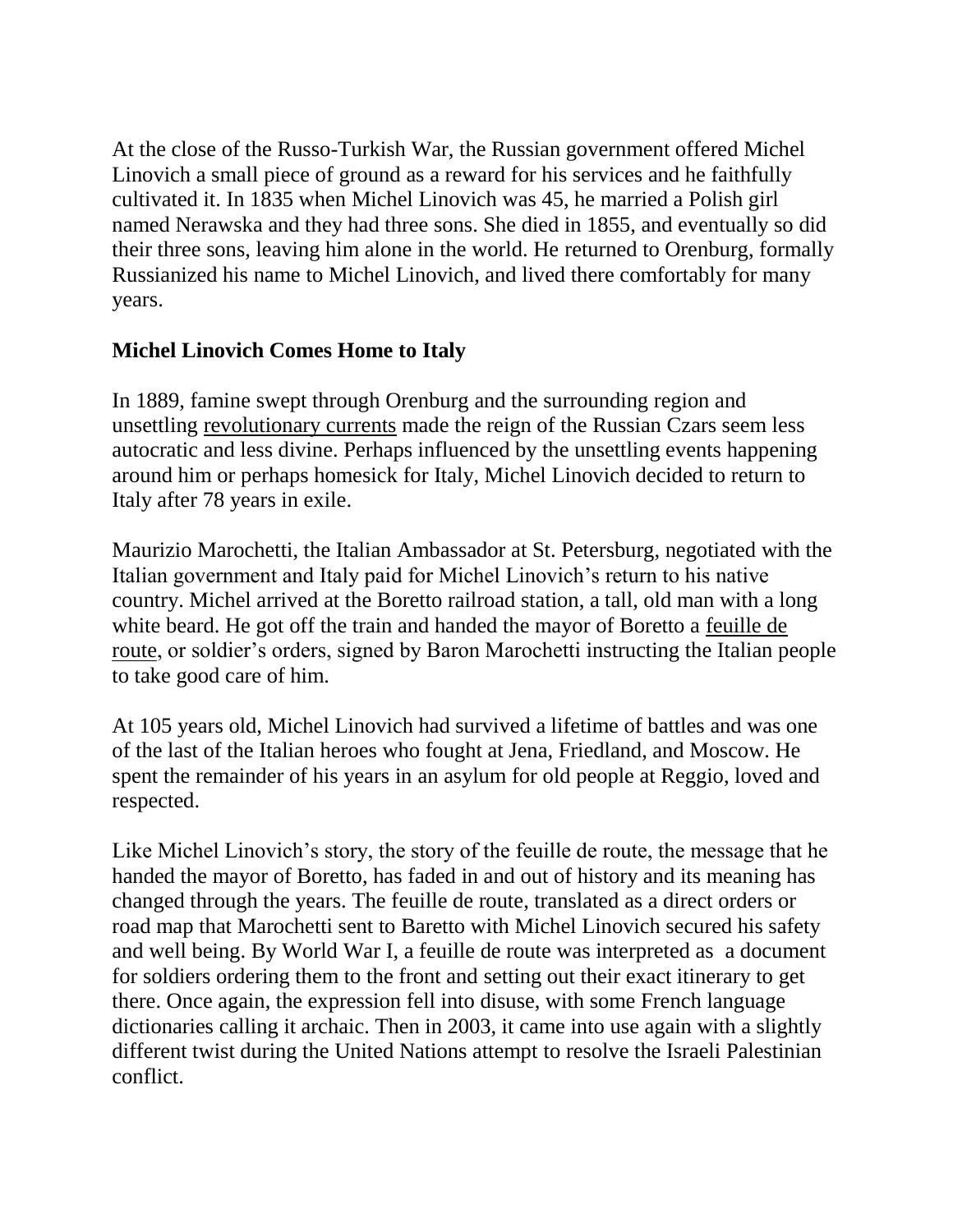At the close of the Russo-Turkish War, the Russian government offered Michel Linovich a small piece of ground as a reward for his services and he faithfully cultivated it. In 1835 when Michel Linovich was 45, he married a Polish girl named Nerawska and they had three sons. She died in 1855, and eventually so did their three sons, leaving him alone in the world. He returned to Orenburg, formally Russianized his name to Michel Linovich, and lived there comfortably for many years.

**Michel Linovich Comes Home to Italy**

In 1889, famine swept through Orenburg and the surrounding region and unsettling revolutionary currents made the reign of the Russian Czars seem less autocratic and less divine. Perhaps influenced by the unsettling events happening around him or perhaps homesick for Italy, Michel Linovich decided to return to Italy after 78 years in exile.

Maurizio Marochetti, the Italian Ambassador at St. Petersburg, negotiated with the Italian government and Italy paid for Michel Linovich's return to his native country. Michel arrived at the Boretto railroad station, a tall, old man with a long white beard. He got off the train and handed the mayor of Boretto a feuille de route, or soldier's orders, signed by Baron Marochetti instructing the Italian people to take good care of him.

At 105 years old, Michel Linovich had survived a lifetime of battles and was one of the last of the Italian heroes who fought at Jena, Friedland, and Moscow. He spent the remainder of his years in an asylum for old people at Reggio, loved and respected.

Like Michel Linovich's story, the story of the feuille de route, the message that he handed the mayor of Boretto, has faded in and out of history and its meaning has changed through the years. The feuille de route, translated as a direct orders or road map that Marochetti sent to Baretto with Michel Linovich secured his safety and well being. By World War I, a feuille de route was interpreted as a document for soldiers ordering them to the front and setting out their exact itinerary to get there. Once again, the expression fell into disuse, with some French language dictionaries calling it archaic. Then in 2003, it came into use again with a slightly different twist during the United Nations attempt to resolve the Israeli Palestinian conflict.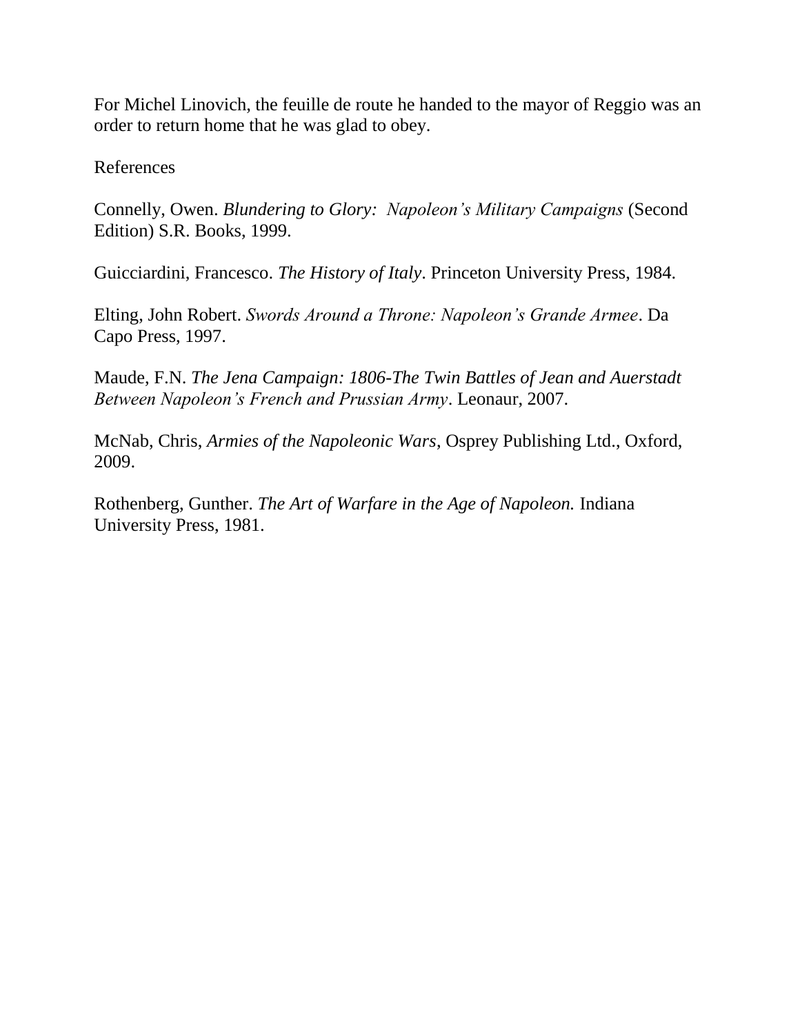For Michel Linovich, the feuille de route he handed to the mayor of Reggio was an order to return home that he was glad to obey.

References

Connelly, Owen. *Blundering to Glory: Napoleon's Military Campaigns* (Second Edition) S.R. Books, 1999.

Guicciardini, Francesco. *The History of Italy*. Princeton University Press, 1984.

Elting, John Robert. *Swords Around a Throne: Napoleon's Grande Armee*. Da Capo Press, 1997.

Maude, F.N. *The Jena Campaign: 1806-The Twin Battles of Jean and Auerstadt Between Napoleon's French and Prussian Army*. Leonaur, 2007.

McNab, Chris, *Armies of the Napoleonic Wars*, Osprey Publishing Ltd., Oxford, 2009.

Rothenberg, Gunther. *The Art of Warfare in the Age of Napoleon.* Indiana University Press, 1981.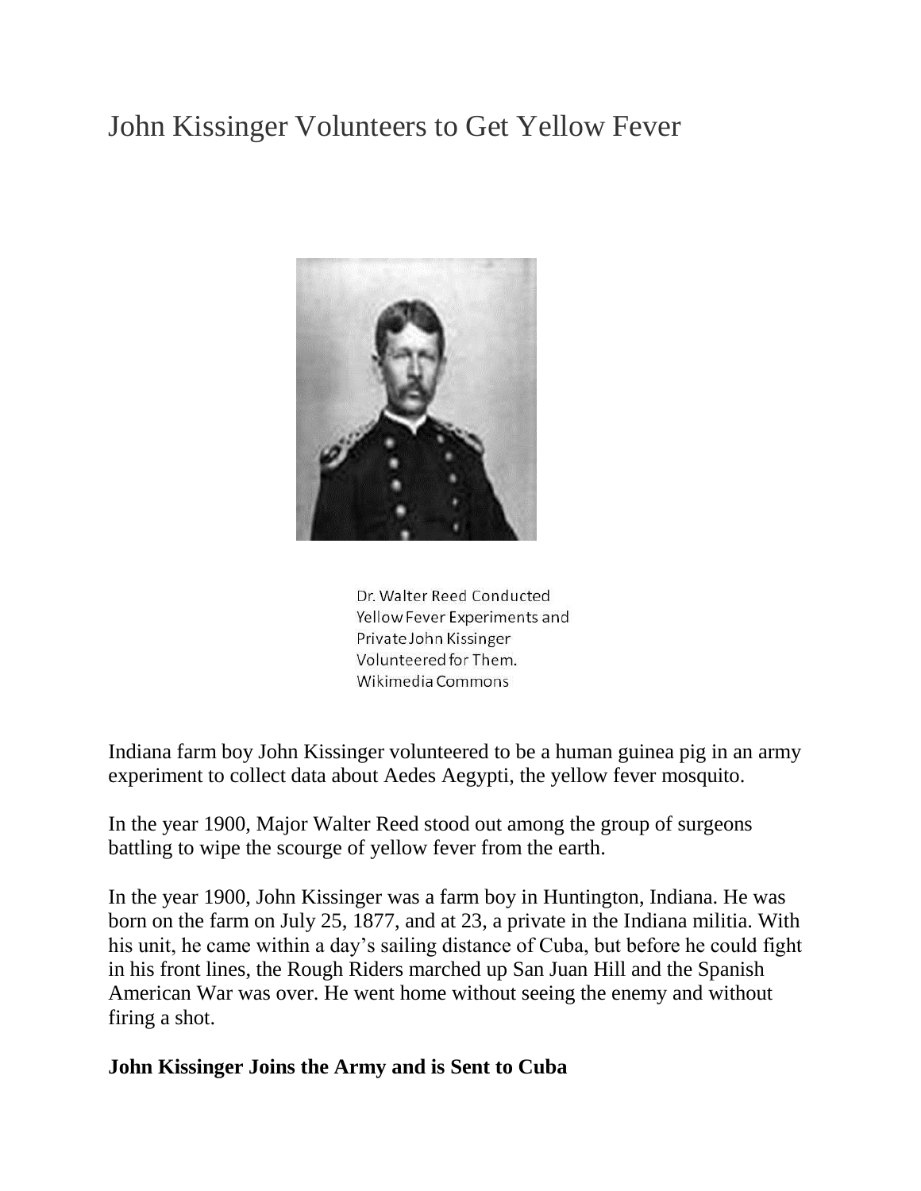# John Kissinger Volunteers to Get Yellow Fever

Dr. Walter Reed Conducted Yellow Fever Experiments and Private John Kissinger Volunteered for Them. Wikimedia Commons

Indiana farm boy John Kissinger volunteered to be a human guinea pig in an army experiment to collect data about Aedes Aegypti, the yellow fever mosquito.

In the year 1900, Major Walter Reed stood out among the group of surgeons battling to wipe the scourge of yellow fever from the earth.

In the year 1900, John Kissinger was a farm boy in Huntington, Indiana. He was born on the farm on July 25, 1877, and at 23, a private in the Indiana militia. With his unit, he came within a day's sailing distance of Cuba, but before he could fight in his front lines, the Rough Riders marched up San Juan Hill and the Spanish American War was over. He went home without seeing the enemy and without firing a shot.

**John Kissinger Joins the Army and is Sent to Cuba**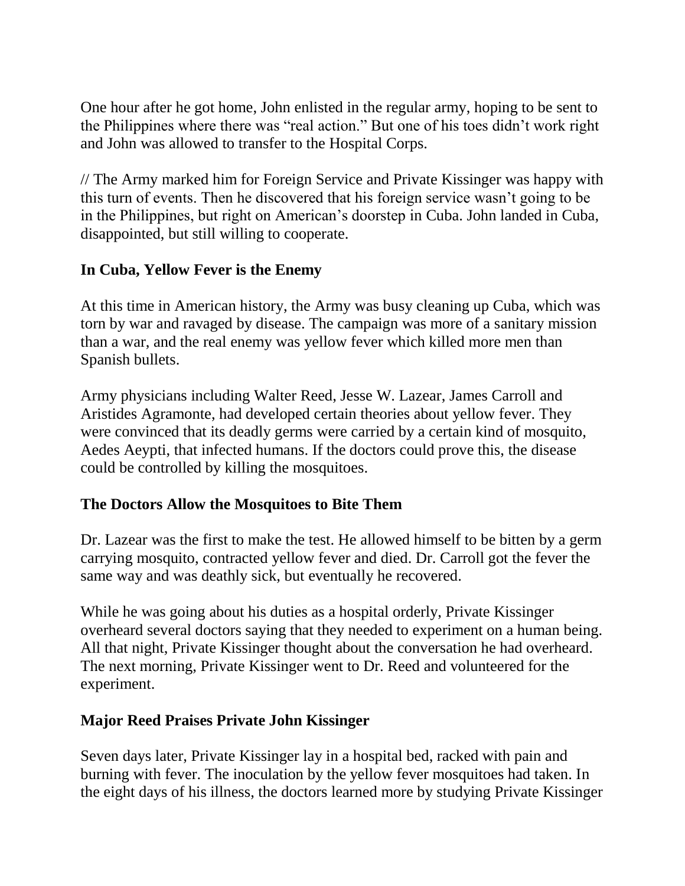One hour after he got home, John enlisted in the regular army, hoping to be sent to the Philippines where there was "real action." But one of his toes didn't work right and John was allowed to transfer to the Hospital Corps.

// The Army marked him for Foreign Service and Private Kissinger was happy with this turn of events. Then he discovered that his foreign service wasn't going to be in the Philippines, but right on American's doorstep in Cuba. John landed in Cuba, disappointed, but still willing to cooperate.

### In Cuba, Yellow Fever is the Enemy

At this time in American history, the Army was busy cleaning up Cuba, which was torn by war and ravaged by disease. The campaign was more of a sanitary mission than a war, and the real enemy was yellow fever which killed more men than Spanish bullets.

Army physicians including Walter Reed, Jesse W. Lazear, James Carroll and Aristides Agramonte, had developed certain theories about yellow fever. They were convinced that its deadly germs were carried by a certain kind of mosquito, Aedes Aeypti, that infected humans. If the doctors could prove this, the disease could be controlled by killing the mosquitoes.

### The Doctors Allow the Mosquitoes to Bite Them

Dr. Lazear was the first to make the test. He allowed himself to be bitten by a germ carrying mosquito, contracted yellow fever and died. Dr. Carroll got the fever the same way and was deathly sick, but eventually he recovered.

While he was going about his duties as a hospital orderly, Private Kissinger overheard several doctors saying that they needed to experiment on a human being. All that night, Private Kissinger thought about the conversation he had overheard. The next morning, Private Kissinger went to Dr. Reed and volunteered for the experiment.

### Major Reed Praises Private John Kissinger

Seven days later, Private Kissinger lay in a hospital bed, racked with pain and burning with fever. The inoculation by the yellow fever mosquitoes had taken. In the eight days of his illness, the doctors learned more by studying Private Kissinger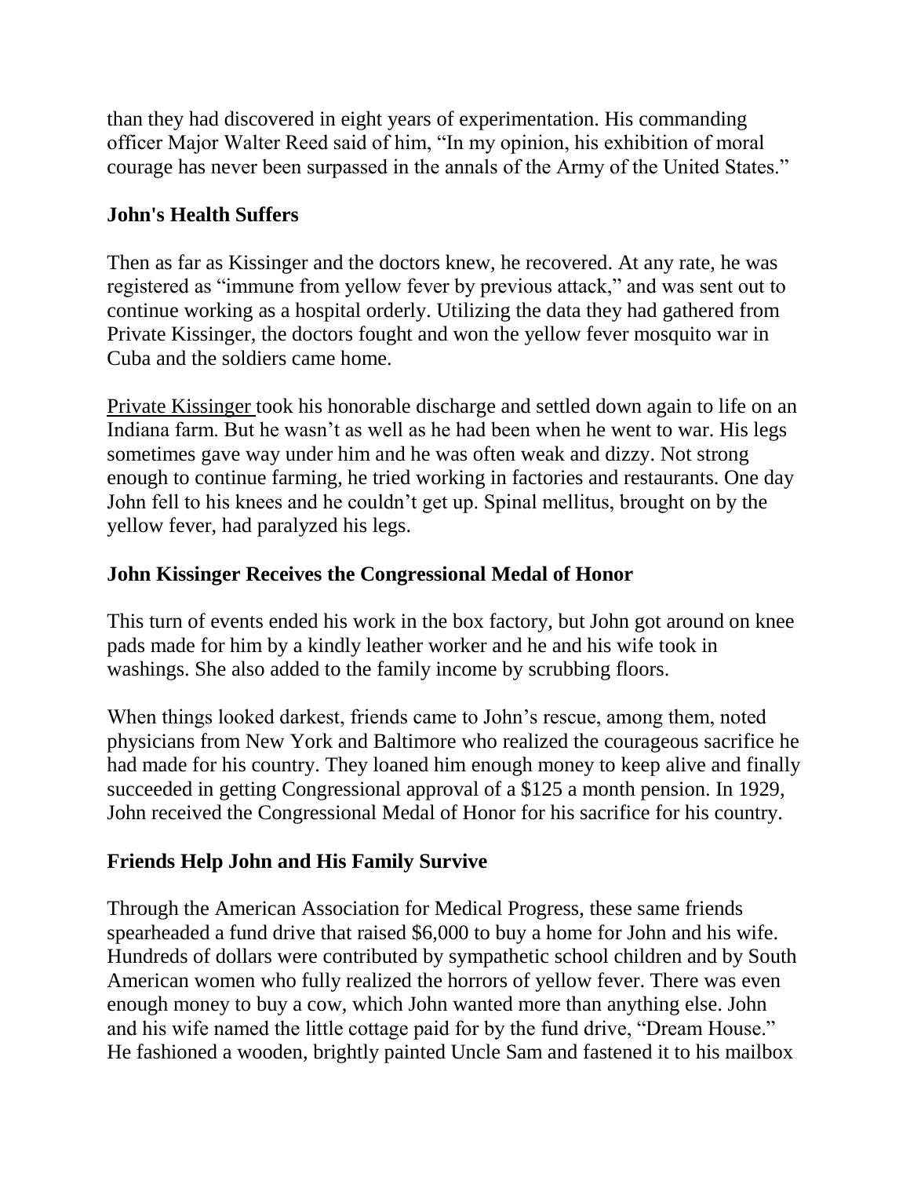than they had discovered in eight years of experimentation. His commanding officer Major Walter Reed said of him, "In my opinion, his exhibition of moral courage has never been surpassed in the annals of the Army of the United States."

### John's Health Suffers

Then as far as Kissinger and the doctors knew, he recovered. At any rate, he was registered as "immune from yellow fever by previous attack," and was sent out to continue working as a hospital orderly. Utilizing the data they had gathered from Private Kissinger, the doctors fought and won the yellow fever mosquito war in Cuba and the soldiers came home.

Private Kissinger took his honorable discharge and settled down again to life on an Indiana farm. But he wasn't as well as he had been when he went to war. His legs sometimes gave way under him and he was often weak and dizzy. Not strong enough to continue farming, he tried working in factories and restaurants. One day John fell to his knees and he couldn't get up. Spinal mellitus, brought on by the yellow fever, had paralyzed his legs.

### John Kissinger Receives the Congressional Medal of Honor

This turn of events ended his work in the box factory, but John got around on knee pads made for him by a kindly leather worker and he and his wife took in washings. She also added to the family income by scrubbing floors.

When things looked darkest, friends came to John's rescue, among them, noted physicians from New York and Baltimore who realized the courageous sacrifice he had made for his country. They loaned him enough money to keep alive and finally succeeded in getting Congressional approval of a $125 a month pension. In 1929, John received the Congressional Medal of Honor for his sacrifice for his country.

### Friends Help John and His Family Survive

Through the American Association for Medical Progress, these same friends spearheaded a fund drive that raised $6,000 to buy a home for John and his wife. Hundreds of dollars were contributed by sympathetic school children and by South American women who fully realized the horrors of yellow fever. There was even enough money to buy a cow, which John wanted more than anything else. John and his wife named the little cottage paid for by the fund drive, "Dream House." He fashioned a wooden, brightly painted Uncle Sam and fastened it to his mailbox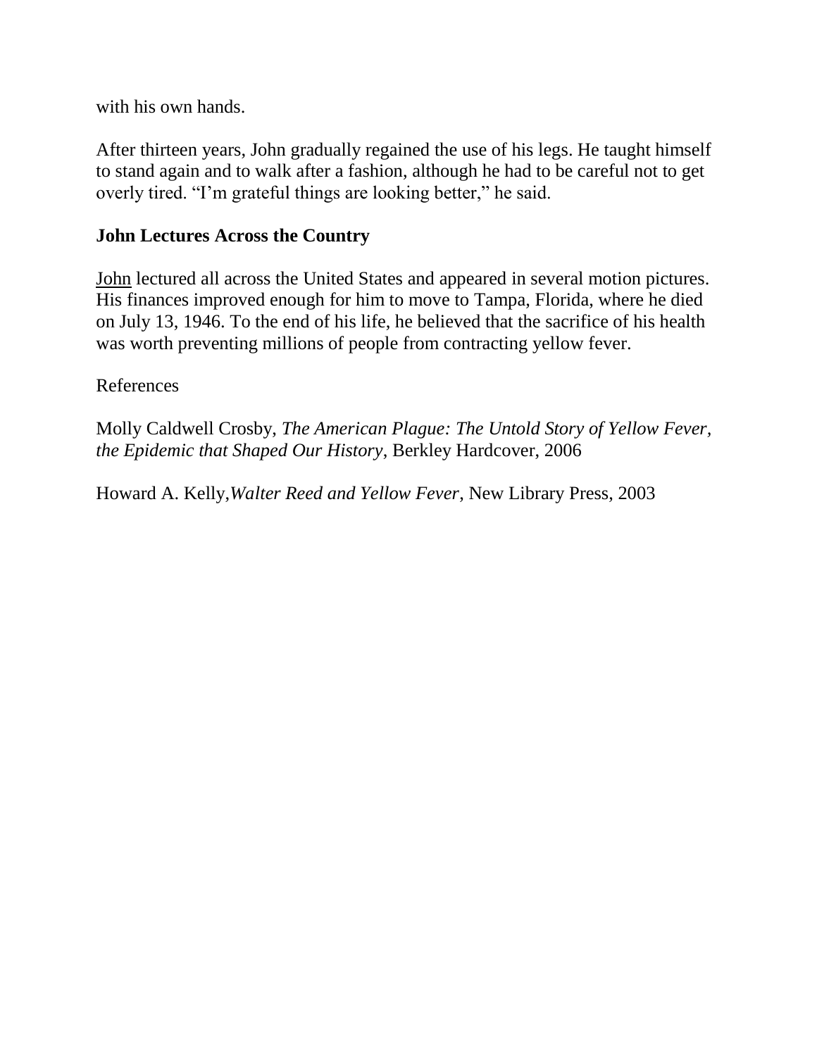with his own hands.

After thirteen years, John gradually regained the use of his legs. He taught himself to stand again and to walk after a fashion, although he had to be careful not to get overly tired. “I’m grateful things are looking better,” he said.

## John Lectures Across the Country

John lectured all across the United States and appeared in several motion pictures. His finances improved enough for him to move to Tampa, Florida, where he died on July 13, 1946. To the end of his life, he believed that the sacrifice of his health was worth preventing millions of people from contracting yellow fever.

References

Molly Caldwell Crosby, *The American Plague: The Untold Story of Yellow Fever, the Epidemic that Shaped Our History*, Berkley Hardcover, 2006

Howard A. Kelly,*Walter Reed and Yellow Fever*, New Library Press, 2003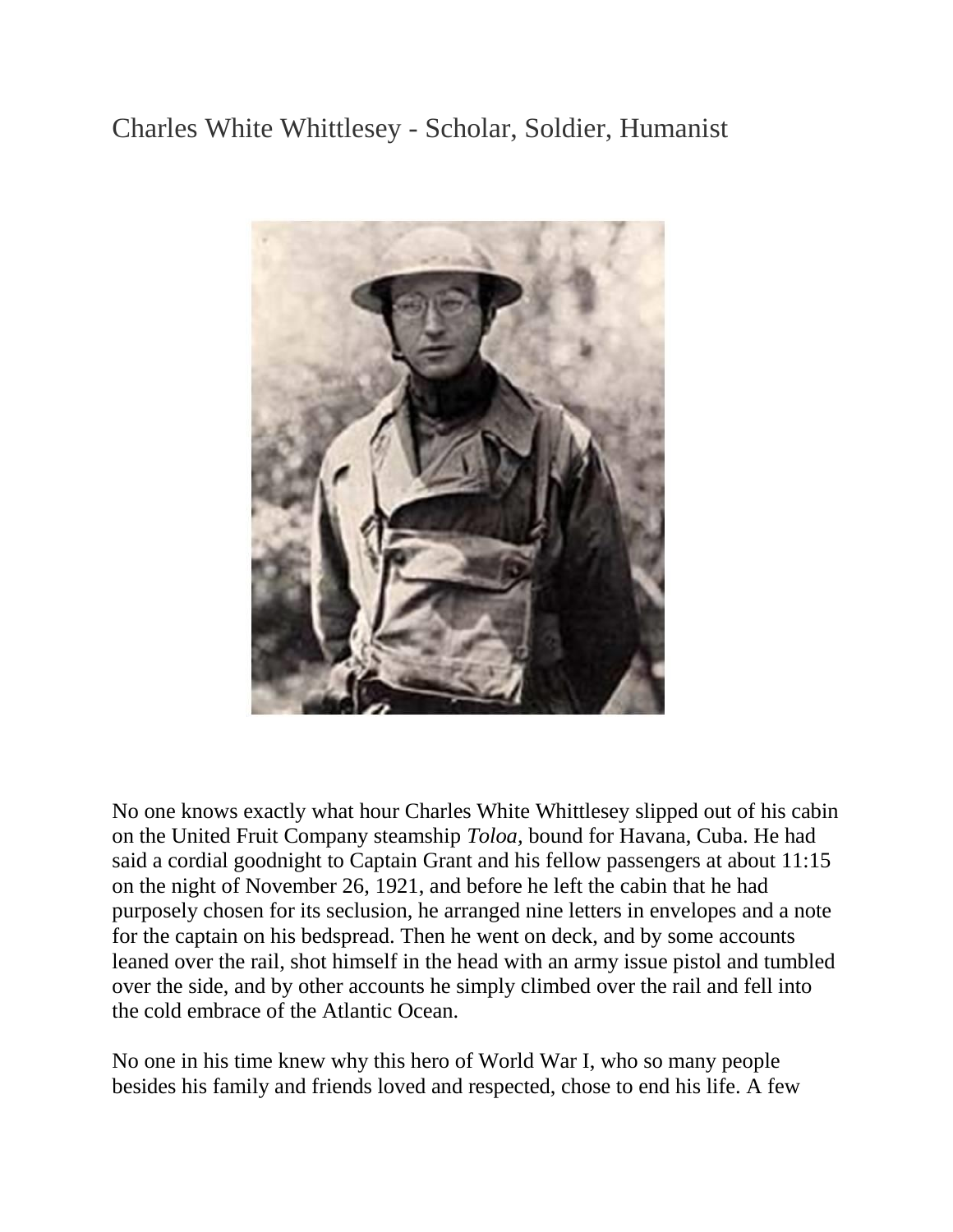# Charles White Whittlesey - Scholar, Soldier, Humanist

No one knows exactly what hour Charles White Whittlesey slipped out of his cabin on the United Fruit Company steamship *Toloa,* bound for Havana, Cuba. He had said a cordial goodnight to Captain Grant and his fellow passengers at about 11:15 on the night of November 26, 1921, and before he left the cabin that he had purposely chosen for its seclusion, he arranged nine letters in envelopes and a note for the captain on his bedspread. Then he went on deck, and by some accounts leaned over the rail, shot himself in the head with an army issue pistol and tumbled over the side, and by other accounts he simply climbed over the rail and fell into the cold embrace of the Atlantic Ocean.

No one in his time knew why this hero of World War I, who so many people besides his family and friends loved and respected, chose to end his life. A few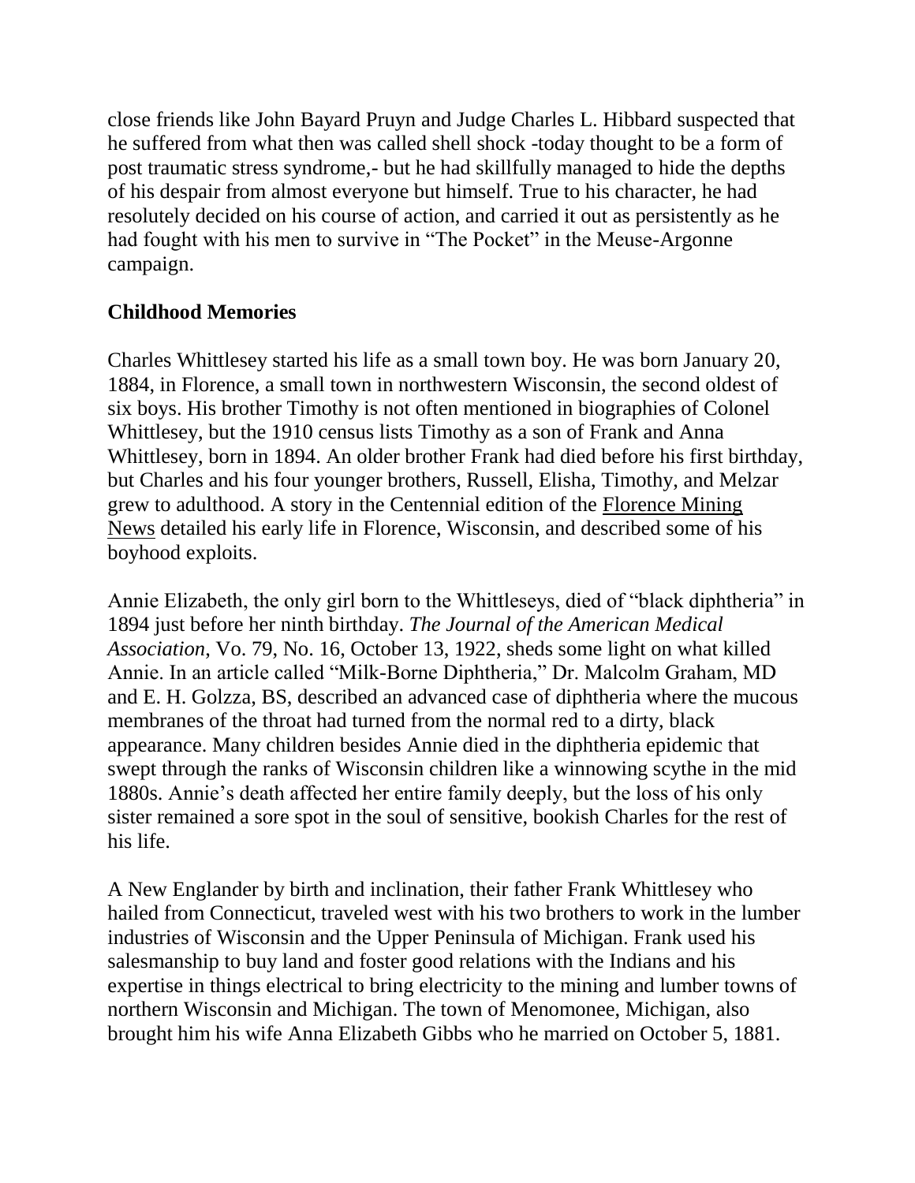close friends like John Bayard Pruyn and Judge Charles L. Hibbard suspected that he suffered from what then was called shell shock -today thought to be a form of post traumatic stress syndrome,- but he had skillfully managed to hide the depths of his despair from almost everyone but himself. True to his character, he had resolutely decided on his course of action, and carried it out as persistently as he had fought with his men to survive in "The Pocket" in the Meuse-Argonne campaign.

**Childhood Memories**

Charles Whittlesey started his life as a small town boy. He was born January 20, 1884, in Florence, a small town in northwestern Wisconsin, the second oldest of six boys. His brother Timothy is not often mentioned in biographies of Colonel Whittlesey, but the 1910 census lists Timothy as a son of Frank and Anna Whittlesey, born in 1894. An older brother Frank had died before his first birthday, but Charles and his four younger brothers, Russell, Elisha, Timothy, and Melzar grew to adulthood. A story in the Centennial edition of the Florence Mining News detailed his early life in Florence, Wisconsin, and described some of his boyhood exploits.

Annie Elizabeth, the only girl born to the Whittleseys, died of "black diphtheria" in 1894 just before her ninth birthday. *The Journal of the American Medical Association,* Vo. 79, No. 16, October 13, 1922, sheds some light on what killed Annie. In an article called "Milk-Borne Diphtheria," Dr. Malcolm Graham, MD and E. H. Golzza, BS, described an advanced case of diphtheria where the mucous membranes of the throat had turned from the normal red to a dirty, black appearance. Many children besides Annie died in the diphtheria epidemic that swept through the ranks of Wisconsin children like a winnowing scythe in the mid 1880s. Annie's death affected her entire family deeply, but the loss of his only sister remained a sore spot in the soul of sensitive, bookish Charles for the rest of his life.

A New Englander by birth and inclination, their father Frank Whittlesey who hailed from Connecticut, traveled west with his two brothers to work in the lumber industries of Wisconsin and the Upper Peninsula of Michigan. Frank used his salesmanship to buy land and foster good relations with the Indians and his expertise in things electrical to bring electricity to the mining and lumber towns of northern Wisconsin and Michigan. The town of Menomonee, Michigan, also brought him his wife Anna Elizabeth Gibbs who he married on October 5, 1881.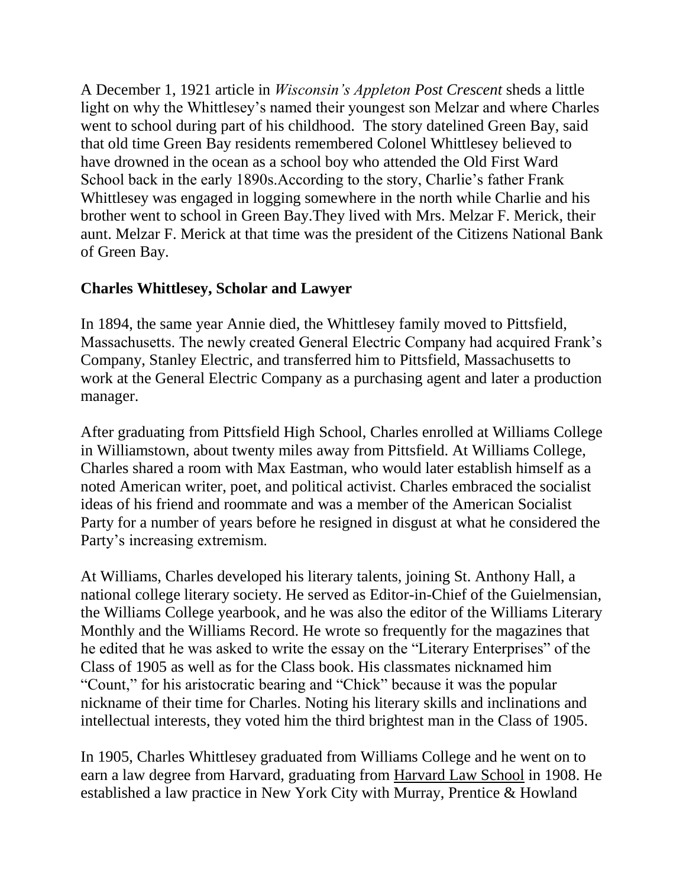A December 1, 1921 article in *Wisconsin's Appleton Post Crescent* sheds a little light on why the Whittlesey's named their youngest son Melzar and where Charles went to school during part of his childhood. The story datelined Green Bay, said that old time Green Bay residents remembered Colonel Whittlesey believed to have drowned in the ocean as a school boy who attended the Old First Ward School back in the early 1890s.According to the story, Charlie's father Frank Whittlesey was engaged in logging somewhere in the north while Charlie and his brother went to school in Green Bay.They lived with Mrs. Melzar F. Merick, their aunt. Melzar F. Merick at that time was the president of the Citizens National Bank of Green Bay.

**Charles Whittlesey, Scholar and Lawyer**

In 1894, the same year Annie died, the Whittlesey family moved to Pittsfield, Massachusetts. The newly created General Electric Company had acquired Frank's Company, Stanley Electric, and transferred him to Pittsfield, Massachusetts to work at the General Electric Company as a purchasing agent and later a production manager.

After graduating from Pittsfield High School, Charles enrolled at Williams College in Williamstown, about twenty miles away from Pittsfield. At Williams College, Charles shared a room with Max Eastman, who would later establish himself as a noted American writer, poet, and political activist. Charles embraced the socialist ideas of his friend and roommate and was a member of the American Socialist Party for a number of years before he resigned in disgust at what he considered the Party's increasing extremism.

At Williams, Charles developed his literary talents, joining St. Anthony Hall, a national college literary society. He served as Editor-in-Chief of the Guielmensian, the Williams College yearbook, and he was also the editor of the Williams Literary Monthly and the Williams Record. He wrote so frequently for the magazines that he edited that he was asked to write the essay on the "Literary Enterprises" of the Class of 1905 as well as for the Class book. His classmates nicknamed him "Count," for his aristocratic bearing and "Chick" because it was the popular nickname of their time for Charles. Noting his literary skills and inclinations and intellectual interests, they voted him the third brightest man in the Class of 1905.

In 1905, Charles Whittlesey graduated from Williams College and he went on to earn a law degree from Harvard, graduating from Harvard Law School in 1908. He established a law practice in New York City with Murray, Prentice & Howland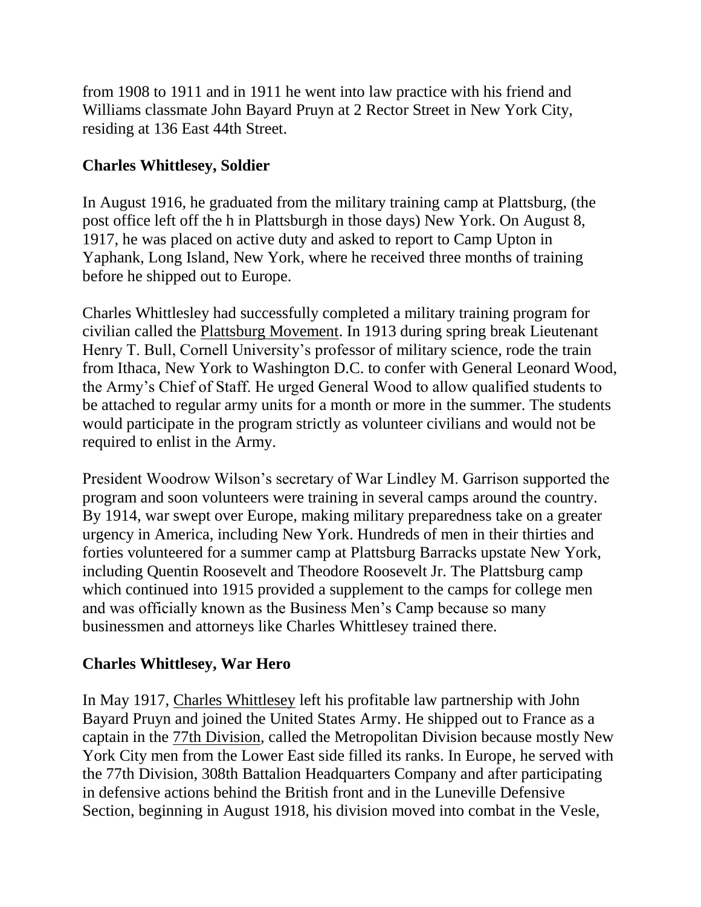from 1908 to 1911 and in 1911 he went into law practice with his friend and Williams classmate John Bayard Pruyn at 2 Rector Street in New York City, residing at 136 East 44th Street.

## Charles Whittlesey, Soldier

In August 1916, he graduated from the military training camp at Plattsburg, (the post office left off the h in Plattsburgh in those days) New York. On August 8, 1917, he was placed on active duty and asked to report to Camp Upton in Yaphank, Long Island, New York, where he received three months of training before he shipped out to Europe.

Charles Whittlesley had successfully completed a military training program for civilian called the Plattsburg Movement. In 1913 during spring break Lieutenant Henry T. Bull, Cornell University's professor of military science, rode the train from Ithaca, New York to Washington D.C. to confer with General Leonard Wood, the Army's Chief of Staff. He urged General Wood to allow qualified students to be attached to regular army units for a month or more in the summer. The students would participate in the program strictly as volunteer civilians and would not be required to enlist in the Army.

President Woodrow Wilson's secretary of War Lindley M. Garrison supported the program and soon volunteers were training in several camps around the country. By 1914, war swept over Europe, making military preparedness take on a greater urgency in America, including New York. Hundreds of men in their thirties and forties volunteered for a summer camp at Plattsburg Barracks upstate New York, including Quentin Roosevelt and Theodore Roosevelt Jr. The Plattsburg camp which continued into 1915 provided a supplement to the camps for college men and was officially known as the Business Men's Camp because so many businessmen and attorneys like Charles Whittlesey trained there.

## Charles Whittlesey, War Hero

In May 1917, Charles Whittlesey left his profitable law partnership with John Bayard Pruyn and joined the United States Army. He shipped out to France as a captain in the 77th Division, called the Metropolitan Division because mostly New York City men from the Lower East side filled its ranks. In Europe, he served with the 77th Division, 308th Battalion Headquarters Company and after participating in defensive actions behind the British front and in the Luneville Defensive Section, beginning in August 1918, his division moved into combat in the Vesle,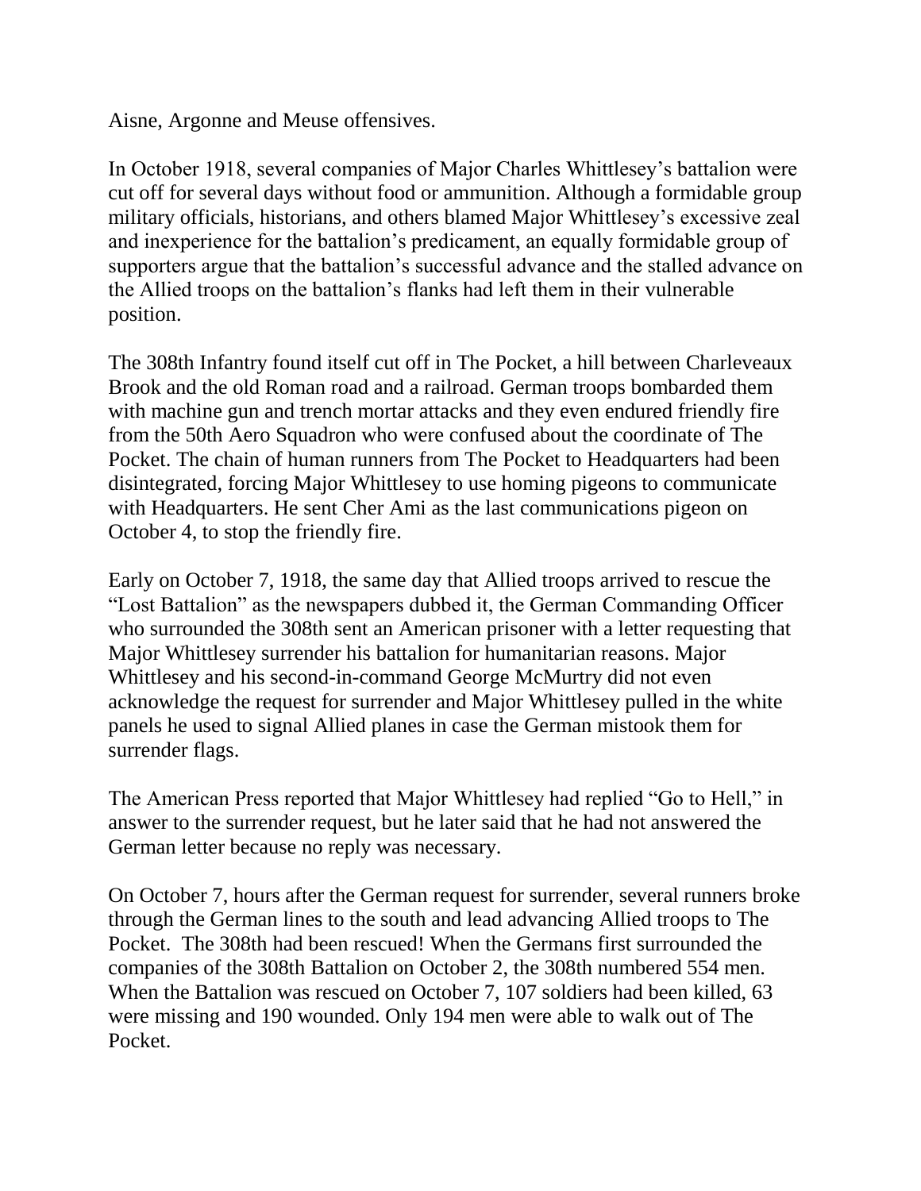Aisne, Argonne and Meuse offensives.

In October 1918, several companies of Major Charles Whittlesey's battalion were cut off for several days without food or ammunition. Although a formidable group military officials, historians, and others blamed Major Whittlesey's excessive zeal and inexperience for the battalion's predicament, an equally formidable group of supporters argue that the battalion's successful advance and the stalled advance on the Allied troops on the battalion's flanks had left them in their vulnerable position.

The 308th Infantry found itself cut off in The Pocket, a hill between Charleveaux Brook and the old Roman road and a railroad. German troops bombarded them with machine gun and trench mortar attacks and they even endured friendly fire from the 50th Aero Squadron who were confused about the coordinate of The Pocket. The chain of human runners from The Pocket to Headquarters had been disintegrated, forcing Major Whittlesey to use homing pigeons to communicate with Headquarters. He sent Cher Ami as the last communications pigeon on October 4, to stop the friendly fire.

Early on October 7, 1918, the same day that Allied troops arrived to rescue the "Lost Battalion" as the newspapers dubbed it, the German Commanding Officer who surrounded the 308th sent an American prisoner with a letter requesting that Major Whittlesey surrender his battalion for humanitarian reasons. Major Whittlesey and his second-in-command George McMurtry did not even acknowledge the request for surrender and Major Whittlesey pulled in the white panels he used to signal Allied planes in case the German mistook them for surrender flags.

The American Press reported that Major Whittlesey had replied "Go to Hell," in answer to the surrender request, but he later said that he had not answered the German letter because no reply was necessary.

On October 7, hours after the German request for surrender, several runners broke through the German lines to the south and lead advancing Allied troops to The Pocket. The 308th had been rescued! When the Germans first surrounded the companies of the 308th Battalion on October 2, the 308th numbered 554 men. When the Battalion was rescued on October 7, 107 soldiers had been killed, 63 were missing and 190 wounded. Only 194 men were able to walk out of The Pocket.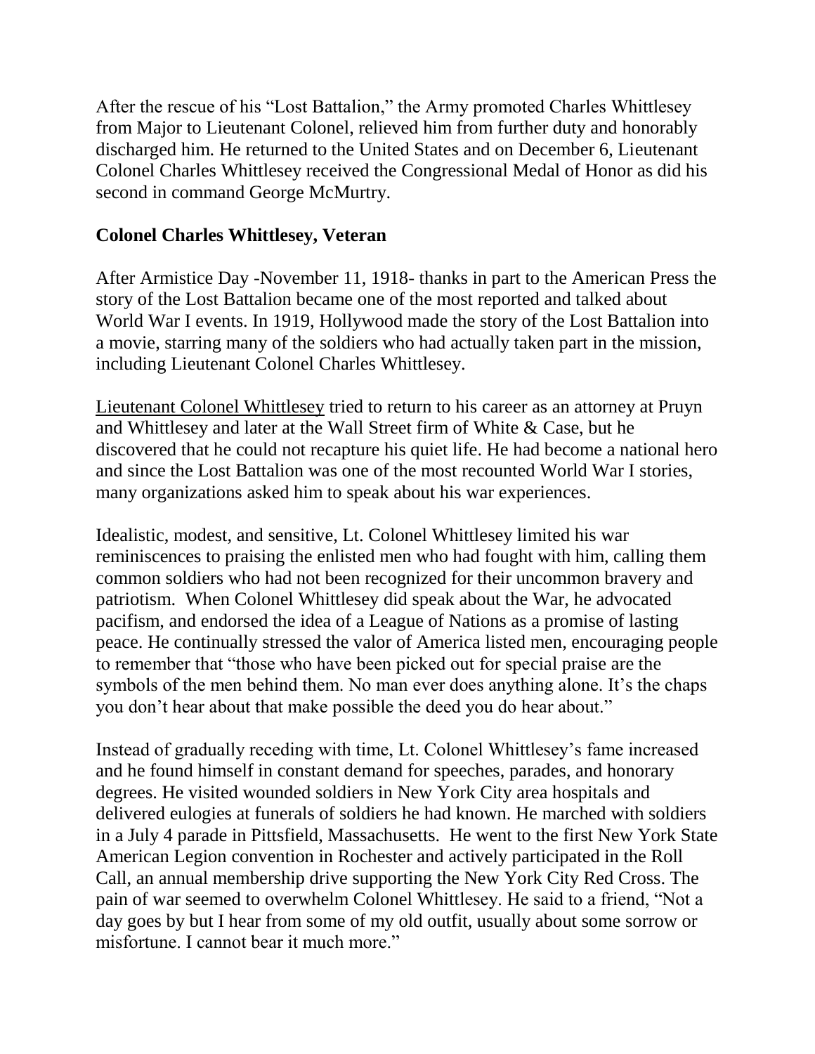After the rescue of his "Lost Battalion," the Army promoted Charles Whittlesey from Major to Lieutenant Colonel, relieved him from further duty and honorably discharged him. He returned to the United States and on December 6, Lieutenant Colonel Charles Whittlesey received the Congressional Medal of Honor as did his second in command George McMurtry.

**Colonel Charles Whittlesey, Veteran**

After Armistice Day -November 11, 1918- thanks in part to the American Press the story of the Lost Battalion became one of the most reported and talked about World War I events. In 1919, Hollywood made the story of the Lost Battalion into a movie, starring many of the soldiers who had actually taken part in the mission, including Lieutenant Colonel Charles Whittlesey.

Lieutenant Colonel Whittlesey tried to return to his career as an attorney at Pruyn and Whittlesey and later at the Wall Street firm of White & Case, but he discovered that he could not recapture his quiet life. He had become a national hero and since the Lost Battalion was one of the most recounted World War I stories, many organizations asked him to speak about his war experiences.

Idealistic, modest, and sensitive, Lt. Colonel Whittlesey limited his war reminiscences to praising the enlisted men who had fought with him, calling them common soldiers who had not been recognized for their uncommon bravery and patriotism. When Colonel Whittlesey did speak about the War, he advocated pacifism, and endorsed the idea of a League of Nations as a promise of lasting peace. He continually stressed the valor of America listed men, encouraging people to remember that "those who have been picked out for special praise are the symbols of the men behind them. No man ever does anything alone. It's the chaps you don't hear about that make possible the deed you do hear about."

Instead of gradually receding with time, Lt. Colonel Whittlesey's fame increased and he found himself in constant demand for speeches, parades, and honorary degrees. He visited wounded soldiers in New York City area hospitals and delivered eulogies at funerals of soldiers he had known. He marched with soldiers in a July 4 parade in Pittsfield, Massachusetts. He went to the first New York State American Legion convention in Rochester and actively participated in the Roll Call, an annual membership drive supporting the New York City Red Cross. The pain of war seemed to overwhelm Colonel Whittlesey. He said to a friend, "Not a day goes by but I hear from some of my old outfit, usually about some sorrow or misfortune. I cannot bear it much more."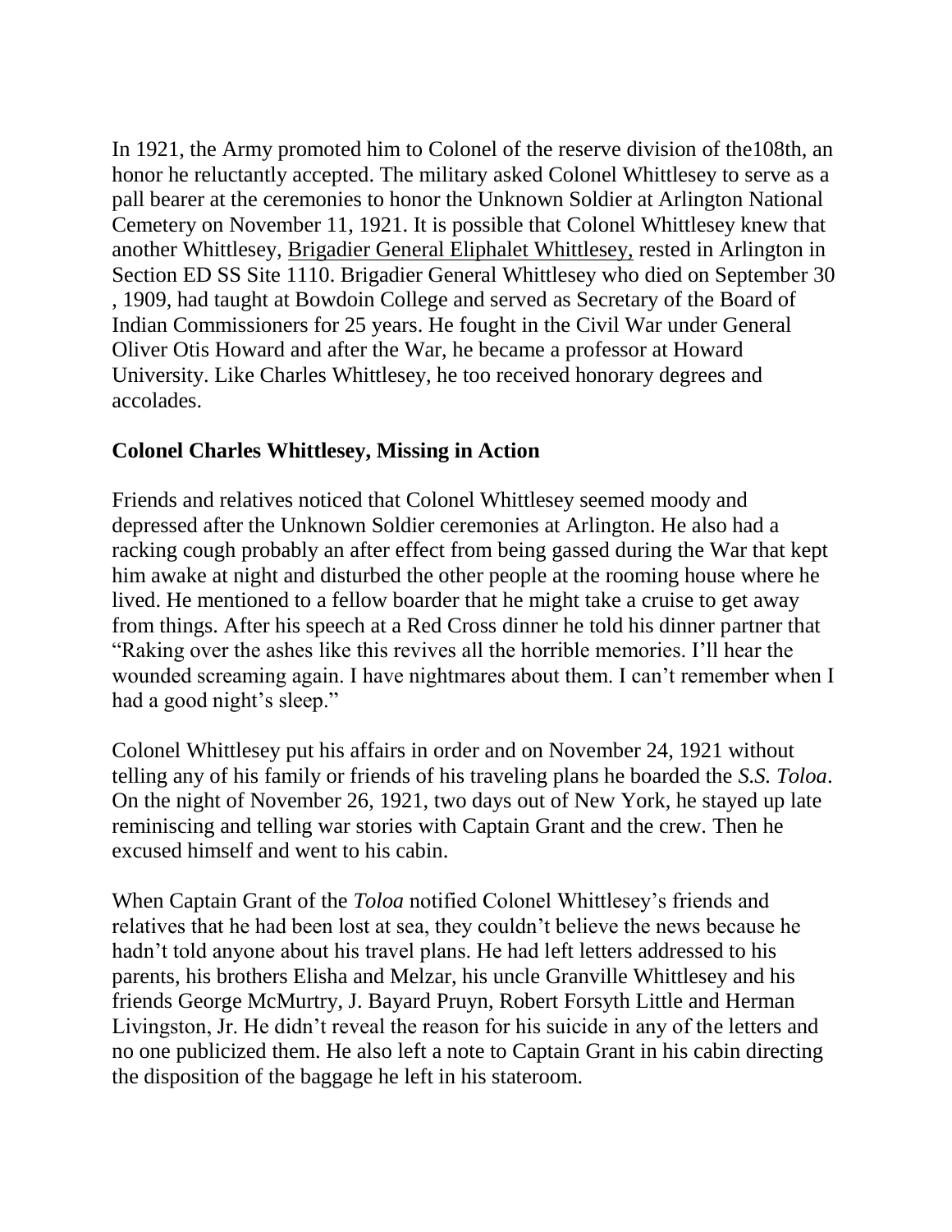In 1921, the Army promoted him to Colonel of the reserve division of the108th, an honor he reluctantly accepted. The military asked Colonel Whittlesey to serve as a pall bearer at the ceremonies to honor the Unknown Soldier at Arlington National Cemetery on November 11, 1921. It is possible that Colonel Whittlesey knew that another Whittlesey, Brigadier General Eliphalet Whittlesey, rested in Arlington in Section ED SS Site 1110. Brigadier General Whittlesey who died on September 30 , 1909, had taught at Bowdoin College and served as Secretary of the Board of Indian Commissioners for 25 years. He fought in the Civil War under General Oliver Otis Howard and after the War, he became a professor at Howard University. Like Charles Whittlesey, he too received honorary degrees and accolades.

**Colonel Charles Whittlesey, Missing in Action**

Friends and relatives noticed that Colonel Whittlesey seemed moody and depressed after the Unknown Soldier ceremonies at Arlington. He also had a racking cough probably an after effect from being gassed during the War that kept him awake at night and disturbed the other people at the rooming house where he lived. He mentioned to a fellow boarder that he might take a cruise to get away from things. After his speech at a Red Cross dinner he told his dinner partner that "Raking over the ashes like this revives all the horrible memories. I'll hear the wounded screaming again. I have nightmares about them. I can't remember when I had a good night's sleep."

Colonel Whittlesey put his affairs in order and on November 24, 1921 without telling any of his family or friends of his traveling plans he boarded the *S.S. Toloa*. On the night of November 26, 1921, two days out of New York, he stayed up late reminiscing and telling war stories with Captain Grant and the crew. Then he excused himself and went to his cabin.

When Captain Grant of the *Toloa* notified Colonel Whittlesey's friends and relatives that he had been lost at sea, they couldn't believe the news because he hadn't told anyone about his travel plans. He had left letters addressed to his parents, his brothers Elisha and Melzar, his uncle Granville Whittlesey and his friends George McMurtry, J. Bayard Pruyn, Robert Forsyth Little and Herman Livingston, Jr. He didn't reveal the reason for his suicide in any of the letters and no one publicized them. He also left a note to Captain Grant in his cabin directing the disposition of the baggage he left in his stateroom.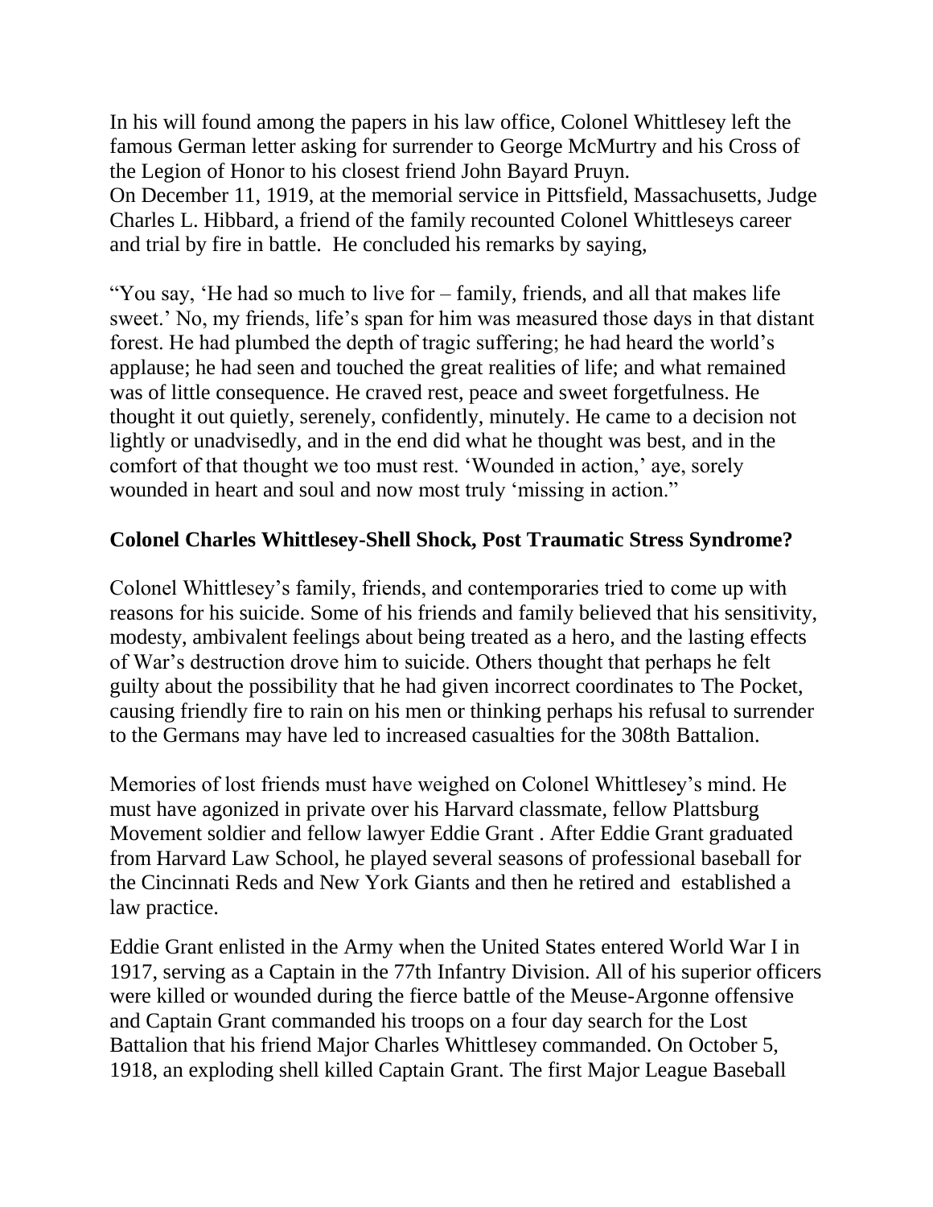In his will found among the papers in his law office, Colonel Whittlesey left the famous German letter asking for surrender to George McMurtry and his Cross of the Legion of Honor to his closest friend John Bayard Pruyn.
On December 11, 1919, at the memorial service in Pittsfield, Massachusetts, Judge Charles L. Hibbard, a friend of the family recounted Colonel Whittleseys career and trial by fire in battle. He concluded his remarks by saying,

"You say, 'He had so much to live for – family, friends, and all that makes life sweet.' No, my friends, life's span for him was measured those days in that distant forest. He had plumbed the depth of tragic suffering; he had heard the world's applause; he had seen and touched the great realities of life; and what remained was of little consequence. He craved rest, peace and sweet forgetfulness. He thought it out quietly, serenely, confidently, minutely. He came to a decision not lightly or unadvisedly, and in the end did what he thought was best, and in the comfort of that thought we too must rest. 'Wounded in action,' aye, sorely wounded in heart and soul and now most truly 'missing in action."

**Colonel Charles Whittlesey-Shell Shock, Post Traumatic Stress Syndrome?**

Colonel Whittlesey's family, friends, and contemporaries tried to come up with reasons for his suicide. Some of his friends and family believed that his sensitivity, modesty, ambivalent feelings about being treated as a hero, and the lasting effects of War's destruction drove him to suicide. Others thought that perhaps he felt guilty about the possibility that he had given incorrect coordinates to The Pocket, causing friendly fire to rain on his men or thinking perhaps his refusal to surrender to the Germans may have led to increased casualties for the 308th Battalion.

Memories of lost friends must have weighed on Colonel Whittlesey's mind. He must have agonized in private over his Harvard classmate, fellow Plattsburg Movement soldier and fellow lawyer Eddie Grant . After Eddie Grant graduated from Harvard Law School, he played several seasons of professional baseball for the Cincinnati Reds and New York Giants and then he retired and established a law practice.

Eddie Grant enlisted in the Army when the United States entered World War I in 1917, serving as a Captain in the 77th Infantry Division. All of his superior officers were killed or wounded during the fierce battle of the Meuse-Argonne offensive and Captain Grant commanded his troops on a four day search for the Lost Battalion that his friend Major Charles Whittlesey commanded. On October 5, 1918, an exploding shell killed Captain Grant. The first Major League Baseball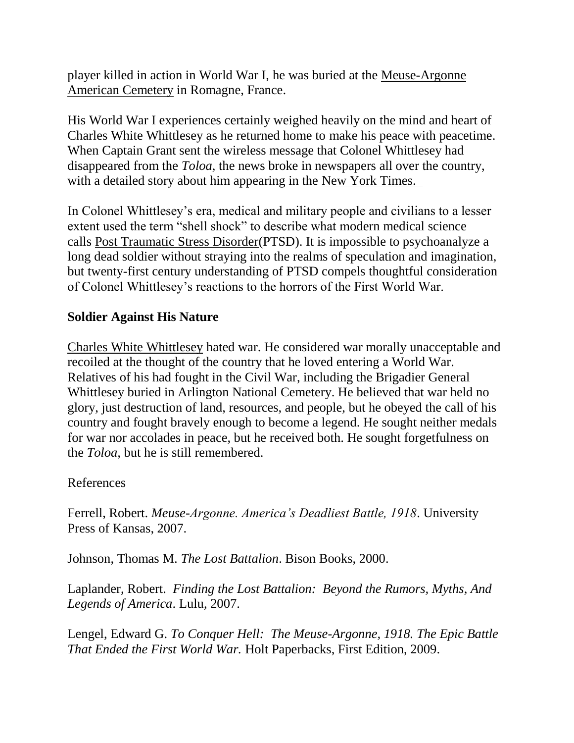player killed in action in World War I, he was buried at the Meuse-Argonne American Cemetery in Romagne, France.

His World War I experiences certainly weighed heavily on the mind and heart of Charles White Whittlesey as he returned home to make his peace with peacetime. When Captain Grant sent the wireless message that Colonel Whittlesey had disappeared from the *Toloa*, the news broke in newspapers all over the country, with a detailed story about him appearing in the New York Times.

In Colonel Whittlesey's era, medical and military people and civilians to a lesser extent used the term "shell shock" to describe what modern medical science calls Post Traumatic Stress Disorder(PTSD). It is impossible to psychoanalyze a long dead soldier without straying into the realms of speculation and imagination, but twenty-first century understanding of PTSD compels thoughtful consideration of Colonel Whittlesey's reactions to the horrors of the First World War.

**Soldier Against His Nature**

Charles White Whittlesey hated war. He considered war morally unacceptable and recoiled at the thought of the country that he loved entering a World War. Relatives of his had fought in the Civil War, including the Brigadier General Whittlesey buried in Arlington National Cemetery. He believed that war held no glory, just destruction of land, resources, and people, but he obeyed the call of his country and fought bravely enough to become a legend. He sought neither medals for war nor accolades in peace, but he received both. He sought forgetfulness on the *Toloa*, but he is still remembered.

References

Ferrell, Robert. *Meuse-Argonne. America's Deadliest Battle, 1918*. University Press of Kansas, 2007.

Johnson, Thomas M. *The Lost Battalion*. Bison Books, 2000.

Laplander, Robert. *Finding the Lost Battalion: Beyond the Rumors, Myths, And Legends of America*. Lulu, 2007.

Lengel, Edward G. *To Conquer Hell: The Meuse-Argonne, 1918. The Epic Battle That Ended the First World War.* Holt Paperbacks, First Edition, 2009.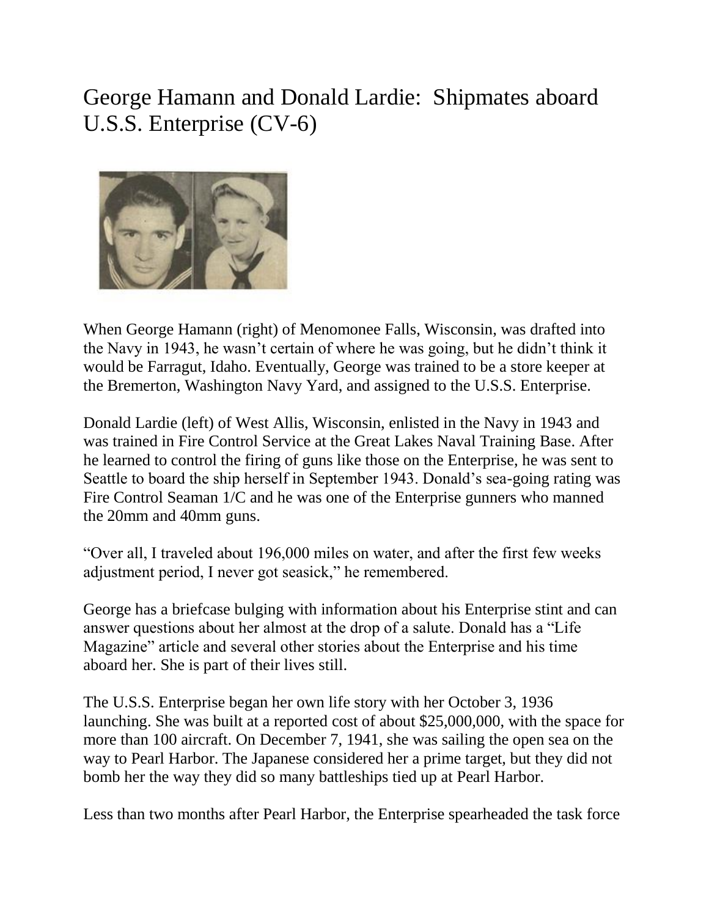# George Hamann and Donald Lardie: Shipmates aboard U.S.S. Enterprise (CV-6)

When George Hamann (right) of Menomonee Falls, Wisconsin, was drafted into the Navy in 1943, he wasn't certain of where he was going, but he didn't think it would be Farragut, Idaho. Eventually, George was trained to be a store keeper at the Bremerton, Washington Navy Yard, and assigned to the U.S.S. Enterprise.

Donald Lardie (left) of West Allis, Wisconsin, enlisted in the Navy in 1943 and was trained in Fire Control Service at the Great Lakes Naval Training Base. After he learned to control the firing of guns like those on the Enterprise, he was sent to Seattle to board the ship herself in September 1943. Donald's sea-going rating was Fire Control Seaman 1/C and he was one of the Enterprise gunners who manned the 20mm and 40mm guns.

"Over all, I traveled about 196,000 miles on water, and after the first few weeks adjustment period, I never got seasick," he remembered.

George has a briefcase bulging with information about his Enterprise stint and can answer questions about her almost at the drop of a salute. Donald has a "Life Magazine" article and several other stories about the Enterprise and his time aboard her. She is part of their lives still.

The U.S.S. Enterprise began her own life story with her October 3, 1936 launching. She was built at a reported cost of about $25,000,000, with the space for more than 100 aircraft. On December 7, 1941, she was sailing the open sea on the way to Pearl Harbor. The Japanese considered her a prime target, but they did not bomb her the way they did so many battleships tied up at Pearl Harbor.

Less than two months after Pearl Harbor, the Enterprise spearheaded the task force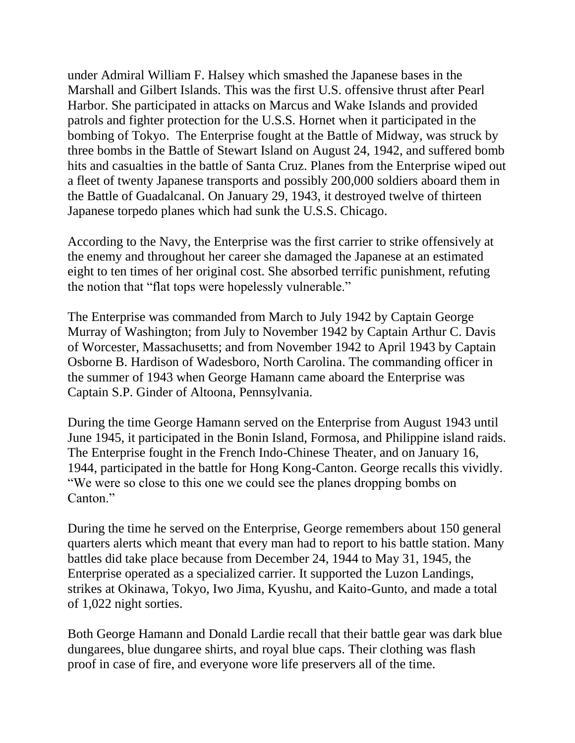under Admiral William F. Halsey which smashed the Japanese bases in the Marshall and Gilbert Islands. This was the first U.S. offensive thrust after Pearl Harbor. She participated in attacks on Marcus and Wake Islands and provided patrols and fighter protection for the U.S.S. Hornet when it participated in the bombing of Tokyo. The Enterprise fought at the Battle of Midway, was struck by three bombs in the Battle of Stewart Island on August 24, 1942, and suffered bomb hits and casualties in the battle of Santa Cruz. Planes from the Enterprise wiped out a fleet of twenty Japanese transports and possibly 200,000 soldiers aboard them in the Battle of Guadalcanal. On January 29, 1943, it destroyed twelve of thirteen Japanese torpedo planes which had sunk the U.S.S. Chicago.

According to the Navy, the Enterprise was the first carrier to strike offensively at the enemy and throughout her career she damaged the Japanese at an estimated eight to ten times of her original cost. She absorbed terrific punishment, refuting the notion that "flat tops were hopelessly vulnerable."

The Enterprise was commanded from March to July 1942 by Captain George Murray of Washington; from July to November 1942 by Captain Arthur C. Davis of Worcester, Massachusetts; and from November 1942 to April 1943 by Captain Osborne B. Hardison of Wadesboro, North Carolina. The commanding officer in the summer of 1943 when George Hamann came aboard the Enterprise was Captain S.P. Ginder of Altoona, Pennsylvania.

During the time George Hamann served on the Enterprise from August 1943 until June 1945, it participated in the Bonin Island, Formosa, and Philippine island raids. The Enterprise fought in the French Indo-Chinese Theater, and on January 16, 1944, participated in the battle for Hong Kong-Canton. George recalls this vividly. "We were so close to this one we could see the planes dropping bombs on Canton."

During the time he served on the Enterprise, George remembers about 150 general quarters alerts which meant that every man had to report to his battle station. Many battles did take place because from December 24, 1944 to May 31, 1945, the Enterprise operated as a specialized carrier. It supported the Luzon Landings, strikes at Okinawa, Tokyo, Iwo Jima, Kyushu, and Kaito-Gunto, and made a total of 1,022 night sorties.

Both George Hamann and Donald Lardie recall that their battle gear was dark blue dungarees, blue dungaree shirts, and royal blue caps. Their clothing was flash proof in case of fire, and everyone wore life preservers all of the time.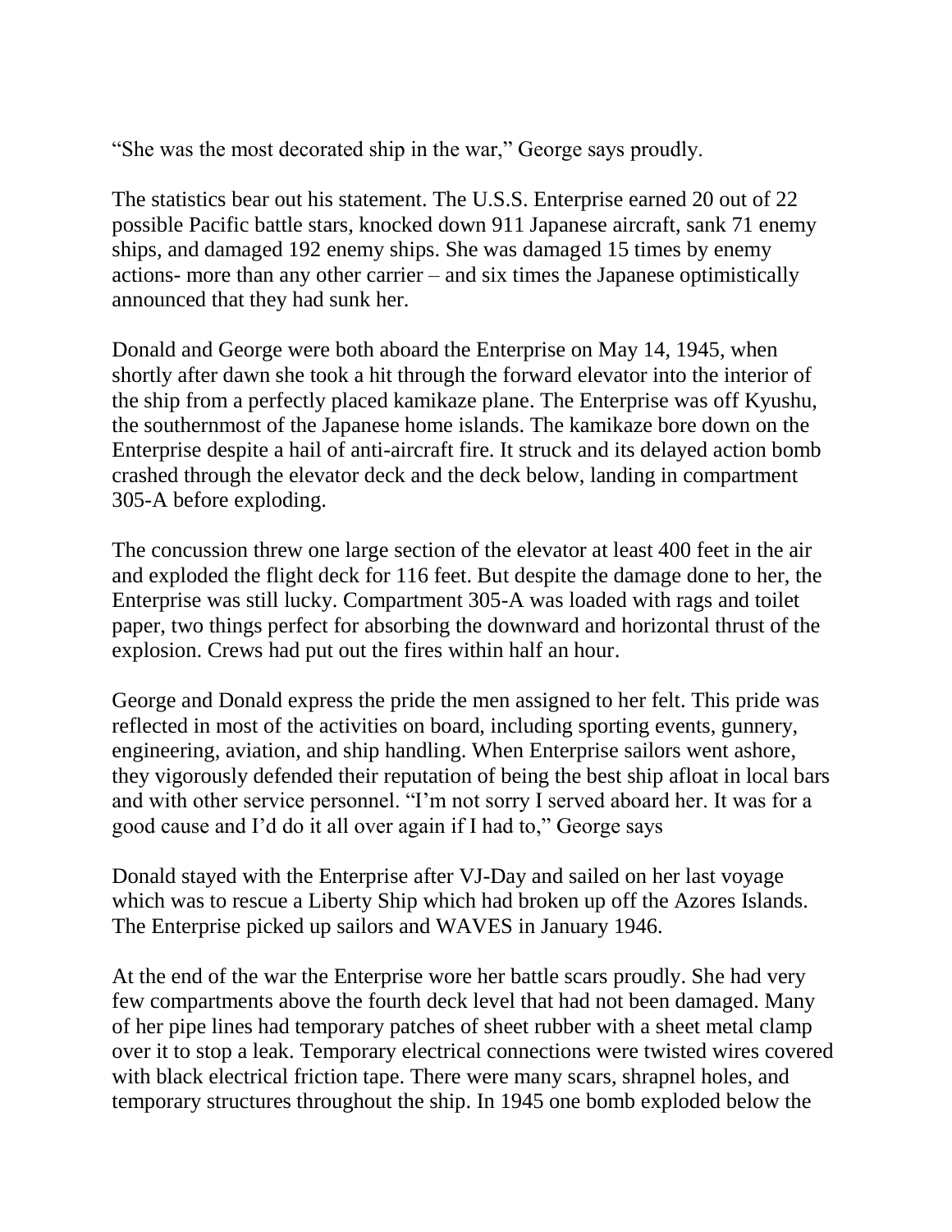"She was the most decorated ship in the war," George says proudly.

The statistics bear out his statement. The U.S.S. Enterprise earned 20 out of 22 possible Pacific battle stars, knocked down 911 Japanese aircraft, sank 71 enemy ships, and damaged 192 enemy ships. She was damaged 15 times by enemy actions- more than any other carrier – and six times the Japanese optimistically announced that they had sunk her.

Donald and George were both aboard the Enterprise on May 14, 1945, when shortly after dawn she took a hit through the forward elevator into the interior of the ship from a perfectly placed kamikaze plane. The Enterprise was off Kyushu, the southernmost of the Japanese home islands. The kamikaze bore down on the Enterprise despite a hail of anti-aircraft fire. It struck and its delayed action bomb crashed through the elevator deck and the deck below, landing in compartment 305-A before exploding.

The concussion threw one large section of the elevator at least 400 feet in the air and exploded the flight deck for 116 feet. But despite the damage done to her, the Enterprise was still lucky. Compartment 305-A was loaded with rags and toilet paper, two things perfect for absorbing the downward and horizontal thrust of the explosion. Crews had put out the fires within half an hour.

George and Donald express the pride the men assigned to her felt. This pride was reflected in most of the activities on board, including sporting events, gunnery, engineering, aviation, and ship handling. When Enterprise sailors went ashore, they vigorously defended their reputation of being the best ship afloat in local bars and with other service personnel. "I'm not sorry I served aboard her. It was for a good cause and I'd do it all over again if I had to," George says

Donald stayed with the Enterprise after VJ-Day and sailed on her last voyage which was to rescue a Liberty Ship which had broken up off the Azores Islands. The Enterprise picked up sailors and WAVES in January 1946.

At the end of the war the Enterprise wore her battle scars proudly. She had very few compartments above the fourth deck level that had not been damaged. Many of her pipe lines had temporary patches of sheet rubber with a sheet metal clamp over it to stop a leak. Temporary electrical connections were twisted wires covered with black electrical friction tape. There were many scars, shrapnel holes, and temporary structures throughout the ship. In 1945 one bomb exploded below the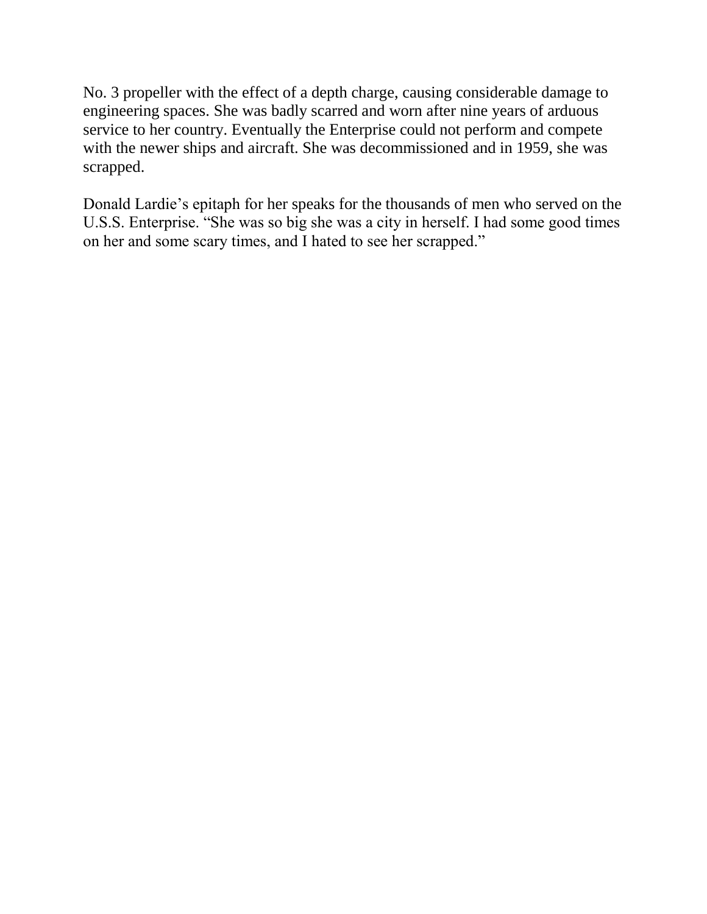No. 3 propeller with the effect of a depth charge, causing considerable damage to engineering spaces. She was badly scarred and worn after nine years of arduous service to her country. Eventually the Enterprise could not perform and compete with the newer ships and aircraft. She was decommissioned and in 1959, she was scrapped.

Donald Lardie's epitaph for her speaks for the thousands of men who served on the U.S.S. Enterprise. "She was so big she was a city in herself. I had some good times on her and some scary times, and I hated to see her scrapped."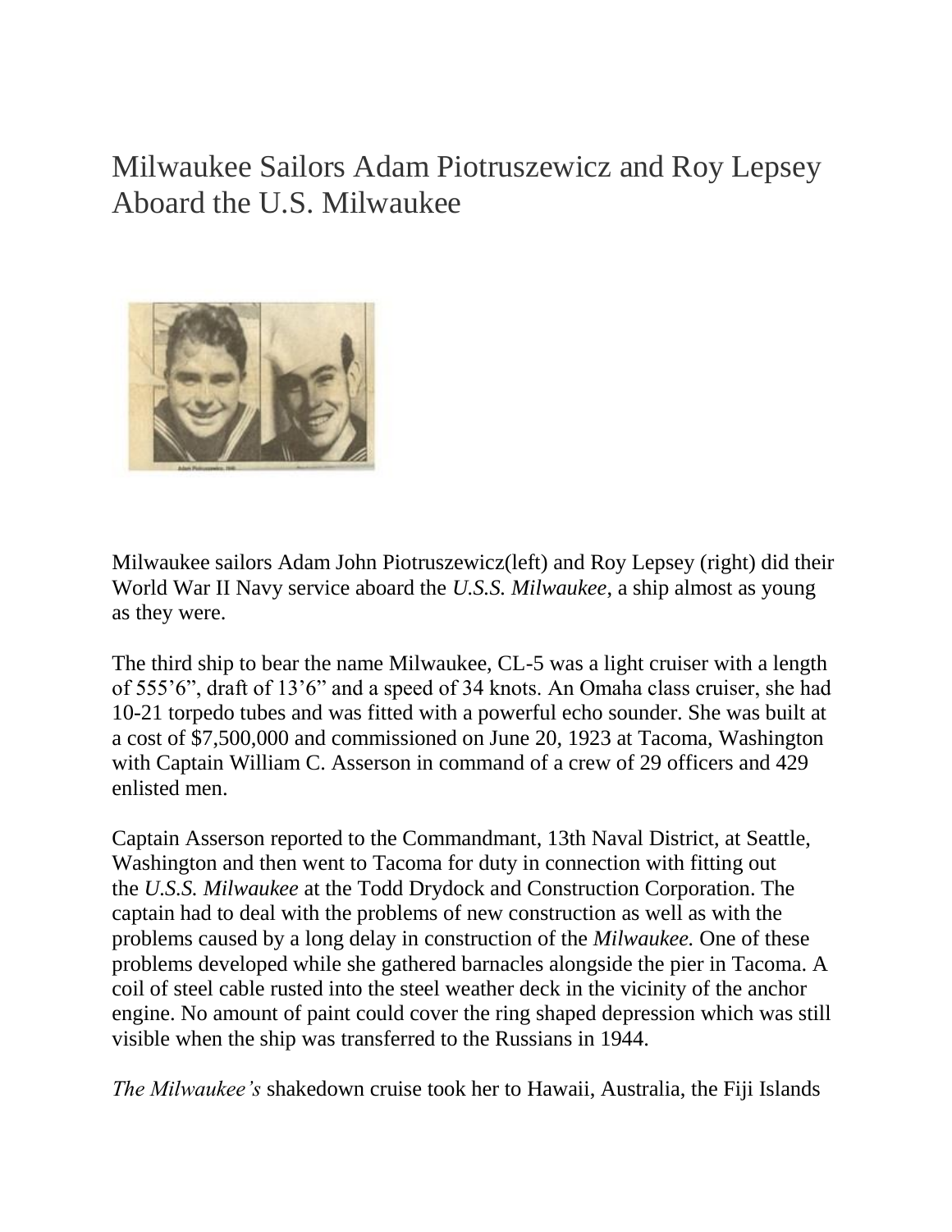# Milwaukee Sailors Adam Piotruszewicz and Roy Lepsey Aboard the U.S. Milwaukee

Milwaukee sailors Adam John Piotruszewicz(left) and Roy Lepsey (right) did their World War II Navy service aboard the *U.S.S. Milwaukee*, a ship almost as young as they were.

The third ship to bear the name Milwaukee, CL-5 was a light cruiser with a length of 555'6", draft of 13'6" and a speed of 34 knots. An Omaha class cruiser, she had 10-21 torpedo tubes and was fitted with a powerful echo sounder. She was built at a cost of $7,500,000 and commissioned on June 20, 1923 at Tacoma, Washington with Captain William C. Asserson in command of a crew of 29 officers and 429 enlisted men.

Captain Asserson reported to the Commandmant, 13th Naval District, at Seattle, Washington and then went to Tacoma for duty in connection with fitting out the *U.S.S. Milwaukee* at the Todd Drydock and Construction Corporation. The captain had to deal with the problems of new construction as well as with the problems caused by a long delay in construction of the *Milwaukee.* One of these problems developed while she gathered barnacles alongside the pier in Tacoma. A coil of steel cable rusted into the steel weather deck in the vicinity of the anchor engine. No amount of paint could cover the ring shaped depression which was still visible when the ship was transferred to the Russians in 1944.

*The Milwaukee's* shakedown cruise took her to Hawaii, Australia, the Fiji Islands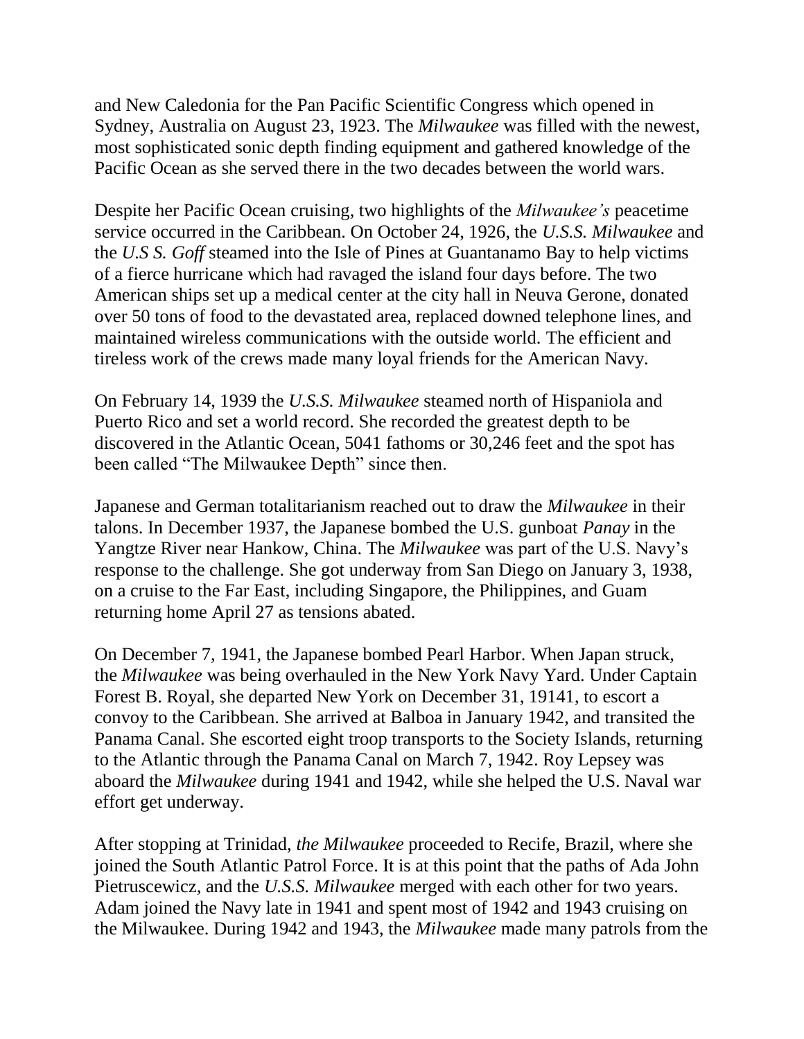and New Caledonia for the Pan Pacific Scientific Congress which opened in Sydney, Australia on August 23, 1923. The *Milwaukee* was filled with the newest, most sophisticated sonic depth finding equipment and gathered knowledge of the Pacific Ocean as she served there in the two decades between the world wars.

Despite her Pacific Ocean cruising, two highlights of the *Milwaukee's* peacetime service occurred in the Caribbean. On October 24, 1926, the *U.S.S. Milwaukee* and the *U.S S. Goff* steamed into the Isle of Pines at Guantanamo Bay to help victims of a fierce hurricane which had ravaged the island four days before. The two American ships set up a medical center at the city hall in Neuva Gerone, donated over 50 tons of food to the devastated area, replaced downed telephone lines, and maintained wireless communications with the outside world. The efficient and tireless work of the crews made many loyal friends for the American Navy.

On February 14, 1939 the *U.S.S. Milwaukee* steamed north of Hispaniola and Puerto Rico and set a world record. She recorded the greatest depth to be discovered in the Atlantic Ocean, 5041 fathoms or 30,246 feet and the spot has been called "The Milwaukee Depth" since then.

Japanese and German totalitarianism reached out to draw the *Milwaukee* in their talons. In December 1937, the Japanese bombed the U.S. gunboat *Panay* in the Yangtze River near Hankow, China. The *Milwaukee* was part of the U.S. Navy's response to the challenge. She got underway from San Diego on January 3, 1938, on a cruise to the Far East, including Singapore, the Philippines, and Guam returning home April 27 as tensions abated.

On December 7, 1941, the Japanese bombed Pearl Harbor. When Japan struck, the *Milwaukee* was being overhauled in the New York Navy Yard. Under Captain Forest B. Royal, she departed New York on December 31, 19141, to escort a convoy to the Caribbean. She arrived at Balboa in January 1942, and transited the Panama Canal. She escorted eight troop transports to the Society Islands, returning to the Atlantic through the Panama Canal on March 7, 1942. Roy Lepsey was aboard the *Milwaukee* during 1941 and 1942, while she helped the U.S. Naval war effort get underway.

After stopping at Trinidad, *the Milwaukee* proceeded to Recife, Brazil, where she joined the South Atlantic Patrol Force. It is at this point that the paths of Ada John Pietruscewicz, and the *U.S.S. Milwaukee* merged with each other for two years. Adam joined the Navy late in 1941 and spent most of 1942 and 1943 cruising on the Milwaukee. During 1942 and 1943, the *Milwaukee* made many patrols from the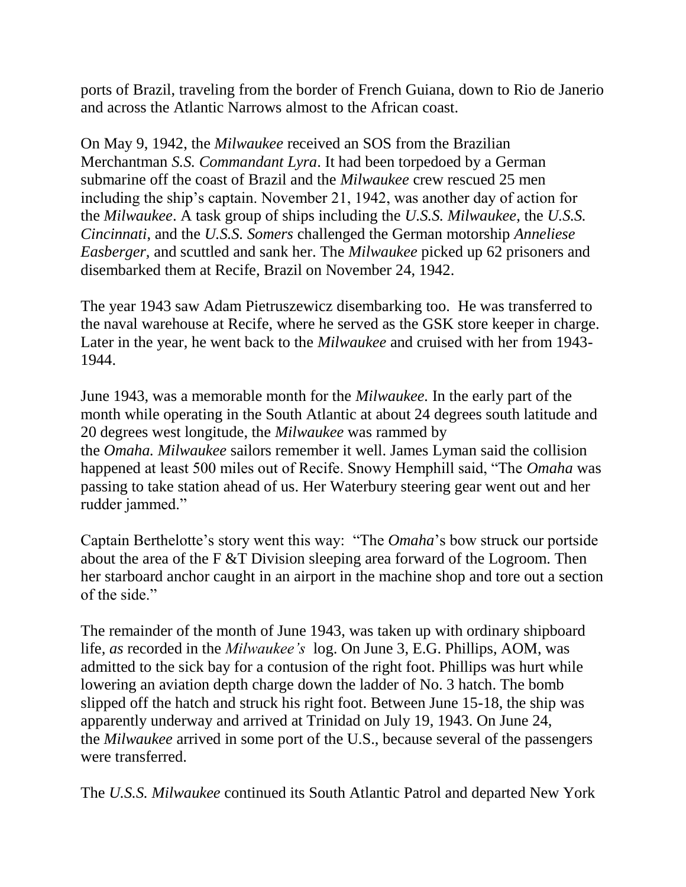ports of Brazil, traveling from the border of French Guiana, down to Rio de Janerio and across the Atlantic Narrows almost to the African coast.

On May 9, 1942, the *Milwaukee* received an SOS from the Brazilian Merchantman *S.S. Commandant Lyra*. It had been torpedoed by a German submarine off the coast of Brazil and the *Milwaukee* crew rescued 25 men including the ship's captain. November 21, 1942, was another day of action for the *Milwaukee*. A task group of ships including the *U.S.S. Milwaukee*, the *U.S.S. Cincinnati,* and the *U.S.S. Somers* challenged the German motorship *Anneliese Easberger,* and scuttled and sank her. The *Milwaukee* picked up 62 prisoners and disembarked them at Recife, Brazil on November 24, 1942.

The year 1943 saw Adam Pietruszewicz disembarking too. He was transferred to the naval warehouse at Recife, where he served as the GSK store keeper in charge. Later in the year, he went back to the *Milwaukee* and cruised with her from 1943-1944.

June 1943, was a memorable month for the *Milwaukee.* In the early part of the month while operating in the South Atlantic at about 24 degrees south latitude and 20 degrees west longitude, the *Milwaukee* was rammed by the *Omaha. Milwaukee* sailors remember it well. James Lyman said the collision happened at least 500 miles out of Recife. Snowy Hemphill said, "The *Omaha* was passing to take station ahead of us. Her Waterbury steering gear went out and her rudder jammed."

Captain Berthelotte's story went this way: "The *Omaha*'s bow struck our portside about the area of the F &T Division sleeping area forward of the Logroom. Then her starboard anchor caught in an airport in the machine shop and tore out a section of the side."

The remainder of the month of June 1943, was taken up with ordinary shipboard life, *as* recorded in the *Milwaukee's* log. On June 3, E.G. Phillips, AOM, was admitted to the sick bay for a contusion of the right foot. Phillips was hurt while lowering an aviation depth charge down the ladder of No. 3 hatch. The bomb slipped off the hatch and struck his right foot. Between June 15-18, the ship was apparently underway and arrived at Trinidad on July 19, 1943. On June 24, the *Milwaukee* arrived in some port of the U.S., because several of the passengers were transferred.

The *U.S.S. Milwaukee* continued its South Atlantic Patrol and departed New York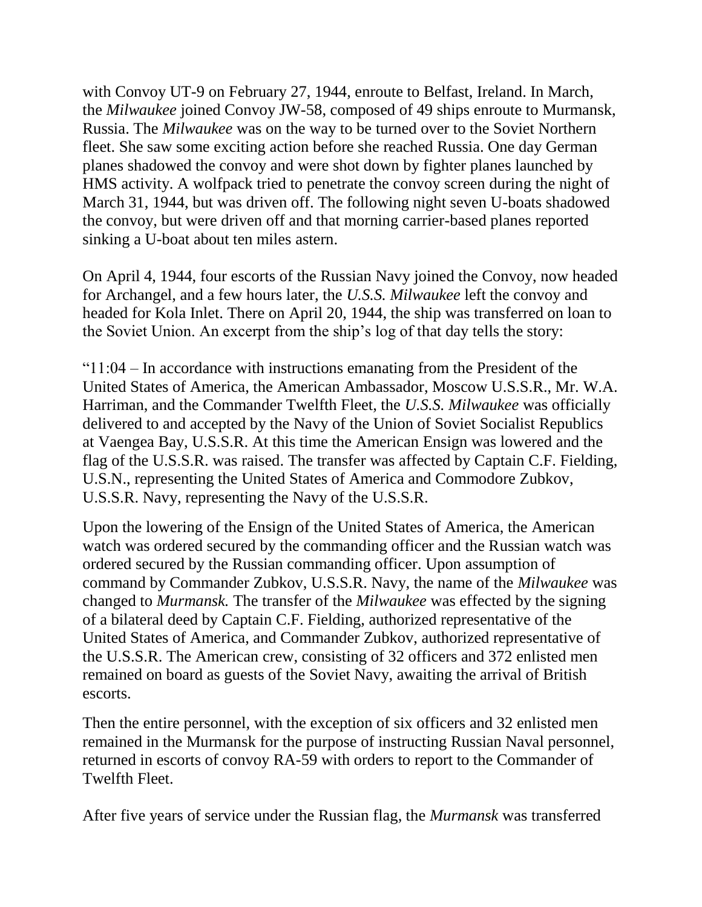with Convoy UT-9 on February 27, 1944, enroute to Belfast, Ireland. In March, the *Milwaukee* joined Convoy JW-58, composed of 49 ships enroute to Murmansk, Russia. The *Milwaukee* was on the way to be turned over to the Soviet Northern fleet. She saw some exciting action before she reached Russia. One day German planes shadowed the convoy and were shot down by fighter planes launched by HMS activity. A wolfpack tried to penetrate the convoy screen during the night of March 31, 1944, but was driven off. The following night seven U-boats shadowed the convoy, but were driven off and that morning carrier-based planes reported sinking a U-boat about ten miles astern.

On April 4, 1944, four escorts of the Russian Navy joined the Convoy, now headed for Archangel, and a few hours later, the *U.S.S. Milwaukee* left the convoy and headed for Kola Inlet. There on April 20, 1944, the ship was transferred on loan to the Soviet Union. An excerpt from the ship's log of that day tells the story:

"11:04 – In accordance with instructions emanating from the President of the United States of America, the American Ambassador, Moscow U.S.S.R., Mr. W.A. Harriman, and the Commander Twelfth Fleet, the *U.S.S. Milwaukee* was officially delivered to and accepted by the Navy of the Union of Soviet Socialist Republics at Vaengea Bay, U.S.S.R. At this time the American Ensign was lowered and the flag of the U.S.S.R. was raised. The transfer was affected by Captain C.F. Fielding, U.S.N., representing the United States of America and Commodore Zubkov, U.S.S.R. Navy, representing the Navy of the U.S.S.R.

Upon the lowering of the Ensign of the United States of America, the American watch was ordered secured by the commanding officer and the Russian watch was ordered secured by the Russian commanding officer. Upon assumption of command by Commander Zubkov, U.S.S.R. Navy, the name of the *Milwaukee* was changed to *Murmansk.* The transfer of the *Milwaukee* was effected by the signing of a bilateral deed by Captain C.F. Fielding, authorized representative of the United States of America, and Commander Zubkov, authorized representative of the U.S.S.R. The American crew, consisting of 32 officers and 372 enlisted men remained on board as guests of the Soviet Navy, awaiting the arrival of British escorts.

Then the entire personnel, with the exception of six officers and 32 enlisted men remained in the Murmansk for the purpose of instructing Russian Naval personnel, returned in escorts of convoy RA-59 with orders to report to the Commander of Twelfth Fleet.

After five years of service under the Russian flag, the *Murmansk* was transferred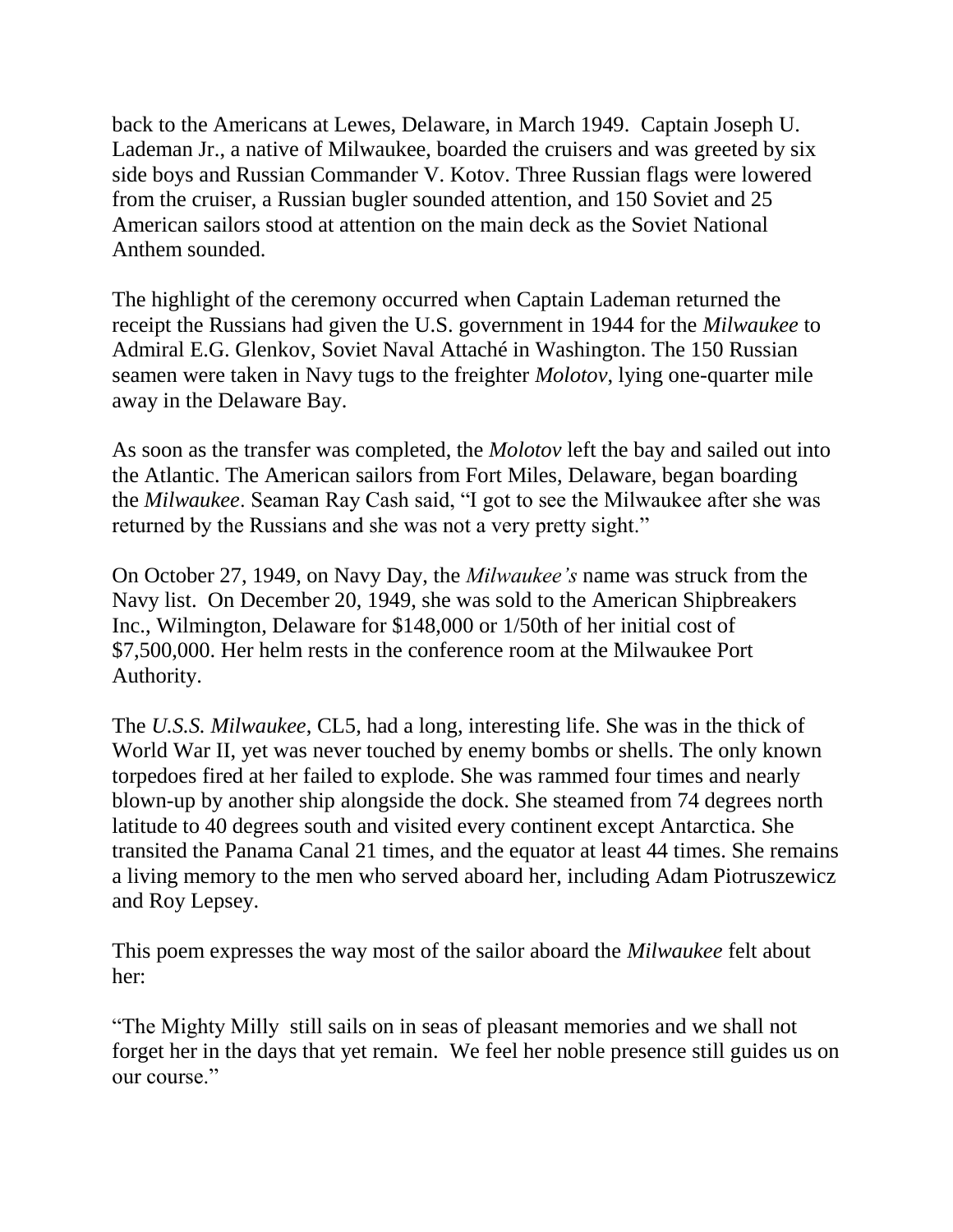back to the Americans at Lewes, Delaware, in March 1949. Captain Joseph U. Lademan Jr., a native of Milwaukee, boarded the cruisers and was greeted by six side boys and Russian Commander V. Kotov. Three Russian flags were lowered from the cruiser, a Russian bugler sounded attention, and 150 Soviet and 25 American sailors stood at attention on the main deck as the Soviet National Anthem sounded.

The highlight of the ceremony occurred when Captain Lademan returned the receipt the Russians had given the U.S. government in 1944 for the *Milwaukee* to Admiral E.G. Glenkov, Soviet Naval Attaché in Washington. The 150 Russian seamen were taken in Navy tugs to the freighter *Molotov*, lying one-quarter mile away in the Delaware Bay.

As soon as the transfer was completed, the *Molotov* left the bay and sailed out into the Atlantic. The American sailors from Fort Miles, Delaware, began boarding the *Milwaukee*. Seaman Ray Cash said, "I got to see the Milwaukee after she was returned by the Russians and she was not a very pretty sight."

On October 27, 1949, on Navy Day, the *Milwaukee's* name was struck from the Navy list. On December 20, 1949, she was sold to the American Shipbreakers Inc., Wilmington, Delaware for $148,000 or 1/50th of her initial cost of $7,500,000. Her helm rests in the conference room at the Milwaukee Port Authority.

The *U.S.S. Milwaukee*, CL5, had a long, interesting life. She was in the thick of World War II, yet was never touched by enemy bombs or shells. The only known torpedoes fired at her failed to explode. She was rammed four times and nearly blown-up by another ship alongside the dock. She steamed from 74 degrees north latitude to 40 degrees south and visited every continent except Antarctica. She transited the Panama Canal 21 times, and the equator at least 44 times. She remains a living memory to the men who served aboard her, including Adam Piotruszewicz and Roy Lepsey.

This poem expresses the way most of the sailor aboard the *Milwaukee* felt about her:

"The Mighty Milly still sails on in seas of pleasant memories and we shall not forget her in the days that yet remain. We feel her noble presence still guides us on our course."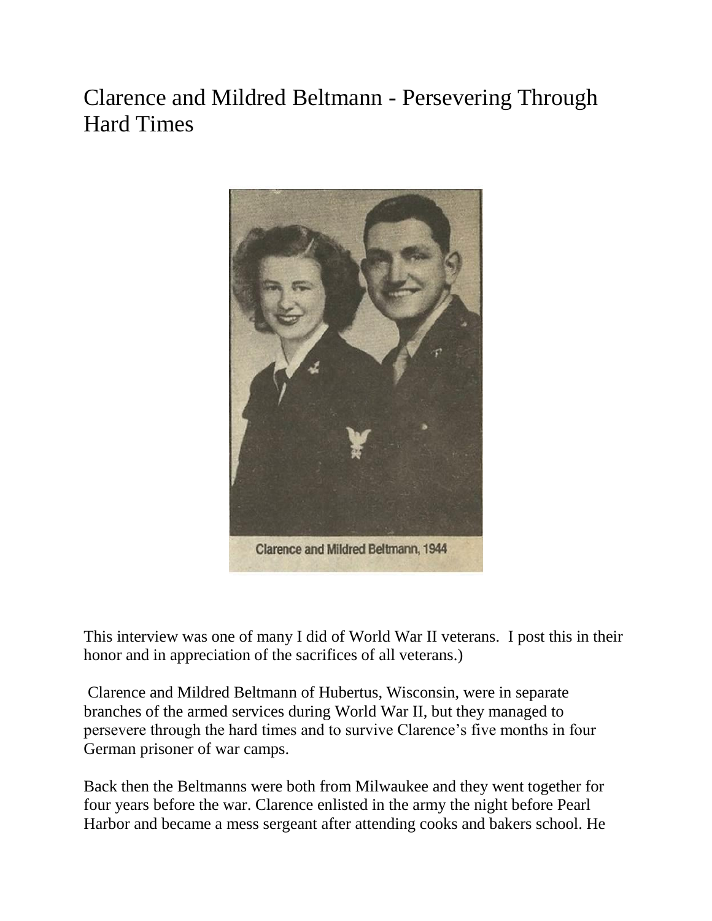# Clarence and Mildred Beltmann - Persevering Through Hard Times

Clarence and Mildred Beltmann, 1944

This interview was one of many I did of World War II veterans. I post this in their honor and in appreciation of the sacrifices of all veterans.)

Clarence and Mildred Beltmann of Hubertus, Wisconsin, were in separate branches of the armed services during World War II, but they managed to persevere through the hard times and to survive Clarence's five months in four German prisoner of war camps.

Back then the Beltmanns were both from Milwaukee and they went together for four years before the war. Clarence enlisted in the army the night before Pearl Harbor and became a mess sergeant after attending cooks and bakers school. He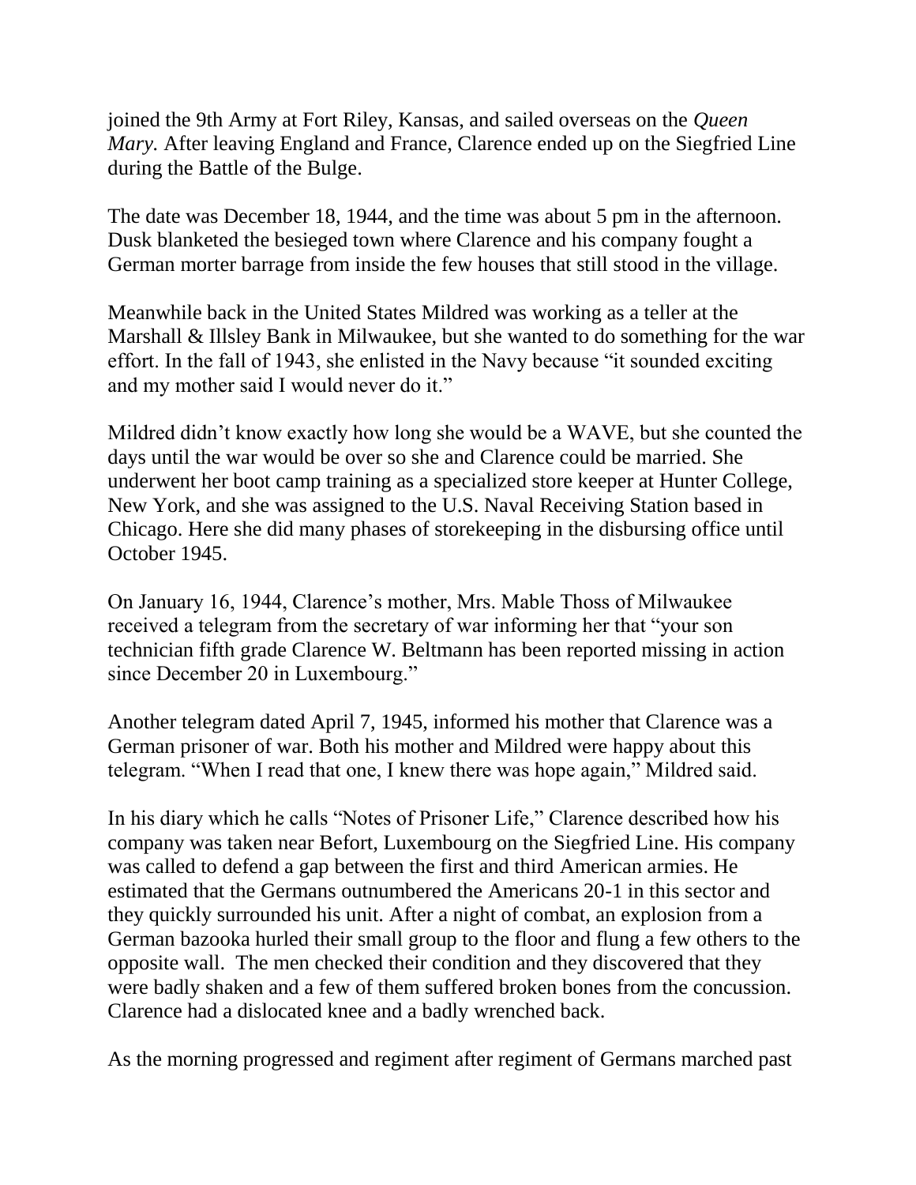joined the 9th Army at Fort Riley, Kansas, and sailed overseas on the *Queen Mary.* After leaving England and France, Clarence ended up on the Siegfried Line during the Battle of the Bulge.

The date was December 18, 1944, and the time was about 5 pm in the afternoon. Dusk blanketed the besieged town where Clarence and his company fought a German morter barrage from inside the few houses that still stood in the village.

Meanwhile back in the United States Mildred was working as a teller at the Marshall & Illsley Bank in Milwaukee, but she wanted to do something for the war effort. In the fall of 1943, she enlisted in the Navy because "it sounded exciting and my mother said I would never do it."

Mildred didn't know exactly how long she would be a WAVE, but she counted the days until the war would be over so she and Clarence could be married. She underwent her boot camp training as a specialized store keeper at Hunter College, New York, and she was assigned to the U.S. Naval Receiving Station based in Chicago. Here she did many phases of storekeeping in the disbursing office until October 1945.

On January 16, 1944, Clarence's mother, Mrs. Mable Thoss of Milwaukee received a telegram from the secretary of war informing her that "your son technician fifth grade Clarence W. Beltmann has been reported missing in action since December 20 in Luxembourg."

Another telegram dated April 7, 1945, informed his mother that Clarence was a German prisoner of war. Both his mother and Mildred were happy about this telegram. "When I read that one, I knew there was hope again," Mildred said.

In his diary which he calls "Notes of Prisoner Life," Clarence described how his company was taken near Befort, Luxembourg on the Siegfried Line. His company was called to defend a gap between the first and third American armies. He estimated that the Germans outnumbered the Americans 20-1 in this sector and they quickly surrounded his unit. After a night of combat, an explosion from a German bazooka hurled their small group to the floor and flung a few others to the opposite wall. The men checked their condition and they discovered that they were badly shaken and a few of them suffered broken bones from the concussion. Clarence had a dislocated knee and a badly wrenched back.

As the morning progressed and regiment after regiment of Germans marched past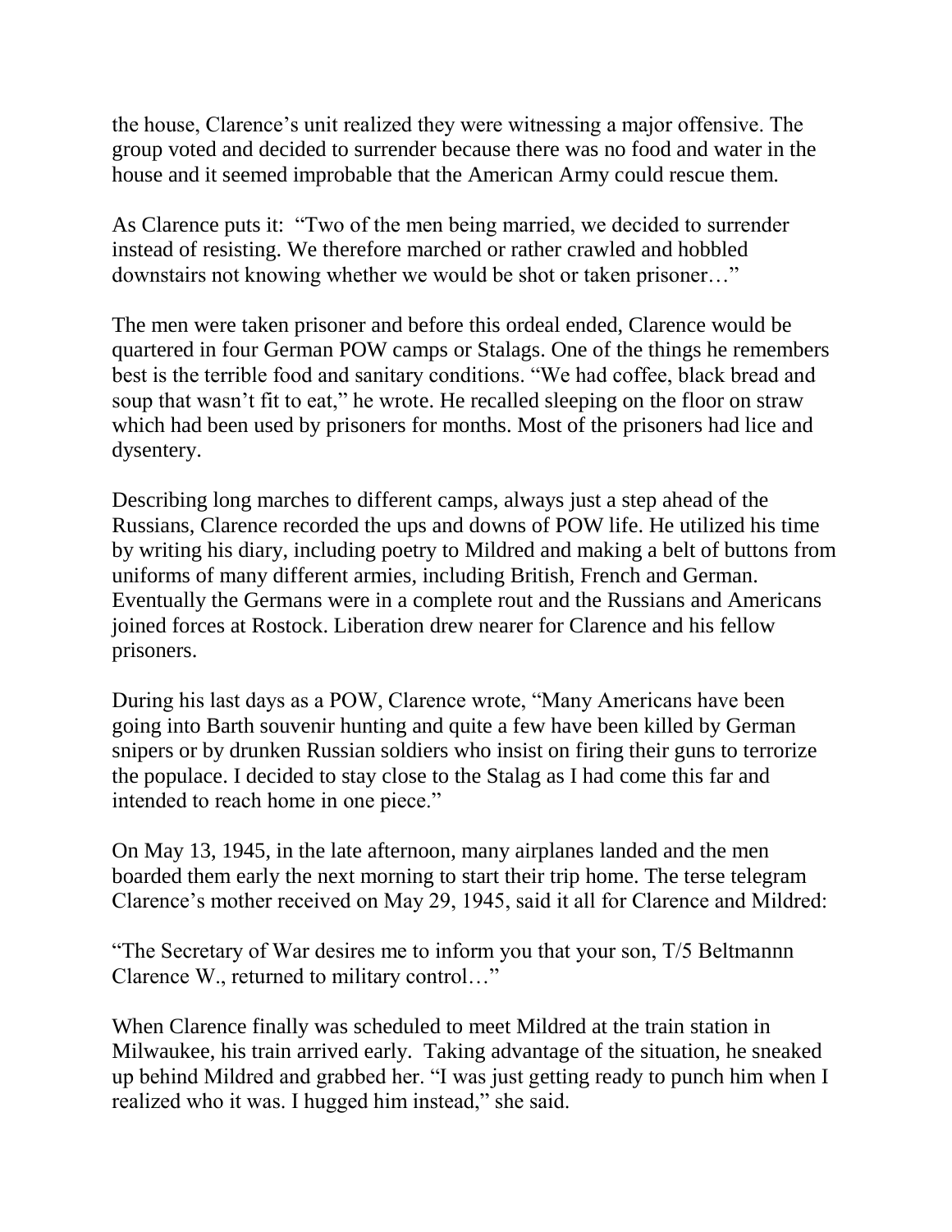the house, Clarence's unit realized they were witnessing a major offensive. The group voted and decided to surrender because there was no food and water in the house and it seemed improbable that the American Army could rescue them.

As Clarence puts it: "Two of the men being married, we decided to surrender instead of resisting. We therefore marched or rather crawled and hobbled downstairs not knowing whether we would be shot or taken prisoner…"

The men were taken prisoner and before this ordeal ended, Clarence would be quartered in four German POW camps or Stalags. One of the things he remembers best is the terrible food and sanitary conditions. "We had coffee, black bread and soup that wasn't fit to eat," he wrote. He recalled sleeping on the floor on straw which had been used by prisoners for months. Most of the prisoners had lice and dysentery.

Describing long marches to different camps, always just a step ahead of the Russians, Clarence recorded the ups and downs of POW life. He utilized his time by writing his diary, including poetry to Mildred and making a belt of buttons from uniforms of many different armies, including British, French and German. Eventually the Germans were in a complete rout and the Russians and Americans joined forces at Rostock. Liberation drew nearer for Clarence and his fellow prisoners.

During his last days as a POW, Clarence wrote, "Many Americans have been going into Barth souvenir hunting and quite a few have been killed by German snipers or by drunken Russian soldiers who insist on firing their guns to terrorize the populace. I decided to stay close to the Stalag as I had come this far and intended to reach home in one piece."

On May 13, 1945, in the late afternoon, many airplanes landed and the men boarded them early the next morning to start their trip home. The terse telegram Clarence's mother received on May 29, 1945, said it all for Clarence and Mildred:

"The Secretary of War desires me to inform you that your son, T/5 Beltmannn Clarence W., returned to military control…"

When Clarence finally was scheduled to meet Mildred at the train station in Milwaukee, his train arrived early. Taking advantage of the situation, he sneaked up behind Mildred and grabbed her. "I was just getting ready to punch him when I realized who it was. I hugged him instead," she said.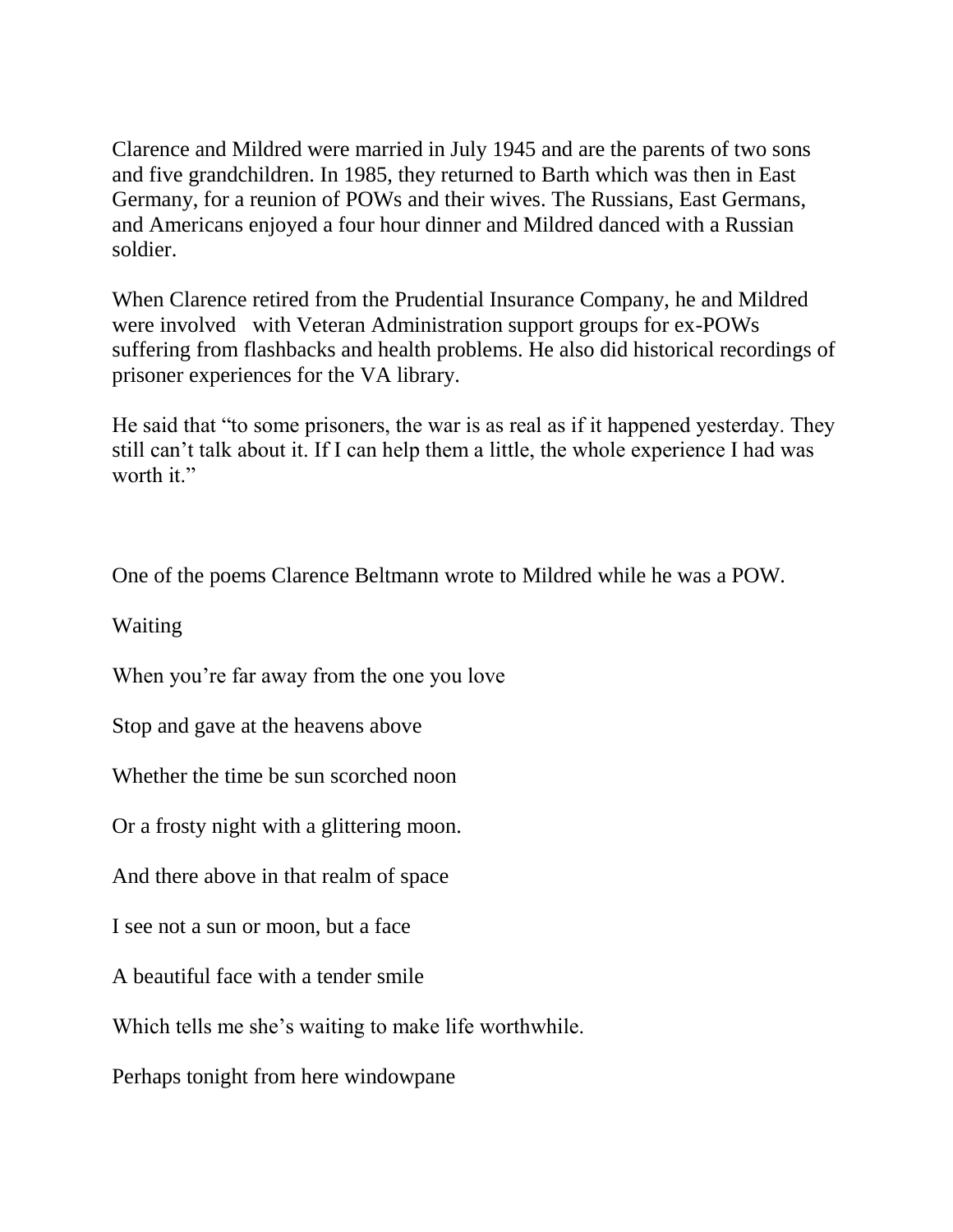Clarence and Mildred were married in July 1945 and are the parents of two sons and five grandchildren. In 1985, they returned to Barth which was then in East Germany, for a reunion of POWs and their wives. The Russians, East Germans, and Americans enjoyed a four hour dinner and Mildred danced with a Russian soldier.

When Clarence retired from the Prudential Insurance Company, he and Mildred were involved with Veteran Administration support groups for ex-POWs suffering from flashbacks and health problems. He also did historical recordings of prisoner experiences for the VA library.

He said that "to some prisoners, the war is as real as if it happened yesterday. They still can't talk about it. If I can help them a little, the whole experience I had was worth it."

One of the poems Clarence Beltmann wrote to Mildred while he was a POW.

Waiting

When you're far away from the one you love

Stop and gave at the heavens above

Whether the time be sun scorched noon

Or a frosty night with a glittering moon.

And there above in that realm of space

I see not a sun or moon, but a face

A beautiful face with a tender smile

Which tells me she's waiting to make life worthwhile.

Perhaps tonight from here windowpane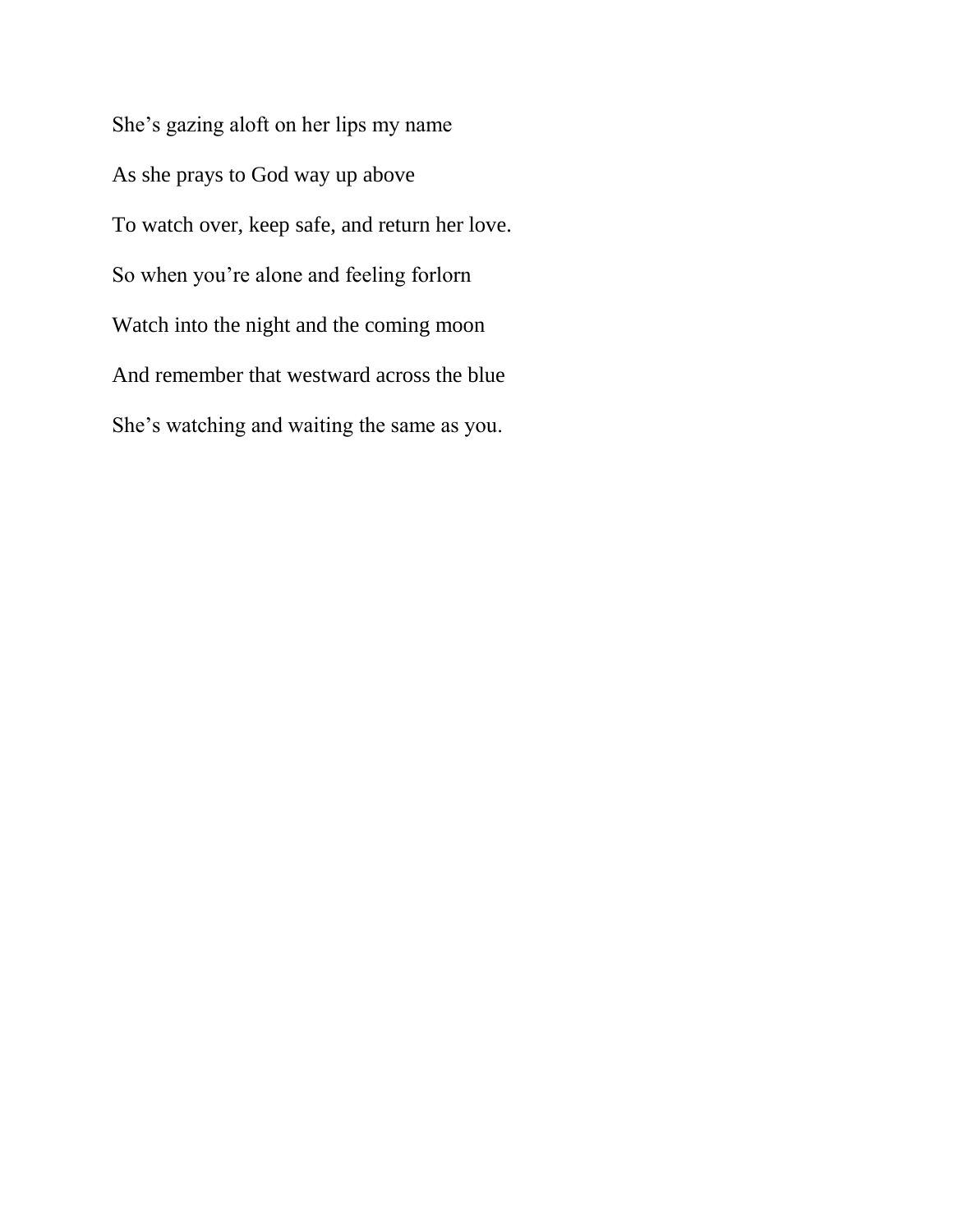She’s gazing aloft on her lips my name

As she prays to God way up above

To watch over, keep safe, and return her love.

So when you’re alone and feeling forlorn

Watch into the night and the coming moon

And remember that westward across the blue

She’s watching and waiting the same as you.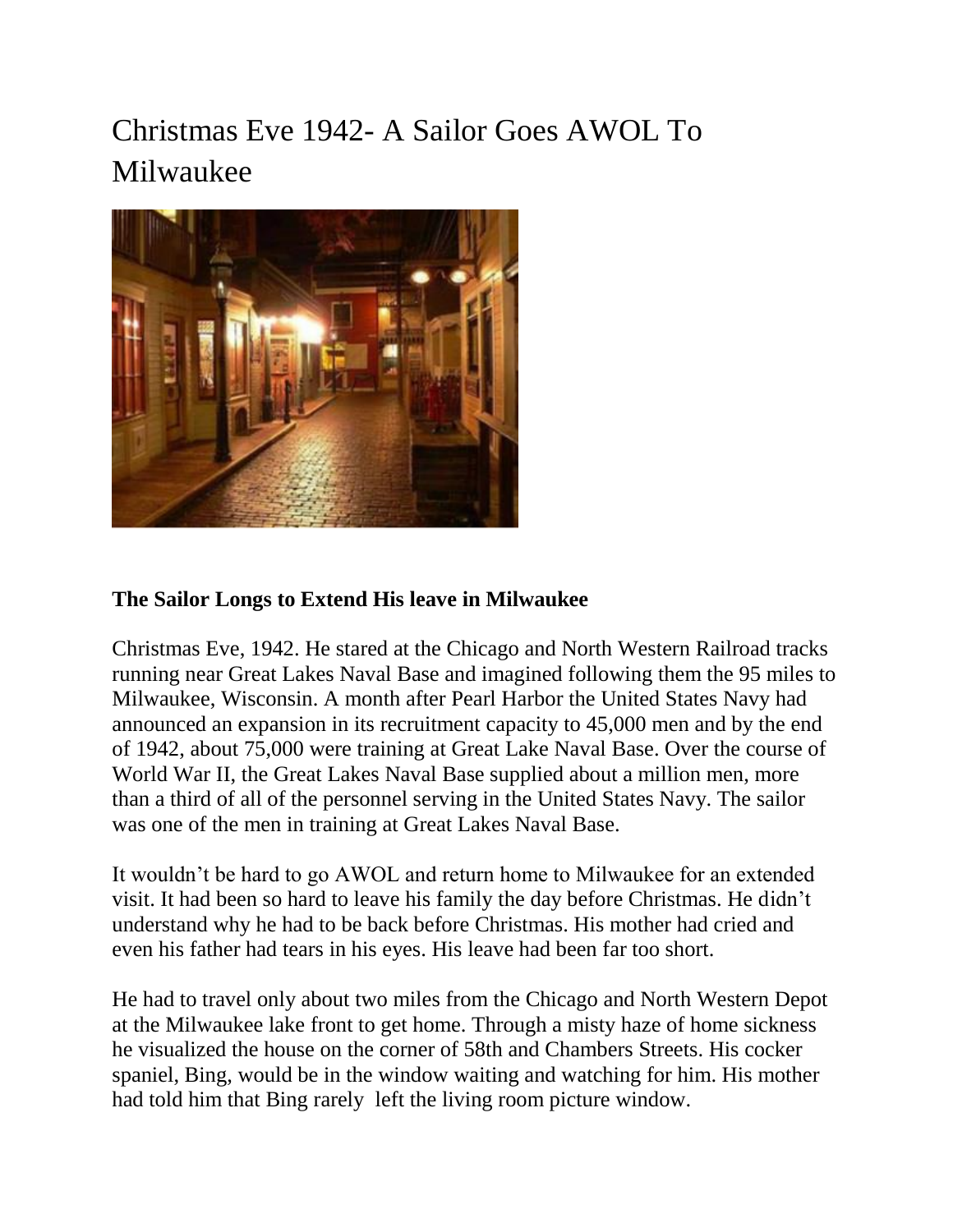# Christmas Eve 1942- A Sailor Goes AWOL To Milwaukee

**The Sailor Longs to Extend His leave in Milwaukee**

Christmas Eve, 1942. He stared at the Chicago and North Western Railroad tracks running near Great Lakes Naval Base and imagined following them the 95 miles to Milwaukee, Wisconsin. A month after Pearl Harbor the United States Navy had announced an expansion in its recruitment capacity to 45,000 men and by the end of 1942, about 75,000 were training at Great Lake Naval Base. Over the course of World War II, the Great Lakes Naval Base supplied about a million men, more than a third of all of the personnel serving in the United States Navy. The sailor was one of the men in training at Great Lakes Naval Base.

It wouldn't be hard to go AWOL and return home to Milwaukee for an extended visit. It had been so hard to leave his family the day before Christmas. He didn't understand why he had to be back before Christmas. His mother had cried and even his father had tears in his eyes. His leave had been far too short.

He had to travel only about two miles from the Chicago and North Western Depot at the Milwaukee lake front to get home. Through a misty haze of home sickness he visualized the house on the corner of 58th and Chambers Streets. His cocker spaniel, Bing, would be in the window waiting and watching for him. His mother had told him that Bing rarely left the living room picture window.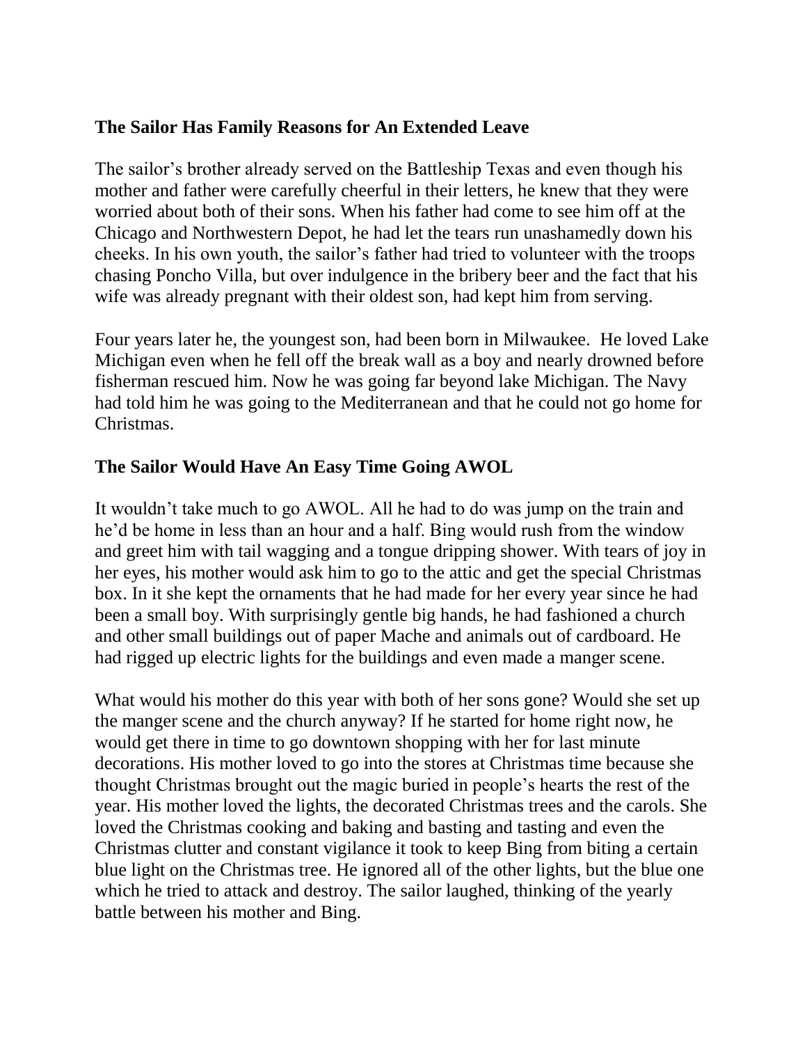## The Sailor Has Family Reasons for An Extended Leave

The sailor's brother already served on the Battleship Texas and even though his mother and father were carefully cheerful in their letters, he knew that they were worried about both of their sons. When his father had come to see him off at the Chicago and Northwestern Depot, he had let the tears run unashamedly down his cheeks. In his own youth, the sailor's father had tried to volunteer with the troops chasing Poncho Villa, but over indulgence in the bribery beer and the fact that his wife was already pregnant with their oldest son, had kept him from serving.

Four years later he, the youngest son, had been born in Milwaukee. He loved Lake Michigan even when he fell off the break wall as a boy and nearly drowned before fisherman rescued him. Now he was going far beyond lake Michigan. The Navy had told him he was going to the Mediterranean and that he could not go home for Christmas.

## The Sailor Would Have An Easy Time Going AWOL

It wouldn't take much to go AWOL. All he had to do was jump on the train and he'd be home in less than an hour and a half. Bing would rush from the window and greet him with tail wagging and a tongue dripping shower. With tears of joy in her eyes, his mother would ask him to go to the attic and get the special Christmas box. In it she kept the ornaments that he had made for her every year since he had been a small boy. With surprisingly gentle big hands, he had fashioned a church and other small buildings out of paper Mache and animals out of cardboard. He had rigged up electric lights for the buildings and even made a manger scene.

What would his mother do this year with both of her sons gone? Would she set up the manger scene and the church anyway? If he started for home right now, he would get there in time to go downtown shopping with her for last minute decorations. His mother loved to go into the stores at Christmas time because she thought Christmas brought out the magic buried in people's hearts the rest of the year. His mother loved the lights, the decorated Christmas trees and the carols. She loved the Christmas cooking and baking and basting and tasting and even the Christmas clutter and constant vigilance it took to keep Bing from biting a certain blue light on the Christmas tree. He ignored all of the other lights, but the blue one which he tried to attack and destroy. The sailor laughed, thinking of the yearly battle between his mother and Bing.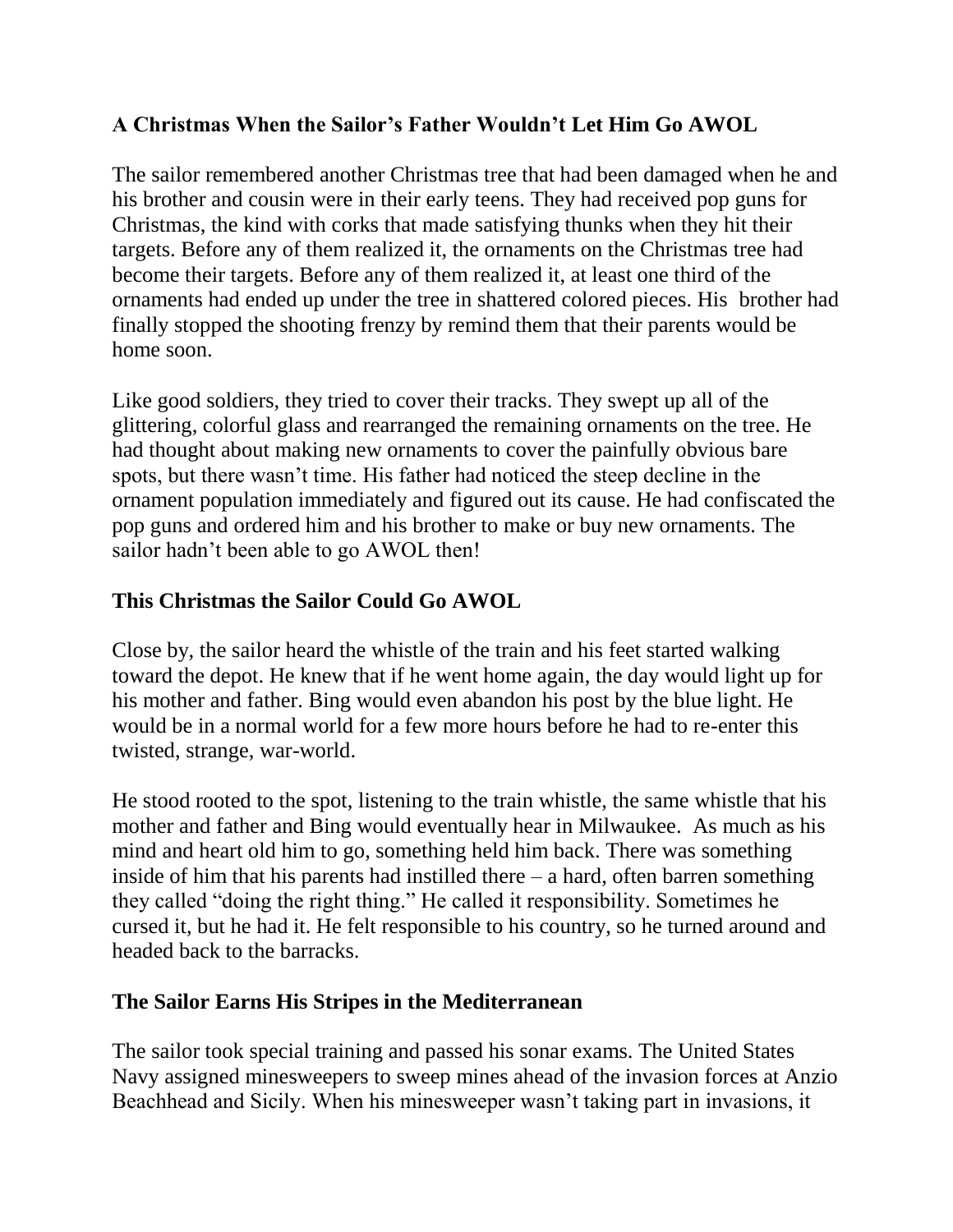### A Christmas When the Sailor's Father Wouldn't Let Him Go AWOL

The sailor remembered another Christmas tree that had been damaged when he and his brother and cousin were in their early teens. They had received pop guns for Christmas, the kind with corks that made satisfying thunks when they hit their targets. Before any of them realized it, the ornaments on the Christmas tree had become their targets. Before any of them realized it, at least one third of the ornaments had ended up under the tree in shattered colored pieces. His brother had finally stopped the shooting frenzy by remind them that their parents would be home soon.

Like good soldiers, they tried to cover their tracks. They swept up all of the glittering, colorful glass and rearranged the remaining ornaments on the tree. He had thought about making new ornaments to cover the painfully obvious bare spots, but there wasn't time. His father had noticed the steep decline in the ornament population immediately and figured out its cause. He had confiscated the pop guns and ordered him and his brother to make or buy new ornaments. The sailor hadn't been able to go AWOL then!

### This Christmas the Sailor Could Go AWOL

Close by, the sailor heard the whistle of the train and his feet started walking toward the depot. He knew that if he went home again, the day would light up for his mother and father. Bing would even abandon his post by the blue light. He would be in a normal world for a few more hours before he had to re-enter this twisted, strange, war-world.

He stood rooted to the spot, listening to the train whistle, the same whistle that his mother and father and Bing would eventually hear in Milwaukee. As much as his mind and heart old him to go, something held him back. There was something inside of him that his parents had instilled there – a hard, often barren something they called "doing the right thing." He called it responsibility. Sometimes he cursed it, but he had it. He felt responsible to his country, so he turned around and headed back to the barracks.

### The Sailor Earns His Stripes in the Mediterranean

The sailor took special training and passed his sonar exams. The United States Navy assigned minesweepers to sweep mines ahead of the invasion forces at Anzio Beachhead and Sicily. When his minesweeper wasn't taking part in invasions, it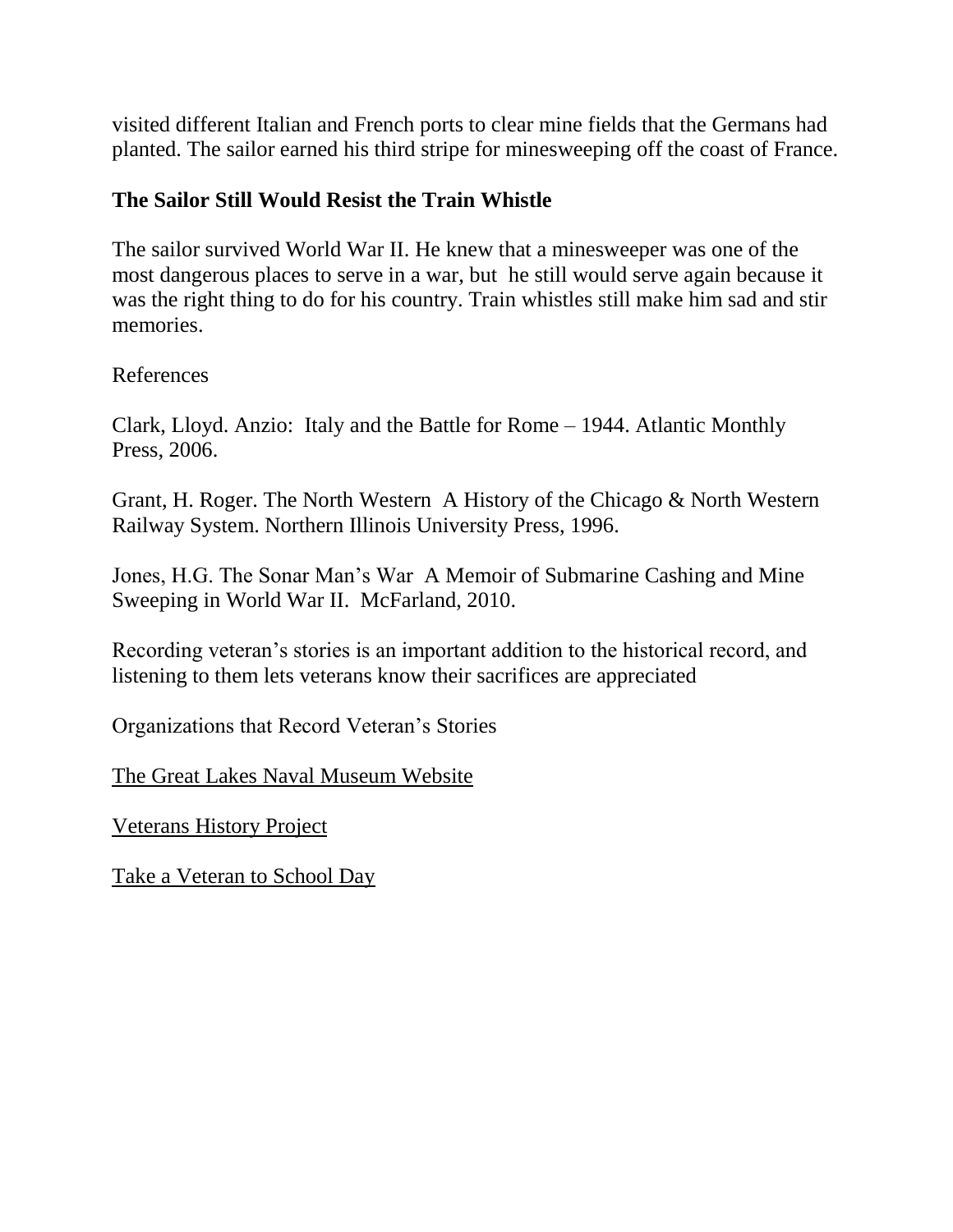visited different Italian and French ports to clear mine fields that the Germans had planted. The sailor earned his third stripe for minesweeping off the coast of France.

## The Sailor Still Would Resist the Train Whistle

The sailor survived World War II. He knew that a minesweeper was one of the most dangerous places to serve in a war, but he still would serve again because it was the right thing to do for his country. Train whistles still make him sad and stir memories.

References

Clark, Lloyd. Anzio: Italy and the Battle for Rome – 1944. Atlantic Monthly Press, 2006.

Grant, H. Roger. The North Western A History of the Chicago & North Western Railway System. Northern Illinois University Press, 1996.

Jones, H.G. The Sonar Man's War A Memoir of Submarine Cashing and Mine Sweeping in World War II. McFarland, 2010.

Recording veteran's stories is an important addition to the historical record, and listening to them lets veterans know their sacrifices are appreciated

Organizations that Record Veteran's Stories

The Great Lakes Naval Museum Website

Veterans History Project

Take a Veteran to School Day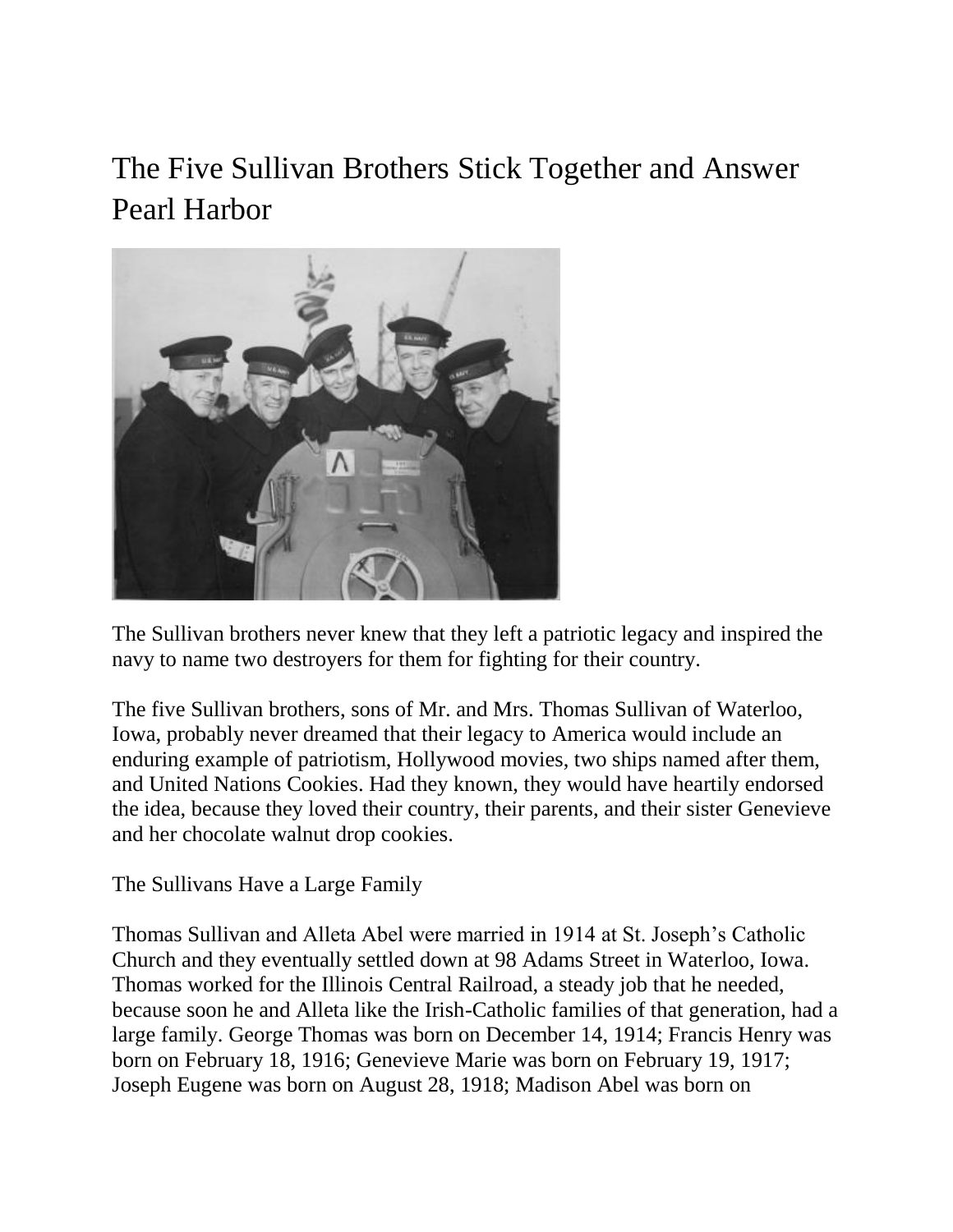# The Five Sullivan Brothers Stick Together and Answer Pearl Harbor

The Sullivan brothers never knew that they left a patriotic legacy and inspired the navy to name two destroyers for them for fighting for their country.

The five Sullivan brothers, sons of Mr. and Mrs. Thomas Sullivan of Waterloo, Iowa, probably never dreamed that their legacy to America would include an enduring example of patriotism, Hollywood movies, two ships named after them, and United Nations Cookies. Had they known, they would have heartily endorsed the idea, because they loved their country, their parents, and their sister Genevieve and her chocolate walnut drop cookies.

## The Sullivans Have a Large Family

Thomas Sullivan and Alleta Abel were married in 1914 at St. Joseph's Catholic Church and they eventually settled down at 98 Adams Street in Waterloo, Iowa. Thomas worked for the Illinois Central Railroad, a steady job that he needed, because soon he and Alleta like the Irish-Catholic families of that generation, had a large family. George Thomas was born on December 14, 1914; Francis Henry was born on February 18, 1916; Genevieve Marie was born on February 19, 1917; Joseph Eugene was born on August 28, 1918; Madison Abel was born on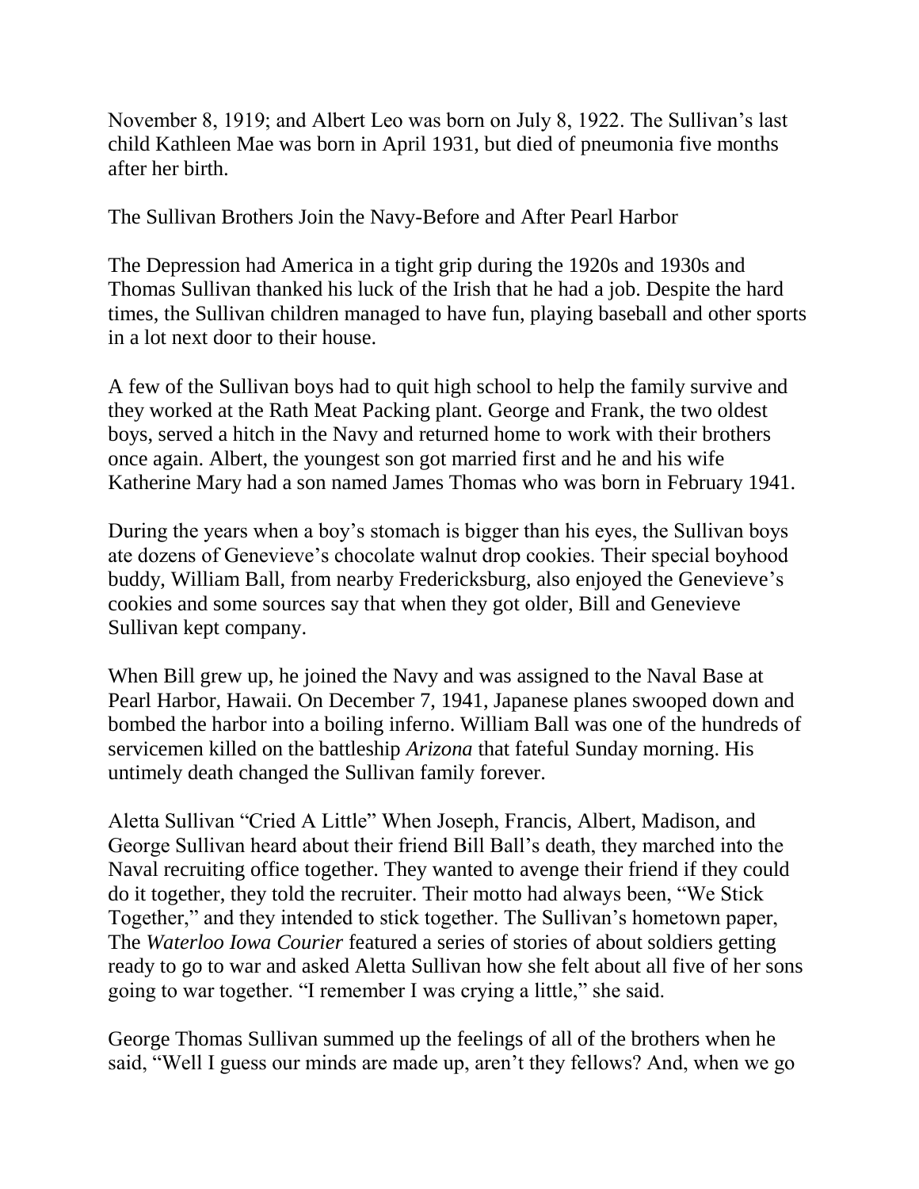November 8, 1919; and Albert Leo was born on July 8, 1922. The Sullivan's last child Kathleen Mae was born in April 1931, but died of pneumonia five months after her birth.

## The Sullivan Brothers Join the Navy-Before and After Pearl Harbor

The Depression had America in a tight grip during the 1920s and 1930s and Thomas Sullivan thanked his luck of the Irish that he had a job. Despite the hard times, the Sullivan children managed to have fun, playing baseball and other sports in a lot next door to their house.

A few of the Sullivan boys had to quit high school to help the family survive and they worked at the Rath Meat Packing plant. George and Frank, the two oldest boys, served a hitch in the Navy and returned home to work with their brothers once again. Albert, the youngest son got married first and he and his wife Katherine Mary had a son named James Thomas who was born in February 1941.

During the years when a boy's stomach is bigger than his eyes, the Sullivan boys ate dozens of Genevieve's chocolate walnut drop cookies. Their special boyhood buddy, William Ball, from nearby Fredericksburg, also enjoyed the Genevieve's cookies and some sources say that when they got older, Bill and Genevieve Sullivan kept company.

When Bill grew up, he joined the Navy and was assigned to the Naval Base at Pearl Harbor, Hawaii. On December 7, 1941, Japanese planes swooped down and bombed the harbor into a boiling inferno. William Ball was one of the hundreds of servicemen killed on the battleship *Arizona* that fateful Sunday morning. His untimely death changed the Sullivan family forever.

Aletta Sullivan "Cried A Little" When Joseph, Francis, Albert, Madison, and George Sullivan heard about their friend Bill Ball's death, they marched into the Naval recruiting office together. They wanted to avenge their friend if they could do it together, they told the recruiter. Their motto had always been, "We Stick Together," and they intended to stick together. The Sullivan's hometown paper, The *Waterloo Iowa Courier* featured a series of stories of about soldiers getting ready to go to war and asked Aletta Sullivan how she felt about all five of her sons going to war together. "I remember I was crying a little," she said.

George Thomas Sullivan summed up the feelings of all of the brothers when he said, "Well I guess our minds are made up, aren't they fellows? And, when we go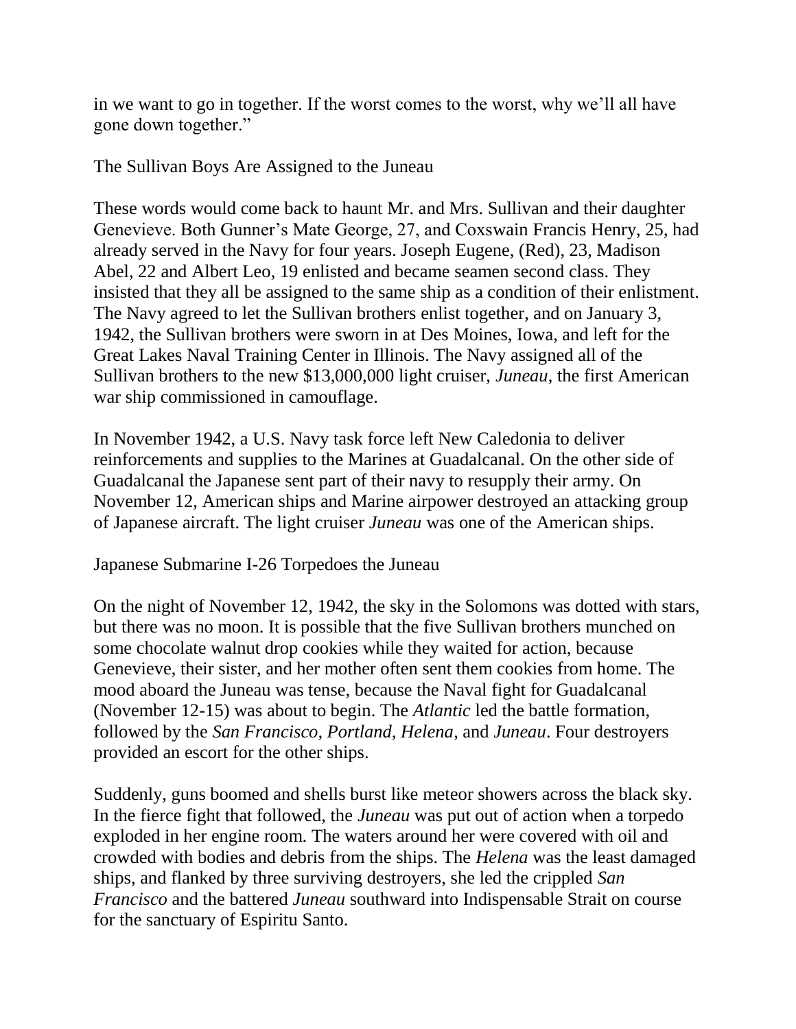in we want to go in together. If the worst comes to the worst, why we'll all have gone down together."

## The Sullivan Boys Are Assigned to the Juneau

These words would come back to haunt Mr. and Mrs. Sullivan and their daughter Genevieve. Both Gunner's Mate George, 27, and Coxswain Francis Henry, 25, had already served in the Navy for four years. Joseph Eugene, (Red), 23, Madison Abel, 22 and Albert Leo, 19 enlisted and became seamen second class. They insisted that they all be assigned to the same ship as a condition of their enlistment. The Navy agreed to let the Sullivan brothers enlist together, and on January 3, 1942, the Sullivan brothers were sworn in at Des Moines, Iowa, and left for the Great Lakes Naval Training Center in Illinois. The Navy assigned all of the Sullivan brothers to the new $13,000,000 light cruiser, *Juneau*, the first American war ship commissioned in camouflage.

In November 1942, a U.S. Navy task force left New Caledonia to deliver reinforcements and supplies to the Marines at Guadalcanal. On the other side of Guadalcanal the Japanese sent part of their navy to resupply their army. On November 12, American ships and Marine airpower destroyed an attacking group of Japanese aircraft. The light cruiser *Juneau* was one of the American ships.

## Japanese Submarine I-26 Torpedoes the Juneau

On the night of November 12, 1942, the sky in the Solomons was dotted with stars, but there was no moon. It is possible that the five Sullivan brothers munched on some chocolate walnut drop cookies while they waited for action, because Genevieve, their sister, and her mother often sent them cookies from home. The mood aboard the Juneau was tense, because the Naval fight for Guadalcanal (November 12-15) was about to begin. The *Atlantic* led the battle formation, followed by the *San Francisco, Portland, Helena*, and *Juneau*. Four destroyers provided an escort for the other ships.

Suddenly, guns boomed and shells burst like meteor showers across the black sky. In the fierce fight that followed, the *Juneau* was put out of action when a torpedo exploded in her engine room. The waters around her were covered with oil and crowded with bodies and debris from the ships. The *Helena* was the least damaged ships, and flanked by three surviving destroyers, she led the crippled *San Francisco* and the battered *Juneau* southward into Indispensable Strait on course for the sanctuary of Espiritu Santo.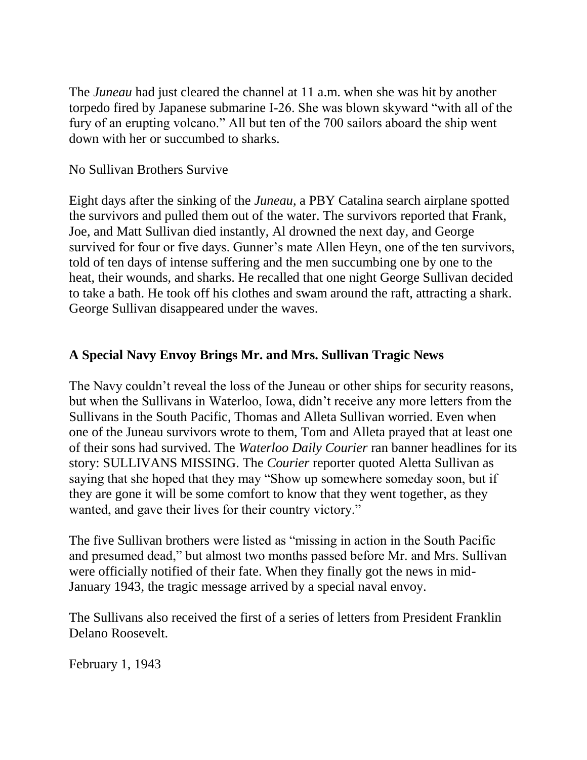The *Juneau* had just cleared the channel at 11 a.m. when she was hit by another torpedo fired by Japanese submarine I-26. She was blown skyward "with all of the fury of an erupting volcano." All but ten of the 700 sailors aboard the ship went down with her or succumbed to sharks.

No Sullivan Brothers Survive

Eight days after the sinking of the *Juneau*, a PBY Catalina search airplane spotted the survivors and pulled them out of the water. The survivors reported that Frank, Joe, and Matt Sullivan died instantly, Al drowned the next day, and George survived for four or five days. Gunner's mate Allen Heyn, one of the ten survivors, told of ten days of intense suffering and the men succumbing one by one to the heat, their wounds, and sharks. He recalled that one night George Sullivan decided to take a bath. He took off his clothes and swam around the raft, attracting a shark. George Sullivan disappeared under the waves.

## A Special Navy Envoy Brings Mr. and Mrs. Sullivan Tragic News

The Navy couldn't reveal the loss of the Juneau or other ships for security reasons, but when the Sullivans in Waterloo, Iowa, didn't receive any more letters from the Sullivans in the South Pacific, Thomas and Alleta Sullivan worried. Even when one of the Juneau survivors wrote to them, Tom and Alleta prayed that at least one of their sons had survived. The *Waterloo Daily Courier* ran banner headlines for its story: SULLIVANS MISSING. The *Courier* reporter quoted Aletta Sullivan as saying that she hoped that they may "Show up somewhere someday soon, but if they are gone it will be some comfort to know that they went together, as they wanted, and gave their lives for their country victory."

The five Sullivan brothers were listed as "missing in action in the South Pacific and presumed dead," but almost two months passed before Mr. and Mrs. Sullivan were officially notified of their fate. When they finally got the news in mid-January 1943, the tragic message arrived by a special naval envoy.

The Sullivans also received the first of a series of letters from President Franklin Delano Roosevelt.

February 1, 1943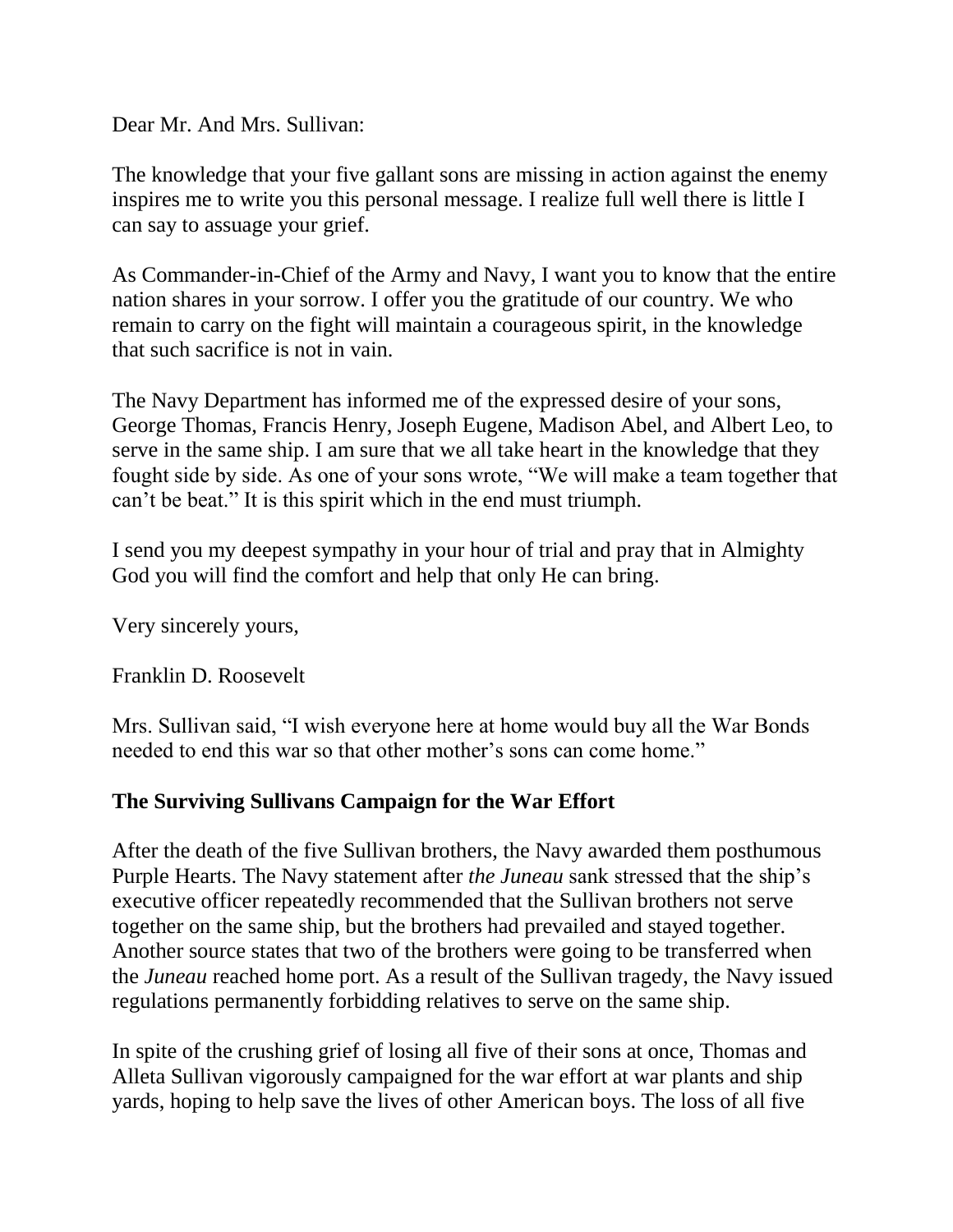Dear Mr. And Mrs. Sullivan:

The knowledge that your five gallant sons are missing in action against the enemy inspires me to write you this personal message. I realize full well there is little I can say to assuage your grief.

As Commander-in-Chief of the Army and Navy, I want you to know that the entire nation shares in your sorrow. I offer you the gratitude of our country. We who remain to carry on the fight will maintain a courageous spirit, in the knowledge that such sacrifice is not in vain.

The Navy Department has informed me of the expressed desire of your sons, George Thomas, Francis Henry, Joseph Eugene, Madison Abel, and Albert Leo, to serve in the same ship. I am sure that we all take heart in the knowledge that they fought side by side. As one of your sons wrote, “We will make a team together that can’t be beat.” It is this spirit which in the end must triumph.

I send you my deepest sympathy in your hour of trial and pray that in Almighty God you will find the comfort and help that only He can bring.

Very sincerely yours,

Franklin D. Roosevelt

Mrs. Sullivan said, “I wish everyone here at home would buy all the War Bonds needed to end this war so that other mother’s sons can come home.”

**The Surviving Sullivans Campaign for the War Effort**

After the death of the five Sullivan brothers, the Navy awarded them posthumous Purple Hearts. The Navy statement after *the Juneau* sank stressed that the ship’s executive officer repeatedly recommended that the Sullivan brothers not serve together on the same ship, but the brothers had prevailed and stayed together. Another source states that two of the brothers were going to be transferred when the *Juneau* reached home port. As a result of the Sullivan tragedy, the Navy issued regulations permanently forbidding relatives to serve on the same ship.

In spite of the crushing grief of losing all five of their sons at once, Thomas and Alleta Sullivan vigorously campaigned for the war effort at war plants and ship yards, hoping to help save the lives of other American boys. The loss of all five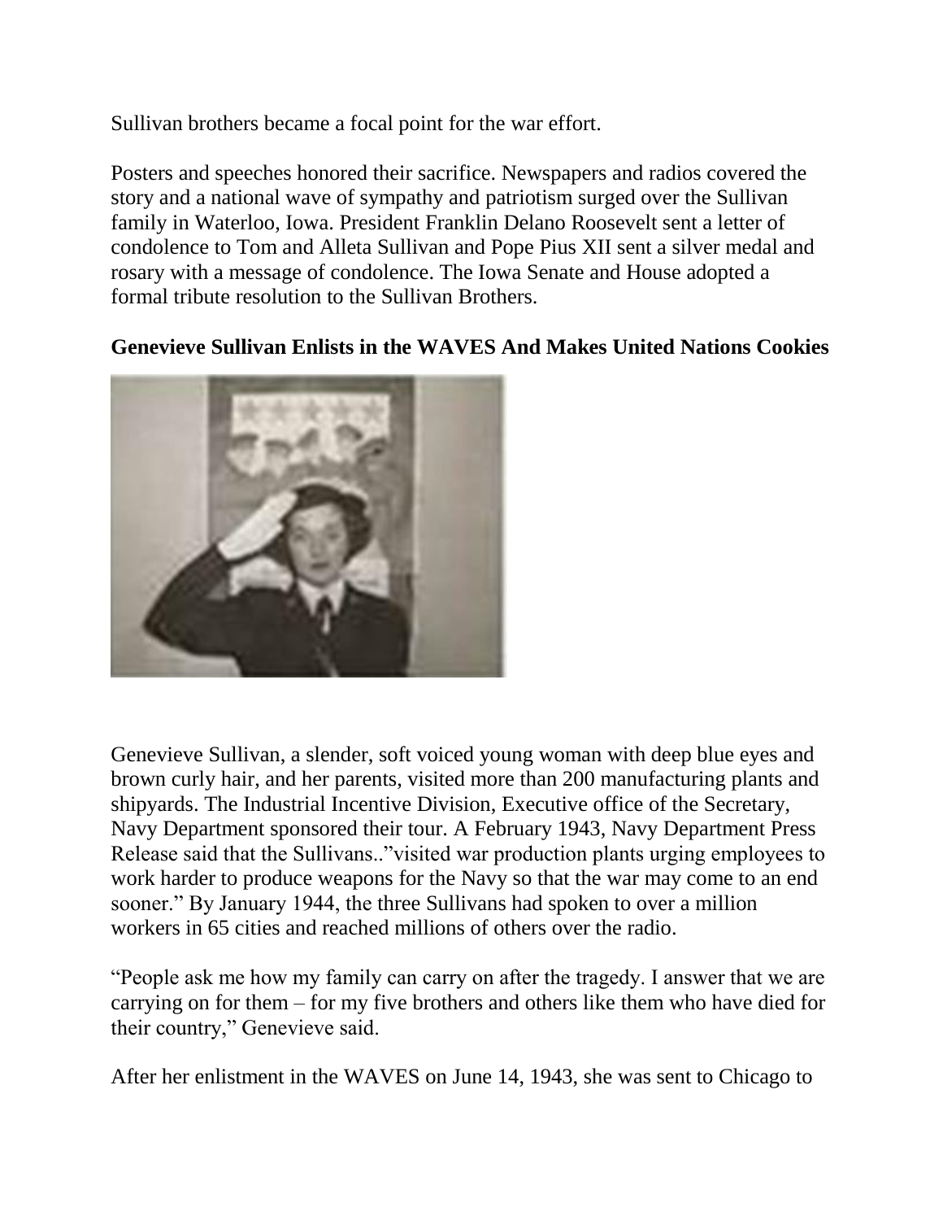Sullivan brothers became a focal point for the war effort.

Posters and speeches honored their sacrifice. Newspapers and radios covered the story and a national wave of sympathy and patriotism surged over the Sullivan family in Waterloo, Iowa. President Franklin Delano Roosevelt sent a letter of condolence to Tom and Alleta Sullivan and Pope Pius XII sent a silver medal and rosary with a message of condolence. The Iowa Senate and House adopted a formal tribute resolution to the Sullivan Brothers.

**Genevieve Sullivan Enlists in the WAVES And Makes United Nations Cookies**

Genevieve Sullivan, a slender, soft voiced young woman with deep blue eyes and brown curly hair, and her parents, visited more than 200 manufacturing plants and shipyards. The Industrial Incentive Division, Executive office of the Secretary, Navy Department sponsored their tour. A February 1943, Navy Department Press Release said that the Sullivans..”visited war production plants urging employees to work harder to produce weapons for the Navy so that the war may come to an end sooner.” By January 1944, the three Sullivans had spoken to over a million workers in 65 cities and reached millions of others over the radio.

“People ask me how my family can carry on after the tragedy. I answer that we are carrying on for them – for my five brothers and others like them who have died for their country,” Genevieve said.

After her enlistment in the WAVES on June 14, 1943, she was sent to Chicago to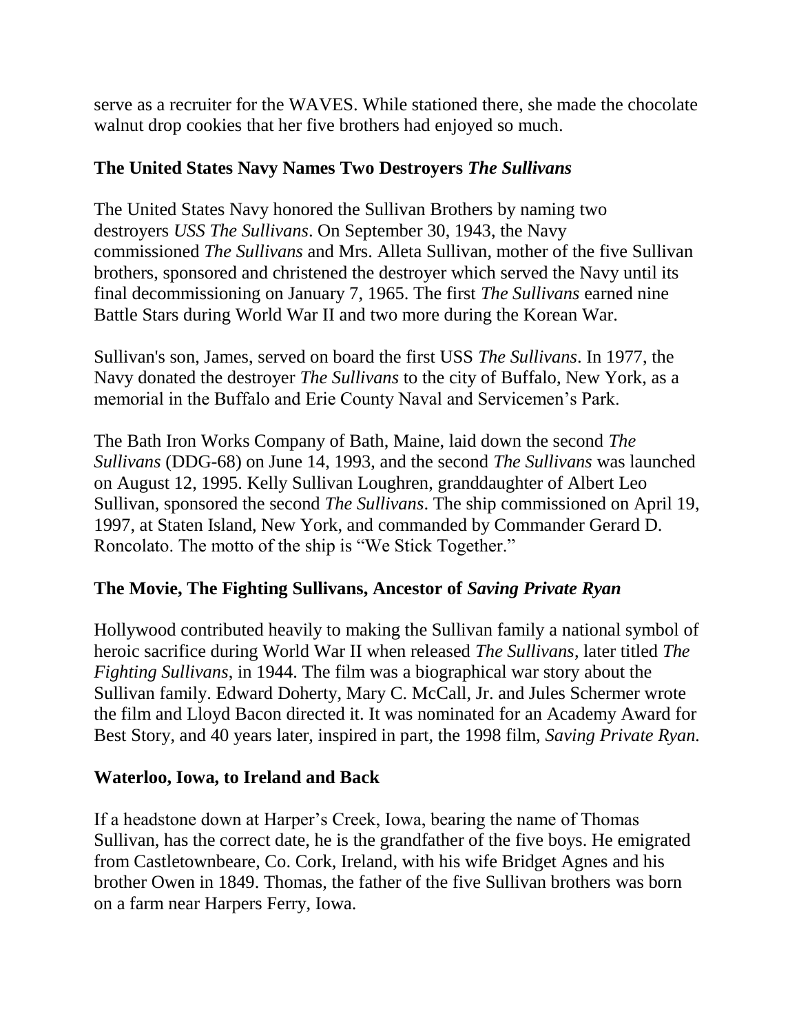serve as a recruiter for the WAVES. While stationed there, she made the chocolate walnut drop cookies that her five brothers had enjoyed so much.

## The United States Navy Names Two Destroyers *The Sullivans*

The United States Navy honored the Sullivan Brothers by naming two destroyers *USS The Sullivans*. On September 30, 1943, the Navy commissioned *The Sullivans* and Mrs. Alleta Sullivan, mother of the five Sullivan brothers, sponsored and christened the destroyer which served the Navy until its final decommissioning on January 7, 1965. The first *The Sullivans* earned nine Battle Stars during World War II and two more during the Korean War.

Sullivan's son, James, served on board the first USS *The Sullivans*. In 1977, the Navy donated the destroyer *The Sullivans* to the city of Buffalo, New York, as a memorial in the Buffalo and Erie County Naval and Servicemen's Park.

The Bath Iron Works Company of Bath, Maine, laid down the second *The Sullivans* (DDG-68) on June 14, 1993, and the second *The Sullivans* was launched on August 12, 1995. Kelly Sullivan Loughren, granddaughter of Albert Leo Sullivan, sponsored the second *The Sullivans*. The ship commissioned on April 19, 1997, at Staten Island, New York, and commanded by Commander Gerard D. Roncolato. The motto of the ship is "We Stick Together."

## The Movie, The Fighting Sullivans, Ancestor of *Saving Private Ryan*

Hollywood contributed heavily to making the Sullivan family a national symbol of heroic sacrifice during World War II when released *The Sullivans*, later titled *The Fighting Sullivans*, in 1944. The film was a biographical war story about the Sullivan family. Edward Doherty, Mary C. McCall, Jr. and Jules Schermer wrote the film and Lloyd Bacon directed it. It was nominated for an Academy Award for Best Story, and 40 years later, inspired in part, the 1998 film, *Saving Private Ryan*.

## Waterloo, Iowa, to Ireland and Back

If a headstone down at Harper's Creek, Iowa, bearing the name of Thomas Sullivan, has the correct date, he is the grandfather of the five boys. He emigrated from Castletownbeare, Co. Cork, Ireland, with his wife Bridget Agnes and his brother Owen in 1849. Thomas, the father of the five Sullivan brothers was born on a farm near Harpers Ferry, Iowa.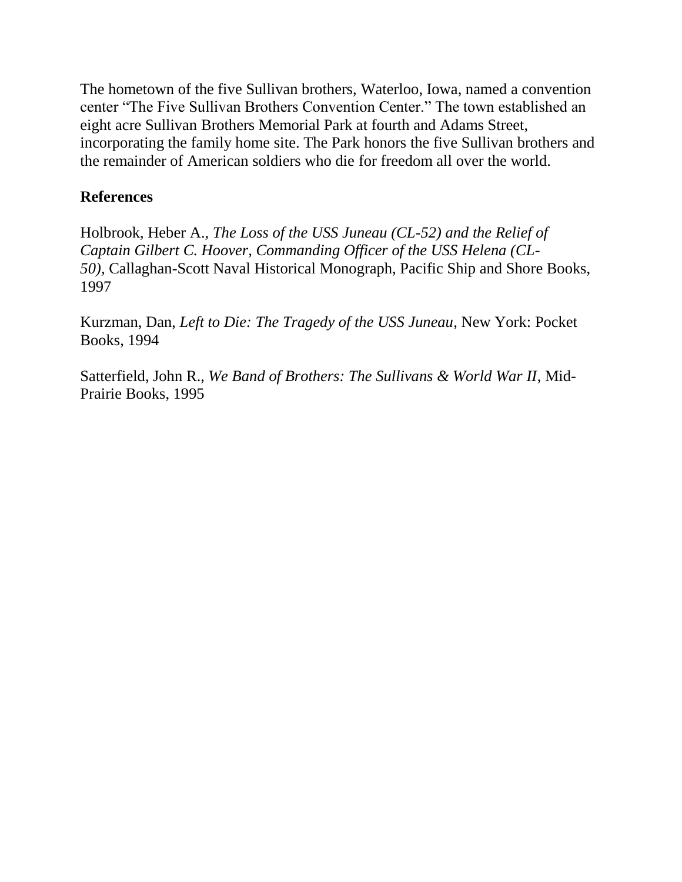The hometown of the five Sullivan brothers, Waterloo, Iowa, named a convention center "The Five Sullivan Brothers Convention Center." The town established an eight acre Sullivan Brothers Memorial Park at fourth and Adams Street, incorporating the family home site. The Park honors the five Sullivan brothers and the remainder of American soldiers who die for freedom all over the world.

**References**

Holbrook, Heber A., *The Loss of the USS Juneau (CL-52) and the Relief of Captain Gilbert C. Hoover, Commanding Officer of the USS Helena (CL-50),* Callaghan-Scott Naval Historical Monograph, Pacific Ship and Shore Books, 1997

Kurzman, Dan, *Left to Die: The Tragedy of the USS Juneau*, New York: Pocket Books, 1994

Satterfield, John R., *We Band of Brothers: The Sullivans & World War II*, Mid-Prairie Books, 1995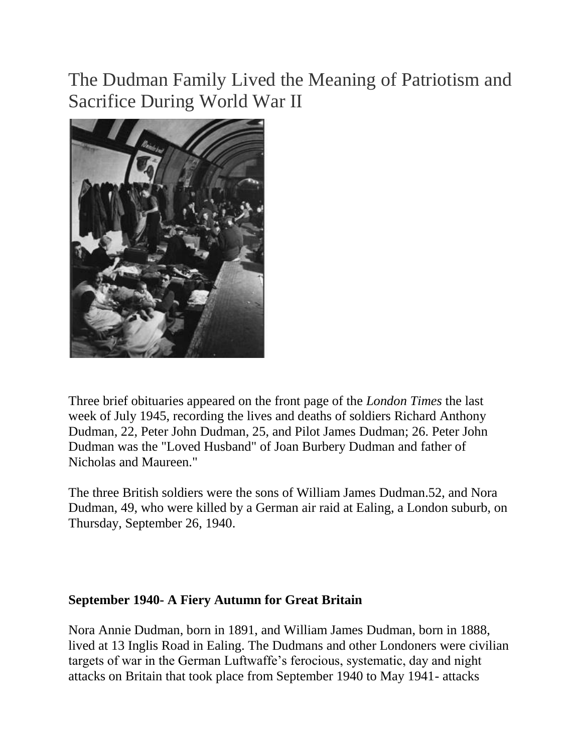# The Dudman Family Lived the Meaning of Patriotism and Sacrifice During World War II

Three brief obituaries appeared on the front page of the *London Times* the last week of July 1945, recording the lives and deaths of soldiers Richard Anthony Dudman, 22, Peter John Dudman, 25, and Pilot James Dudman; 26. Peter John Dudman was the "Loved Husband" of Joan Burbery Dudman and father of Nicholas and Maureen."

The three British soldiers were the sons of William James Dudman.52, and Nora Dudman, 49, who were killed by a German air raid at Ealing, a London suburb, on Thursday, September 26, 1940.

**September 1940- A Fiery Autumn for Great Britain**

Nora Annie Dudman, born in 1891, and William James Dudman, born in 1888, lived at 13 Inglis Road in Ealing. The Dudmans and other Londoners were civilian targets of war in the German Luftwaffe's ferocious, systematic, day and night attacks on Britain that took place from September 1940 to May 1941- attacks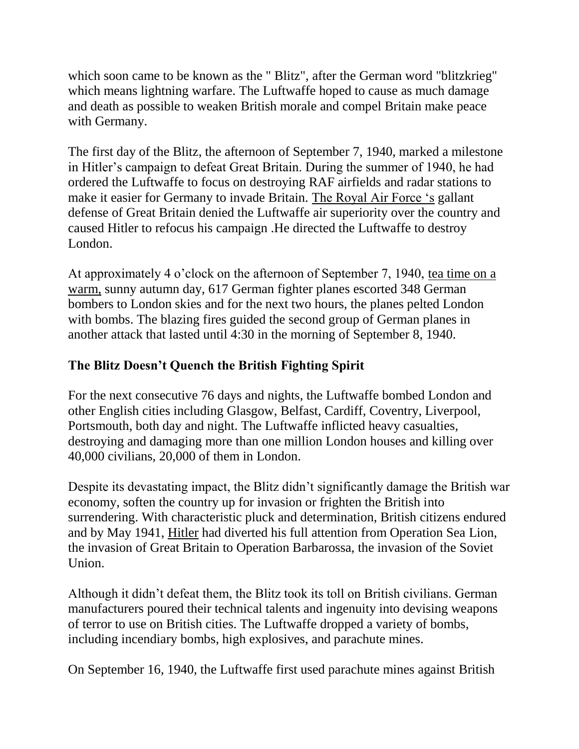which soon came to be known as the " Blitz", after the German word "blitzkrieg" which means lightning warfare. The Luftwaffe hoped to cause as much damage and death as possible to weaken British morale and compel Britain make peace with Germany.

The first day of the Blitz, the afternoon of September 7, 1940, marked a milestone in Hitler's campaign to defeat Great Britain. During the summer of 1940, he had ordered the Luftwaffe to focus on destroying RAF airfields and radar stations to make it easier for Germany to invade Britain. The Royal Air Force 's gallant defense of Great Britain denied the Luftwaffe air superiority over the country and caused Hitler to refocus his campaign .He directed the Luftwaffe to destroy London.

At approximately 4 o'clock on the afternoon of September 7, 1940, tea time on a warm, sunny autumn day, 617 German fighter planes escorted 348 German bombers to London skies and for the next two hours, the planes pelted London with bombs. The blazing fires guided the second group of German planes in another attack that lasted until 4:30 in the morning of September 8, 1940.

### The Blitz Doesn't Quench the British Fighting Spirit

For the next consecutive 76 days and nights, the Luftwaffe bombed London and other English cities including Glasgow, Belfast, Cardiff, Coventry, Liverpool, Portsmouth, both day and night. The Luftwaffe inflicted heavy casualties, destroying and damaging more than one million London houses and killing over 40,000 civilians, 20,000 of them in London.

Despite its devastating impact, the Blitz didn't significantly damage the British war economy, soften the country up for invasion or frighten the British into surrendering. With characteristic pluck and determination, British citizens endured and by May 1941, Hitler had diverted his full attention from Operation Sea Lion, the invasion of Great Britain to Operation Barbarossa, the invasion of the Soviet Union.

Although it didn't defeat them, the Blitz took its toll on British civilians. German manufacturers poured their technical talents and ingenuity into devising weapons of terror to use on British cities. The Luftwaffe dropped a variety of bombs, including incendiary bombs, high explosives, and parachute mines.

On September 16, 1940, the Luftwaffe first used parachute mines against British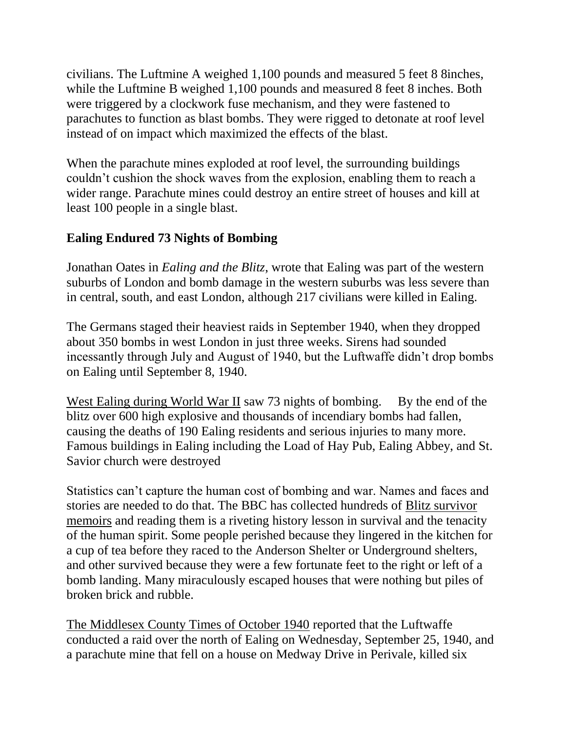civilians. The Luftmine A weighed 1,100 pounds and measured 5 feet 8 8inches, while the Luftmine B weighed 1,100 pounds and measured 8 feet 8 inches. Both were triggered by a clockwork fuse mechanism, and they were fastened to parachutes to function as blast bombs. They were rigged to detonate at roof level instead of on impact which maximized the effects of the blast.

When the parachute mines exploded at roof level, the surrounding buildings couldn't cushion the shock waves from the explosion, enabling them to reach a wider range. Parachute mines could destroy an entire street of houses and kill at least 100 people in a single blast.

**Ealing Endured 73 Nights of Bombing**

Jonathan Oates in *Ealing and the Blitz*, wrote that Ealing was part of the western suburbs of London and bomb damage in the western suburbs was less severe than in central, south, and east London, although 217 civilians were killed in Ealing.

The Germans staged their heaviest raids in September 1940, when they dropped about 350 bombs in west London in just three weeks. Sirens had sounded incessantly through July and August of 1940, but the Luftwaffe didn't drop bombs on Ealing until September 8, 1940.

West Ealing during World War II saw 73 nights of bombing. By the end of the blitz over 600 high explosive and thousands of incendiary bombs had fallen, causing the deaths of 190 Ealing residents and serious injuries to many more. Famous buildings in Ealing including the Load of Hay Pub, Ealing Abbey, and St. Savior church were destroyed

Statistics can't capture the human cost of bombing and war. Names and faces and stories are needed to do that. The BBC has collected hundreds of Blitz survivor memoirs and reading them is a riveting history lesson in survival and the tenacity of the human spirit. Some people perished because they lingered in the kitchen for a cup of tea before they raced to the Anderson Shelter or Underground shelters, and other survived because they were a few fortunate feet to the right or left of a bomb landing. Many miraculously escaped houses that were nothing but piles of broken brick and rubble.

The Middlesex County Times of October 1940 reported that the Luftwaffe conducted a raid over the north of Ealing on Wednesday, September 25, 1940, and a parachute mine that fell on a house on Medway Drive in Perivale, killed six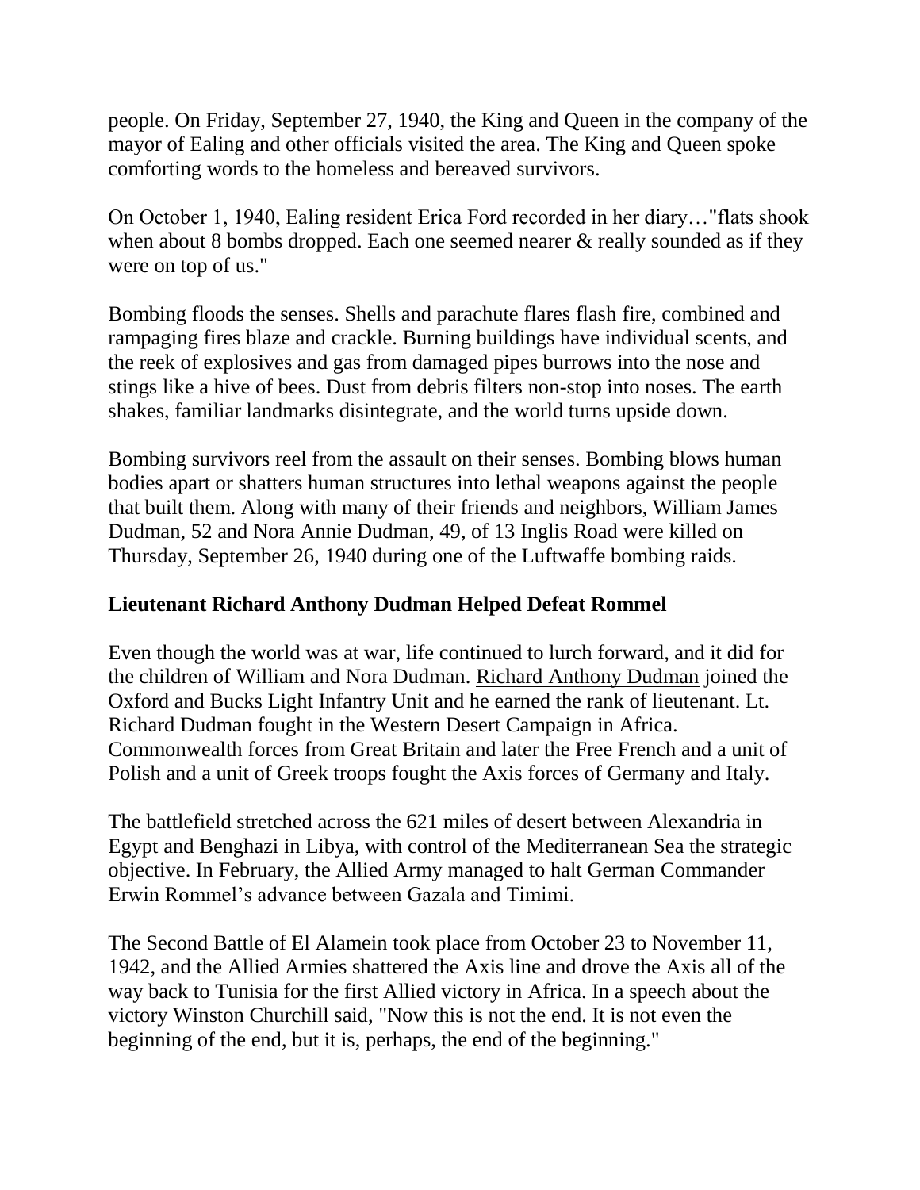people. On Friday, September 27, 1940, the King and Queen in the company of the mayor of Ealing and other officials visited the area. The King and Queen spoke comforting words to the homeless and bereaved survivors.

On October 1, 1940, Ealing resident Erica Ford recorded in her diary…"flats shook when about 8 bombs dropped. Each one seemed nearer & really sounded as if they were on top of us."

Bombing floods the senses. Shells and parachute flares flash fire, combined and rampaging fires blaze and crackle. Burning buildings have individual scents, and the reek of explosives and gas from damaged pipes burrows into the nose and stings like a hive of bees. Dust from debris filters non-stop into noses. The earth shakes, familiar landmarks disintegrate, and the world turns upside down.

Bombing survivors reel from the assault on their senses. Bombing blows human bodies apart or shatters human structures into lethal weapons against the people that built them. Along with many of their friends and neighbors, William James Dudman, 52 and Nora Annie Dudman, 49, of 13 Inglis Road were killed on Thursday, September 26, 1940 during one of the Luftwaffe bombing raids.

### Lieutenant Richard Anthony Dudman Helped Defeat Rommel

Even though the world was at war, life continued to lurch forward, and it did for the children of William and Nora Dudman. Richard Anthony Dudman joined the Oxford and Bucks Light Infantry Unit and he earned the rank of lieutenant. Lt. Richard Dudman fought in the Western Desert Campaign in Africa. Commonwealth forces from Great Britain and later the Free French and a unit of Polish and a unit of Greek troops fought the Axis forces of Germany and Italy.

The battlefield stretched across the 621 miles of desert between Alexandria in Egypt and Benghazi in Libya, with control of the Mediterranean Sea the strategic objective. In February, the Allied Army managed to halt German Commander Erwin Rommel's advance between Gazala and Timimi.

The Second Battle of El Alamein took place from October 23 to November 11, 1942, and the Allied Armies shattered the Axis line and drove the Axis all of the way back to Tunisia for the first Allied victory in Africa. In a speech about the victory Winston Churchill said, "Now this is not the end. It is not even the beginning of the end, but it is, perhaps, the end of the beginning."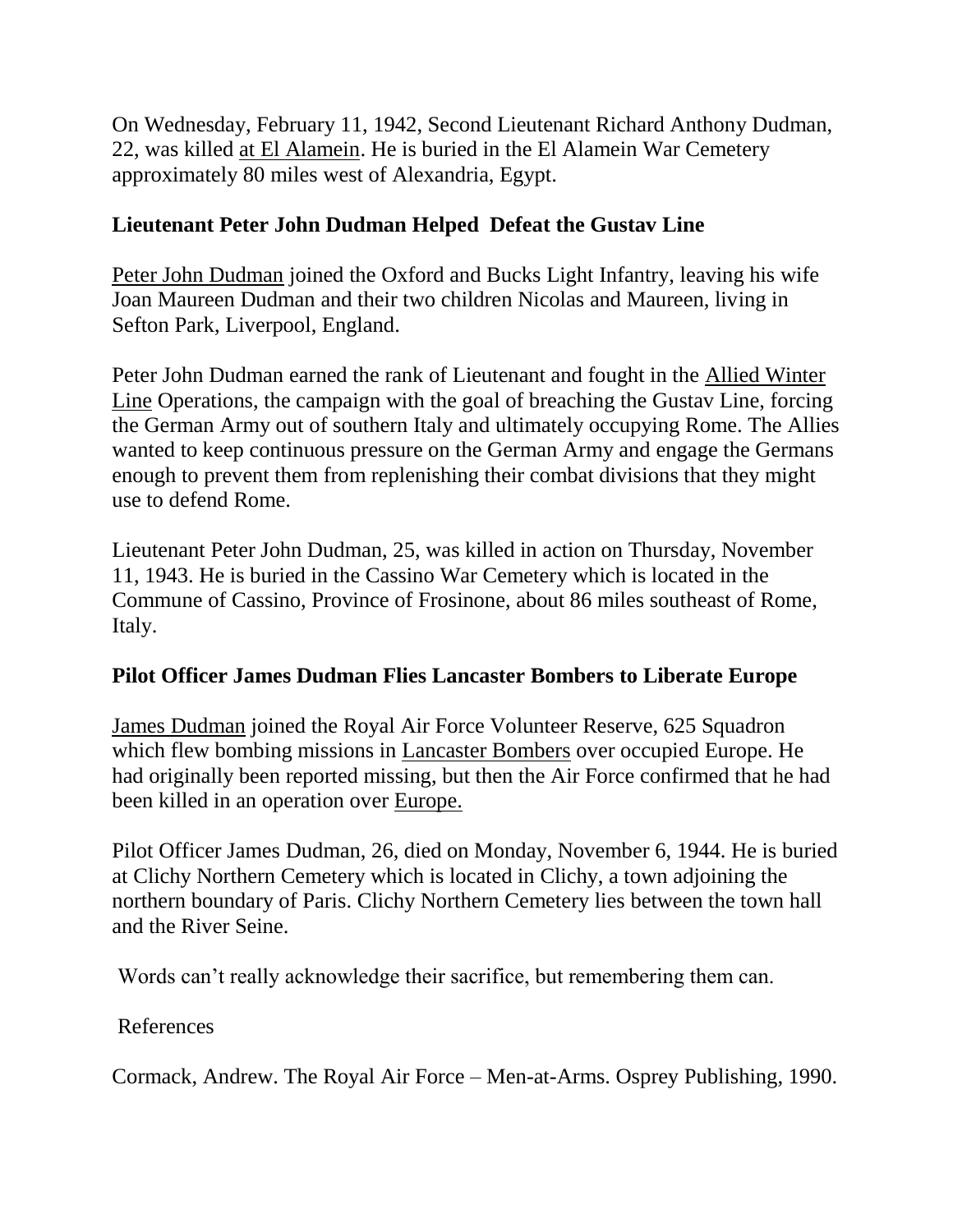On Wednesday, February 11, 1942, Second Lieutenant Richard Anthony Dudman, 22, was killed at El Alamein. He is buried in the El Alamein War Cemetery approximately 80 miles west of Alexandria, Egypt.

## Lieutenant Peter John Dudman Helped Defeat the Gustav Line

Peter John Dudman joined the Oxford and Bucks Light Infantry, leaving his wife Joan Maureen Dudman and their two children Nicolas and Maureen, living in Sefton Park, Liverpool, England.

Peter John Dudman earned the rank of Lieutenant and fought in the Allied Winter Line Operations, the campaign with the goal of breaching the Gustav Line, forcing the German Army out of southern Italy and ultimately occupying Rome. The Allies wanted to keep continuous pressure on the German Army and engage the Germans enough to prevent them from replenishing their combat divisions that they might use to defend Rome.

Lieutenant Peter John Dudman, 25, was killed in action on Thursday, November 11, 1943. He is buried in the Cassino War Cemetery which is located in the Commune of Cassino, Province of Frosinone, about 86 miles southeast of Rome, Italy.

## Pilot Officer James Dudman Flies Lancaster Bombers to Liberate Europe

James Dudman joined the Royal Air Force Volunteer Reserve, 625 Squadron which flew bombing missions in Lancaster Bombers over occupied Europe. He had originally been reported missing, but then the Air Force confirmed that he had been killed in an operation over Europe.

Pilot Officer James Dudman, 26, died on Monday, November 6, 1944. He is buried at Clichy Northern Cemetery which is located in Clichy, a town adjoining the northern boundary of Paris. Clichy Northern Cemetery lies between the town hall and the River Seine.

Words can't really acknowledge their sacrifice, but remembering them can.

References

Cormack, Andrew. The Royal Air Force – Men-at-Arms. Osprey Publishing, 1990.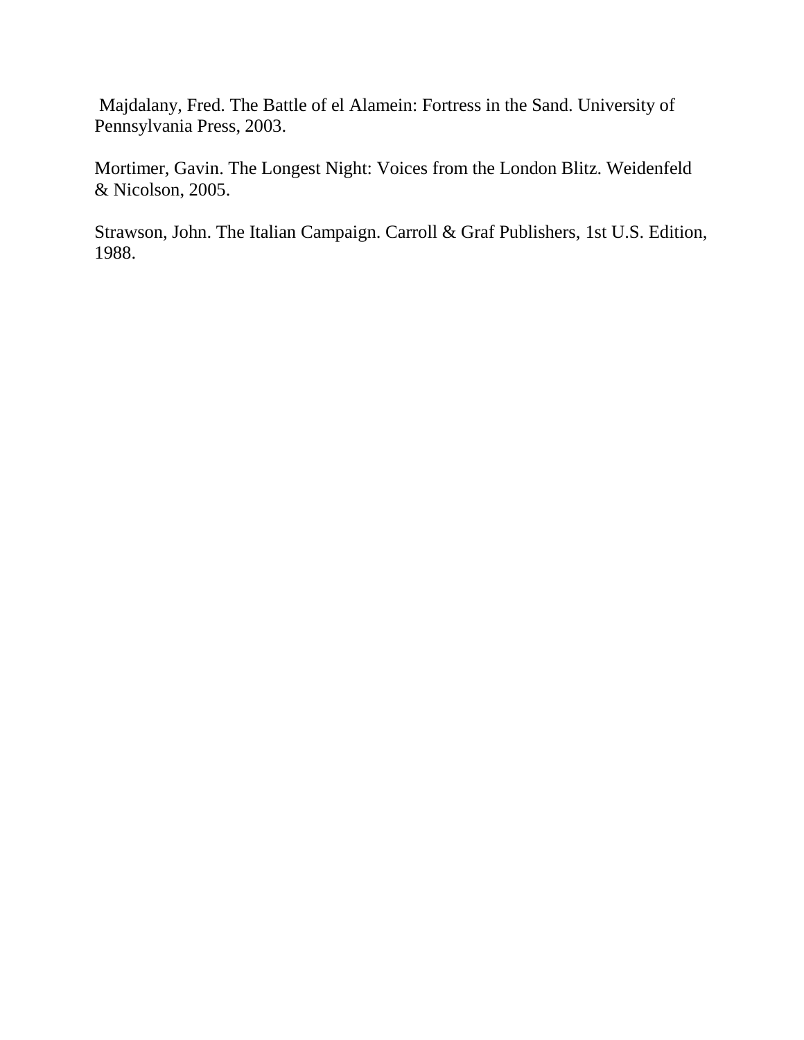Majdalany, Fred. The Battle of el Alamein: Fortress in the Sand. University of Pennsylvania Press, 2003.

Mortimer, Gavin. The Longest Night: Voices from the London Blitz. Weidenfeld & Nicolson, 2005.

Strawson, John. The Italian Campaign. Carroll & Graf Publishers, 1st U.S. Edition, 1988.